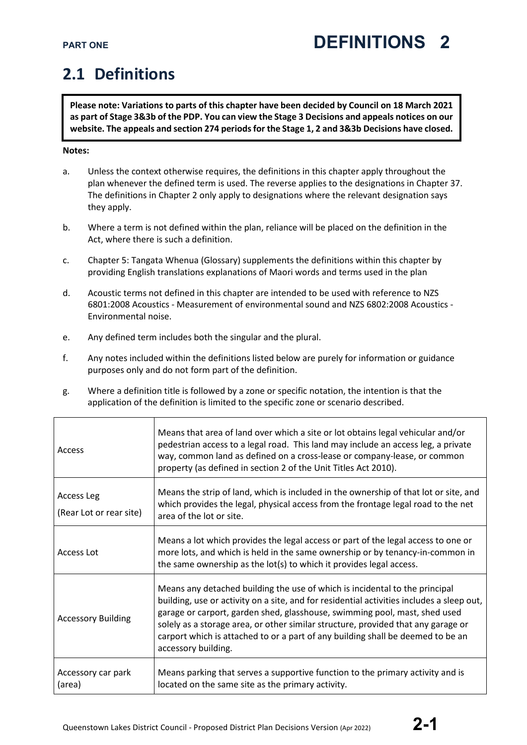PART ONE

# DEFINITIONS 2

## 2.1 Definitions

**Please note: Variations to parts of this chapter have been decided by Council on 18 March 2021 as part of Stage 3&3b of the PDP. You can view the Stage 3 Decisions and appeals notices on our website. The appeals and section 274 periods for the Stage 1, 2 and 3&3b Decisions have closed.**

**Notes:**

a. Unless the context otherwise requires, the definitions in this chapter apply throughout the plan whenever the defined term is used. The reverse applies to the designations in Chapter 37. The definitions in Chapter 2 only apply to designations where the relevant designation says they apply.

b. Where a term is not defined within the plan, reliance will be placed on the definition in the Act, where there is such a definition.

c. Chapter 5: Tangata Whenua (Glossary) supplements the definitions within this chapter by providing English translations explanations of Maori words and terms used in the plan

d. Acoustic terms not defined in this chapter are intended to be used with reference to NZS 6801:2008 Acoustics - Measurement of environmental sound and NZS 6802:2008 Acoustics - Environmental noise.

e. Any defined term includes both the singular and the plural.

f. Any notes included within the definitions listed below are purely for information or guidance purposes only and do not form part of the definition.

g. Where a definition title is followed by a zone or specific notation, the intention is that the application of the definition is limited to the specific zone or scenario described.

| | |
|---|---|
| Access | Means that area of land over which a site or lot obtains legal vehicular and/or pedestrian access to a legal road. This land may include an access leg, a private way, common land as defined on a cross-lease or company-lease, or common property (as defined in section 2 of the Unit Titles Act 2010). |
| Access Leg<br>(Rear Lot or rear site) | Means the strip of land, which is included in the ownership of that lot or site, and which provides the legal, physical access from the frontage legal road to the net area of the lot or site. |
| Access Lot | Means a lot which provides the legal access or part of the legal access to one or more lots, and which is held in the same ownership or by tenancy-in-common in the same ownership as the lot(s) to which it provides legal access. |
| Accessory Building | Means any detached building the use of which is incidental to the principal building, use or activity on a site, and for residential activities includes a sleep out, garage or carport, garden shed, glasshouse, swimming pool, mast, shed used solely as a storage area, or other similar structure, provided that any garage or carport which is attached to or a part of any building shall be deemed to be an accessory building. |
| Accessory car park (area) | Means parking that serves a supportive function to the primary activity and is located on the same site as the primary activity. |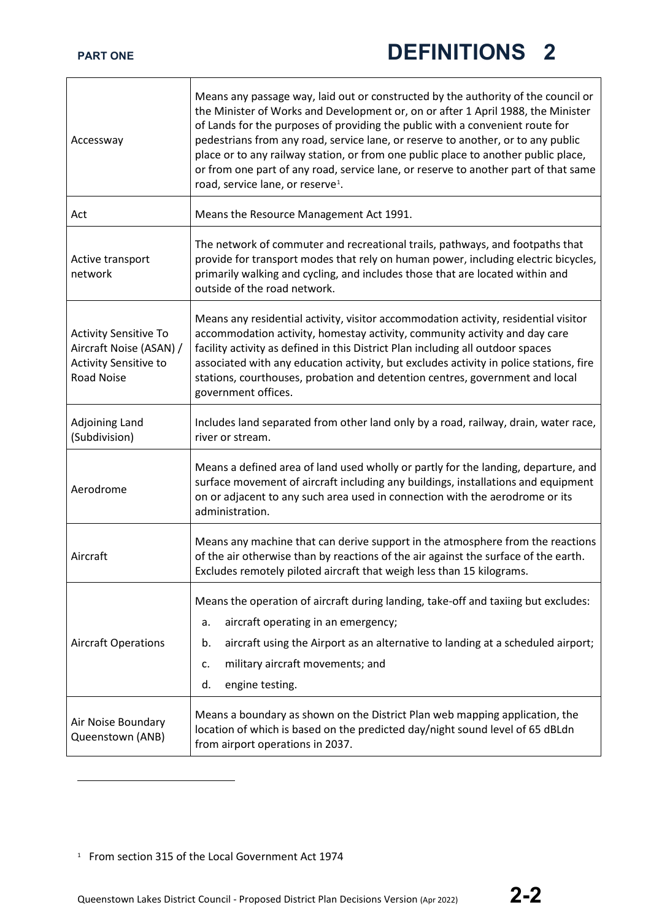| | |
|---|---|
| Accessway | Means any passage way, laid out or constructed by the authority of the council or the Minister of Works and Development or, on or after 1 April 1988, the Minister of Lands for the purposes of providing the public with a convenient route for pedestrians from any road, service lane, or reserve to another, or to any public place or to any railway station, or from one public place to another public place, or from one part of any road, service lane, or reserve to another part of that same road, service lane, or reserve[1]. |
| Act | Means the Resource Management Act 1991. |
| Active transport network | The network of commuter and recreational trails, pathways, and footpaths that provide for transport modes that rely on human power, including electric bicycles, primarily walking and cycling, and includes those that are located within and outside of the road network. |
| Activity Sensitive To Aircraft Noise (ASAN) / Activity Sensitive to Road Noise | Means any residential activity, visitor accommodation activity, residential visitor accommodation activity, homestay activity, community activity and day care facility activity as defined in this District Plan including all outdoor spaces associated with any education activity, but excludes activity in police stations, fire stations, courthouses, probation and detention centres, government and local government offices. |
| Adjoining Land (Subdivision) | Includes land separated from other land only by a road, railway, drain, water race, river or stream. |
| Aerodrome | Means a defined area of land used wholly or partly for the landing, departure, and surface movement of aircraft including any buildings, installations and equipment on or adjacent to any such area used in connection with the aerodrome or its administration. |
| Aircraft | Means any machine that can derive support in the atmosphere from the reactions of the air otherwise than by reactions of the air against the surface of the earth. Excludes remotely piloted aircraft that weigh less than 15 kilograms. |
| Aircraft Operations | Means the operation of aircraft during landing, take-off and taxiing but excludes:<br>a. aircraft operating in an emergency;<br>b. aircraft using the Airport as an alternative to landing at a scheduled airport;<br>c. military aircraft movements; and<br>d. engine testing. |
| Air Noise Boundary Queenstown (ANB) | Means a boundary as shown on the District Plan web mapping application, the location of which is based on the predicted day/night sound level of 65 dBLdn from airport operations in 2037. |

[1] From section 315 of the Local Government Act 1974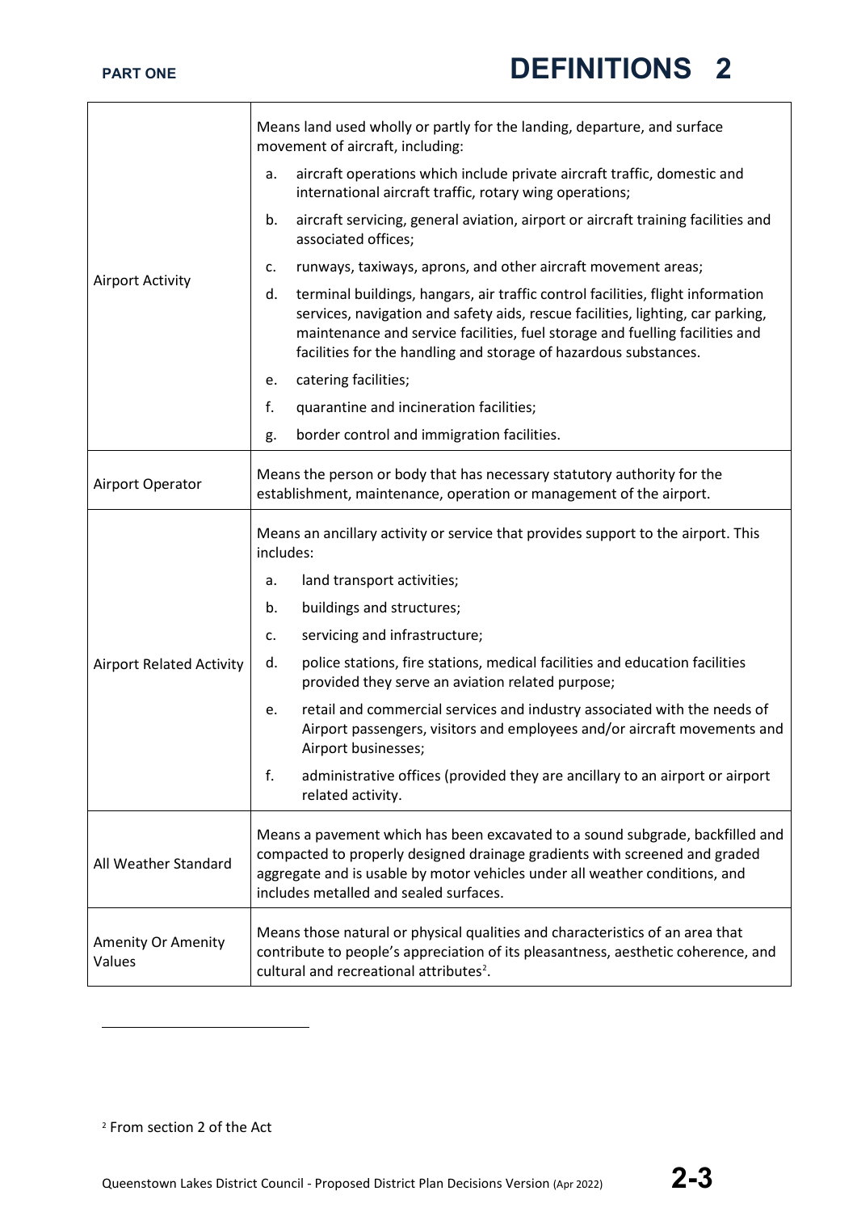| Term | Definition |
|---|---|
| Airport Activity | Means land used wholly or partly for the landing, departure, and surface movement of aircraft, including:<br>a. aircraft operations which include private aircraft traffic, domestic and international aircraft traffic, rotary wing operations;<br>b. aircraft servicing, general aviation, airport or aircraft training facilities and associated offices;<br>c. runways, taxiways, aprons, and other aircraft movement areas;<br>d. terminal buildings, hangars, air traffic control facilities, flight information services, navigation and safety aids, rescue facilities, lighting, car parking, maintenance and service facilities, fuel storage and fuelling facilities and facilities for the handling and storage of hazardous substances.<br>e. catering facilities;<br>f. quarantine and incineration facilities;<br>g. border control and immigration facilities. |
| Airport Operator | Means the person or body that has necessary statutory authority for the establishment, maintenance, operation or management of the airport. |
| Airport Related Activity | Means an ancillary activity or service that provides support to the airport. This includes:<br>a. land transport activities;<br>b. buildings and structures;<br>c. servicing and infrastructure;<br>d. police stations, fire stations, medical facilities and education facilities provided they serve an aviation related purpose;<br>e. retail and commercial services and industry associated with the needs of Airport passengers, visitors and employees and/or aircraft movements and Airport businesses;<br>f. administrative offices (provided they are ancillary to an airport or airport related activity. |
| All Weather Standard | Means a pavement which has been excavated to a sound subgrade, backfilled and compacted to properly designed drainage gradients with screened and graded aggregate and is usable by motor vehicles under all weather conditions, and includes metalled and sealed surfaces. |
| Amenity Or Amenity Values | Means those natural or physical qualities and characteristics of an area that contribute to people's appreciation of its pleasantness, aesthetic coherence, and cultural and recreational attributes[2]. |

[2] From section 2 of the Act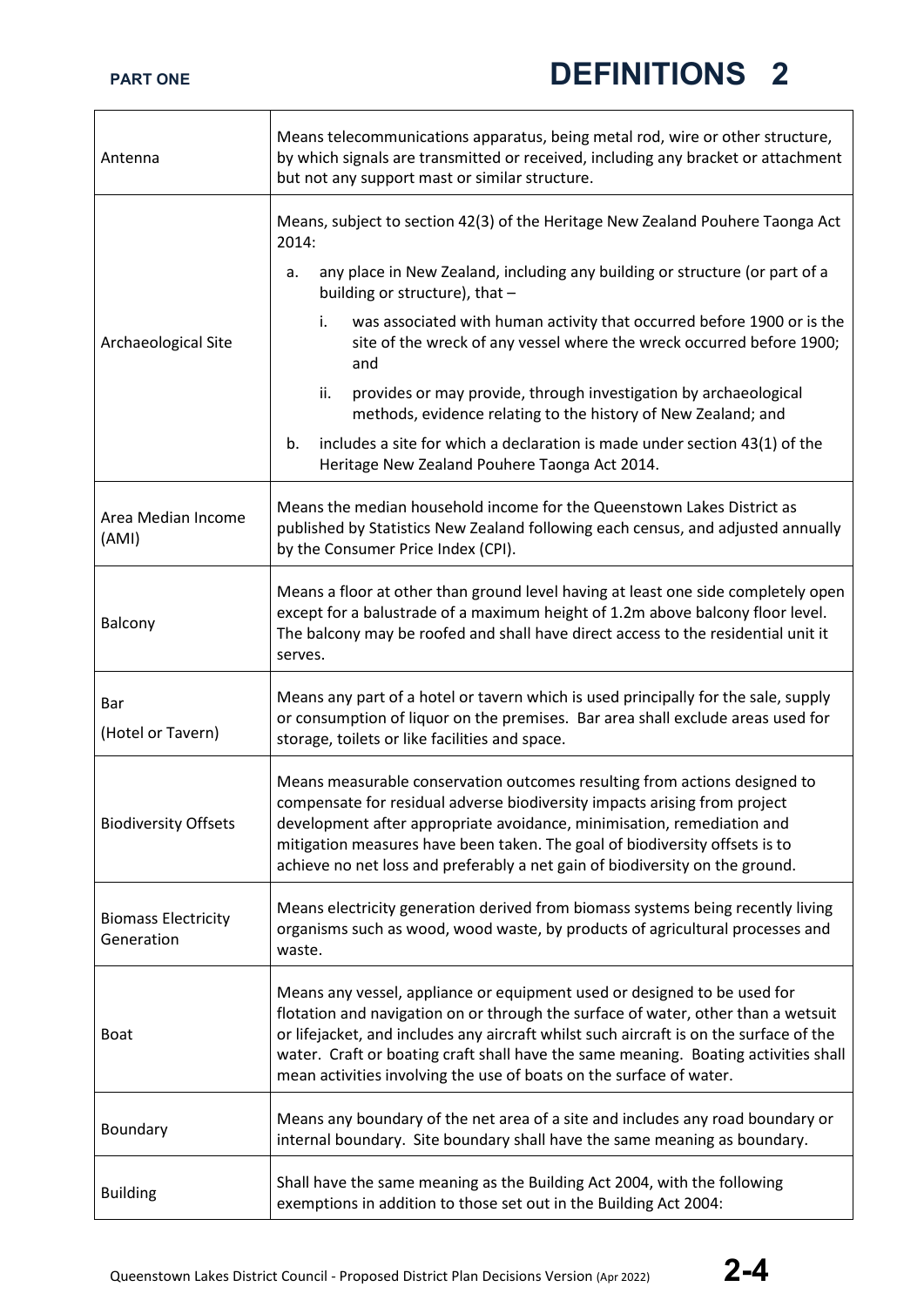| | |
|---|---|
| Antenna | Means telecommunications apparatus, being metal rod, wire or other structure, by which signals are transmitted or received, including any bracket or attachment but not any support mast or similar structure. |
| Archaeological Site | Means, subject to section 42(3) of the Heritage New Zealand Pouhere Taonga Act 2014:<br>a. any place in New Zealand, including any building or structure (or part of a building or structure), that –<br>i. was associated with human activity that occurred before 1900 or is the site of the wreck of any vessel where the wreck occurred before 1900; and<br>ii. provides or may provide, through investigation by archaeological methods, evidence relating to the history of New Zealand; and<br>b. includes a site for which a declaration is made under section 43(1) of the Heritage New Zealand Pouhere Taonga Act 2014. |
| Area Median Income (AMI) | Means the median household income for the Queenstown Lakes District as published by Statistics New Zealand following each census, and adjusted annually by the Consumer Price Index (CPI). |
| Balcony | Means a floor at other than ground level having at least one side completely open except for a balustrade of a maximum height of 1.2m above balcony floor level. The balcony may be roofed and shall have direct access to the residential unit it serves. |
| Bar<br>(Hotel or Tavern) | Means any part of a hotel or tavern which is used principally for the sale, supply or consumption of liquor on the premises. Bar area shall exclude areas used for storage, toilets or like facilities and space. |
| Biodiversity Offsets | Means measurable conservation outcomes resulting from actions designed to compensate for residual adverse biodiversity impacts arising from project development after appropriate avoidance, minimisation, remediation and mitigation measures have been taken. The goal of biodiversity offsets is to achieve no net loss and preferably a net gain of biodiversity on the ground. |
| Biomass Electricity Generation | Means electricity generation derived from biomass systems being recently living organisms such as wood, wood waste, by products of agricultural processes and waste. |
| Boat | Means any vessel, appliance or equipment used or designed to be used for flotation and navigation on or through the surface of water, other than a wetsuit or lifejacket, and includes any aircraft whilst such aircraft is on the surface of the water. Craft or boating craft shall have the same meaning. Boating activities shall mean activities involving the use of boats on the surface of water. |
| Boundary | Means any boundary of the net area of a site and includes any road boundary or internal boundary. Site boundary shall have the same meaning as boundary. |
| Building | Shall have the same meaning as the Building Act 2004, with the following exemptions in addition to those set out in the Building Act 2004: |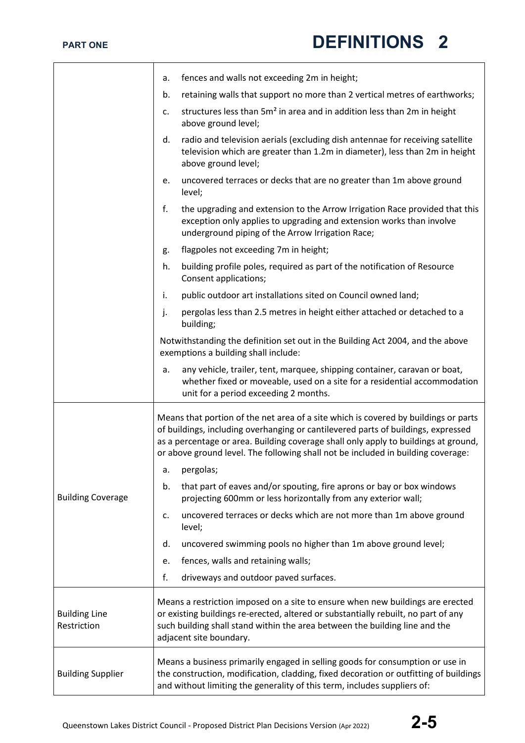| | |
|---|---|
| | a. fences and walls not exceeding 2m in height;<br>b. retaining walls that support no more than 2 vertical metres of earthworks;<br>c. structures less than 5m² in area and in addition less than 2m in height above ground level;<br>d. radio and television aerials (excluding dish antennae for receiving satellite television which are greater than 1.2m in diameter), less than 2m in height above ground level;<br>e. uncovered terraces or decks that are no greater than 1m above ground level;<br>f. the upgrading and extension to the Arrow Irrigation Race provided that this exception only applies to upgrading and extension works than involve underground piping of the Arrow Irrigation Race;<br>g. flagpoles not exceeding 7m in height;<br>h. building profile poles, required as part of the notification of Resource Consent applications;<br>i. public outdoor art installations sited on Council owned land;<br>j. pergolas less than 2.5 metres in height either attached or detached to a building;<br><br>Notwithstanding the definition set out in the Building Act 2004, and the above exemptions a building shall include:<br><br>a. any vehicle, trailer, tent, marquee, shipping container, caravan or boat, whether fixed or moveable, used on a site for a residential accommodation unit for a period exceeding 2 months. |
| Building Coverage | Means that portion of the net area of a site which is covered by buildings or parts of buildings, including overhanging or cantilevered parts of buildings, expressed as a percentage or area. Building coverage shall only apply to buildings at ground, or above ground level. The following shall not be included in building coverage:<br><br>a. pergolas;<br>b. that part of eaves and/or spouting, fire aprons or bay or box windows projecting 600mm or less horizontally from any exterior wall;<br>c. uncovered terraces or decks which are not more than 1m above ground level;<br>d. uncovered swimming pools no higher than 1m above ground level;<br>e. fences, walls and retaining walls;<br>f. driveways and outdoor paved surfaces. |
| Building Line Restriction | Means a restriction imposed on a site to ensure when new buildings are erected or existing buildings re-erected, altered or substantially rebuilt, no part of any such building shall stand within the area between the building line and the adjacent site boundary. |
| Building Supplier | Means a business primarily engaged in selling goods for consumption or use in the construction, modification, cladding, fixed decoration or outfitting of buildings and without limiting the generality of this term, includes suppliers of: |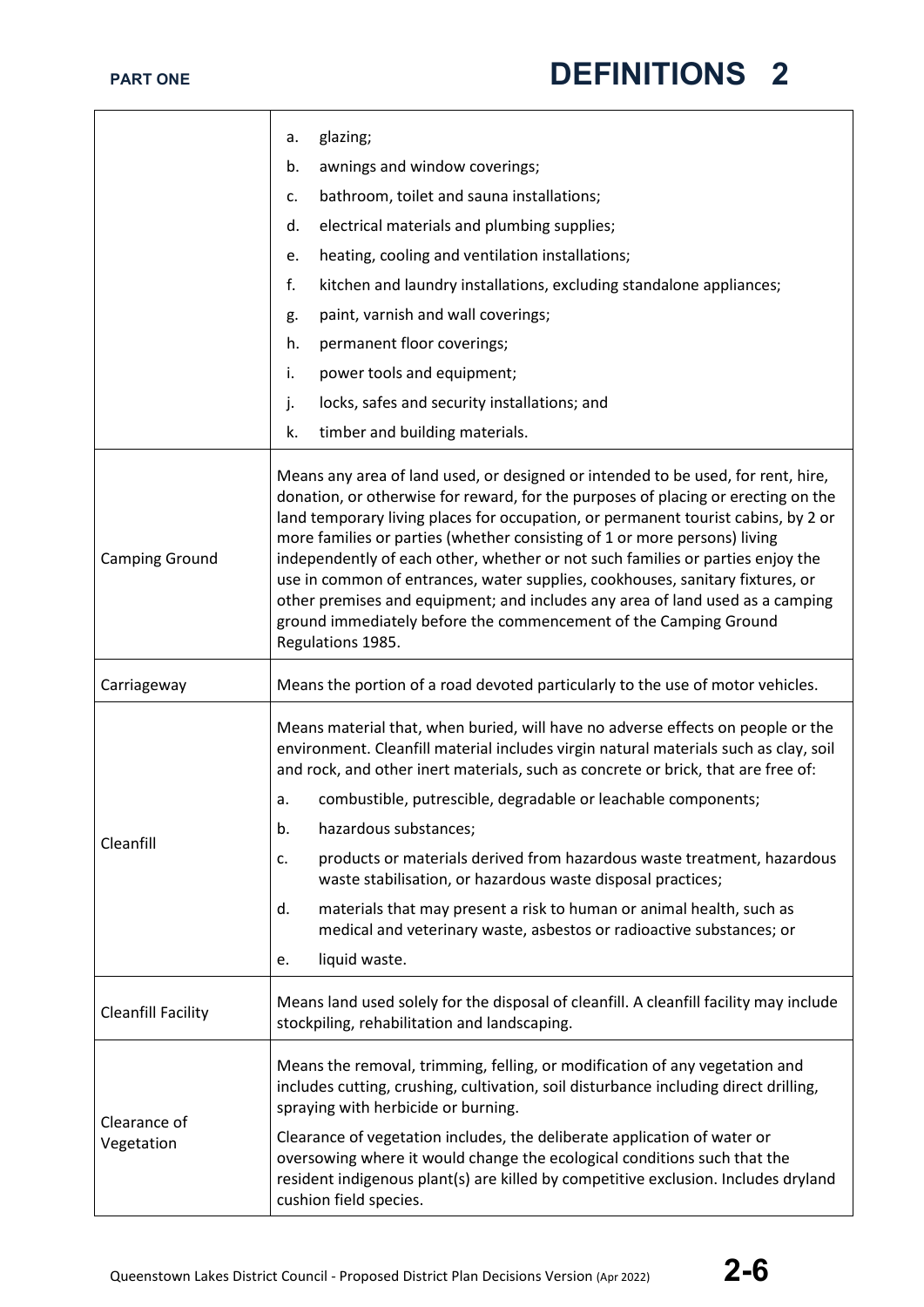| | |
|---|---|
| | a. glazing;<br>b. awnings and window coverings;<br>c. bathroom, toilet and sauna installations;<br>d. electrical materials and plumbing supplies;<br>e. heating, cooling and ventilation installations;<br>f. kitchen and laundry installations, excluding standalone appliances;<br>g. paint, varnish and wall coverings;<br>h. permanent floor coverings;<br>i. power tools and equipment;<br>j. locks, safes and security installations; and<br>k. timber and building materials. |
| Camping Ground | Means any area of land used, or designed or intended to be used, for rent, hire, donation, or otherwise for reward, for the purposes of placing or erecting on the land temporary living places for occupation, or permanent tourist cabins, by 2 or more families or parties (whether consisting of 1 or more persons) living independently of each other, whether or not such families or parties enjoy the use in common of entrances, water supplies, cookhouses, sanitary fixtures, or other premises and equipment; and includes any area of land used as a camping ground immediately before the commencement of the Camping Ground Regulations 1985. |
| Carriageway | Means the portion of a road devoted particularly to the use of motor vehicles. |
| Cleanfill | Means material that, when buried, will have no adverse effects on people or the environment. Cleanfill material includes virgin natural materials such as clay, soil and rock, and other inert materials, such as concrete or brick, that are free of:<br>a. combustible, putrescible, degradable or leachable components;<br>b. hazardous substances;<br>c. products or materials derived from hazardous waste treatment, hazardous waste stabilisation, or hazardous waste disposal practices;<br>d. materials that may present a risk to human or animal health, such as medical and veterinary waste, asbestos or radioactive substances; or<br>e. liquid waste. |
| Cleanfill Facility | Means land used solely for the disposal of cleanfill. A cleanfill facility may include stockpiling, rehabilitation and landscaping. |
| Clearance of Vegetation | Means the removal, trimming, felling, or modification of any vegetation and includes cutting, crushing, cultivation, soil disturbance including direct drilling, spraying with herbicide or burning.<br><br>Clearance of vegetation includes, the deliberate application of water or oversowing where it would change the ecological conditions such that the resident indigenous plant(s) are killed by competitive exclusion. Includes dryland cushion field species. |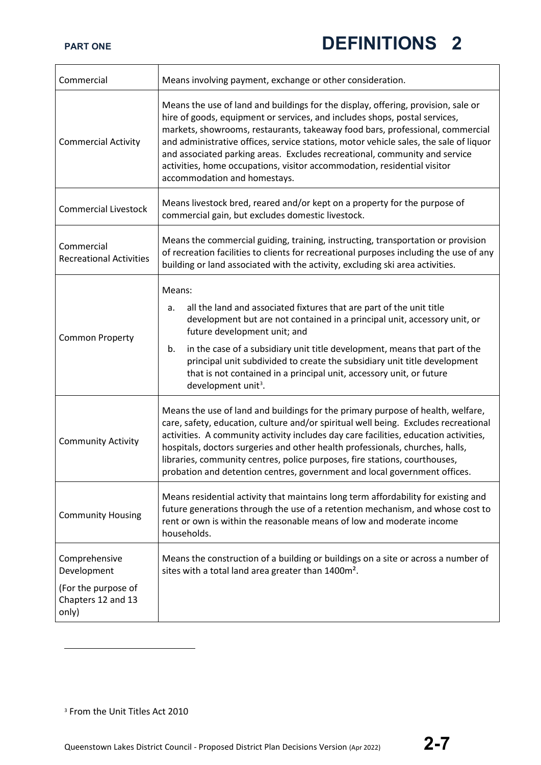| | |
|---|---|
| Commercial | Means involving payment, exchange or other consideration. |
| Commercial Activity | Means the use of land and buildings for the display, offering, provision, sale or hire of goods, equipment or services, and includes shops, postal services, markets, showrooms, restaurants, takeaway food bars, professional, commercial and administrative offices, service stations, motor vehicle sales, the sale of liquor and associated parking areas. Excludes recreational, community and service activities, home occupations, visitor accommodation, residential visitor accommodation and homestays. |
| Commercial Livestock | Means livestock bred, reared and/or kept on a property for the purpose of commercial gain, but excludes domestic livestock. |
| Commercial Recreational Activities | Means the commercial guiding, training, instructing, transportation or provision of recreation facilities to clients for recreational purposes including the use of any building or land associated with the activity, excluding ski area activities. |
| Common Property | Means:<br>a. all the land and associated fixtures that are part of the unit title development but are not contained in a principal unit, accessory unit, or future development unit; and<br>b. in the case of a subsidiary unit title development, means that part of the principal unit subdivided to create the subsidiary unit title development that is not contained in a principal unit, accessory unit, or future development unit[3]. |
| Community Activity | Means the use of land and buildings for the primary purpose of health, welfare, care, safety, education, culture and/or spiritual well being. Excludes recreational activities. A community activity includes day care facilities, education activities, hospitals, doctors surgeries and other health professionals, churches, halls, libraries, community centres, police purposes, fire stations, courthouses, probation and detention centres, government and local government offices. |
| Community Housing | Means residential activity that maintains long term affordability for existing and future generations through the use of a retention mechanism, and whose cost to rent or own is within the reasonable means of low and moderate income households. |
| Comprehensive Development<br>(For the purpose of Chapters 12 and 13 only) | Means the construction of a building or buildings on a site or across a number of sites with a total land area greater than 1400m². |

[3] From the Unit Titles Act 2010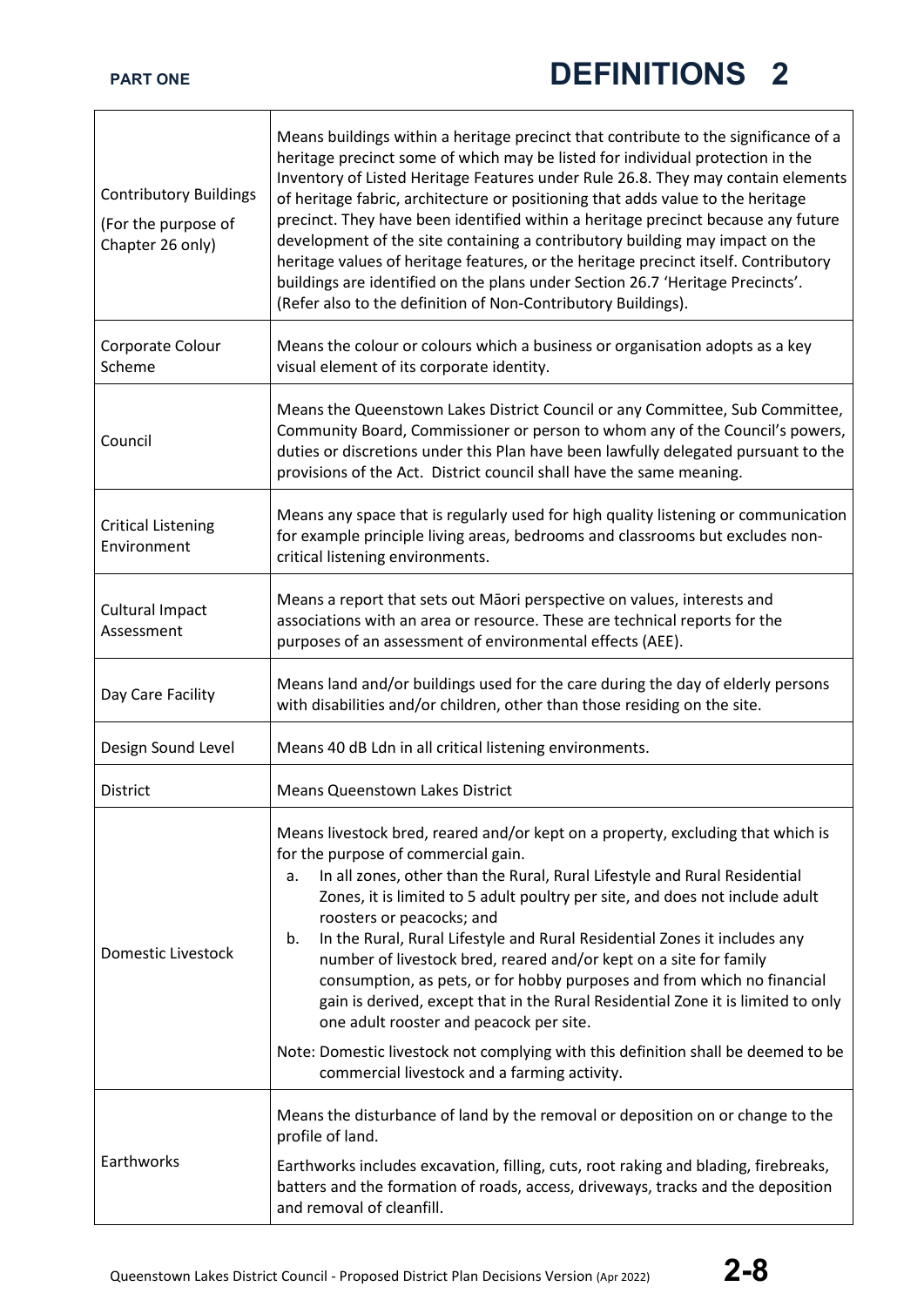| | |
|---|---|
| Contributory Buildings<br><br>(For the purpose of Chapter 26 only) | Means buildings within a heritage precinct that contribute to the significance of a heritage precinct some of which may be listed for individual protection in the Inventory of Listed Heritage Features under Rule 26.8. They may contain elements of heritage fabric, architecture or positioning that adds value to the heritage precinct. They have been identified within a heritage precinct because any future development of the site containing a contributory building may impact on the heritage values of heritage features, or the heritage precinct itself. Contributory buildings are identified on the plans under Section 26.7 'Heritage Precincts'. (Refer also to the definition of Non-Contributory Buildings). |
| Corporate Colour Scheme | Means the colour or colours which a business or organisation adopts as a key visual element of its corporate identity. |
| Council | Means the Queenstown Lakes District Council or any Committee, Sub Committee, Community Board, Commissioner or person to whom any of the Council's powers, duties or discretions under this Plan have been lawfully delegated pursuant to the provisions of the Act. District council shall have the same meaning. |
| Critical Listening Environment | Means any space that is regularly used for high quality listening or communication for example principle living areas, bedrooms and classrooms but excludes non-critical listening environments. |
| Cultural Impact Assessment | Means a report that sets out Māori perspective on values, interests and associations with an area or resource. These are technical reports for the purposes of an assessment of environmental effects (AEE). |
| Day Care Facility | Means land and/or buildings used for the care during the day of elderly persons with disabilities and/or children, other than those residing on the site. |
| Design Sound Level | Means 40 dB Ldn in all critical listening environments. |
| District | Means Queenstown Lakes District |
| Domestic Livestock | Means livestock bred, reared and/or kept on a property, excluding that which is for the purpose of commercial gain.<br>a. In all zones, other than the Rural, Rural Lifestyle and Rural Residential Zones, it is limited to 5 adult poultry per site, and does not include adult roosters or peacocks; and<br>b. In the Rural, Rural Lifestyle and Rural Residential Zones it includes any number of livestock bred, reared and/or kept on a site for family consumption, as pets, or for hobby purposes and from which no financial gain is derived, except that in the Rural Residential Zone it is limited to only one adult rooster and peacock per site.<br><br>Note: Domestic livestock not complying with this definition shall be deemed to be commercial livestock and a farming activity. |
| Earthworks | Means the disturbance of land by the removal or deposition on or change to the profile of land.<br><br>Earthworks includes excavation, filling, cuts, root raking and blading, firebreaks, batters and the formation of roads, access, driveways, tracks and the deposition and removal of cleanfill. |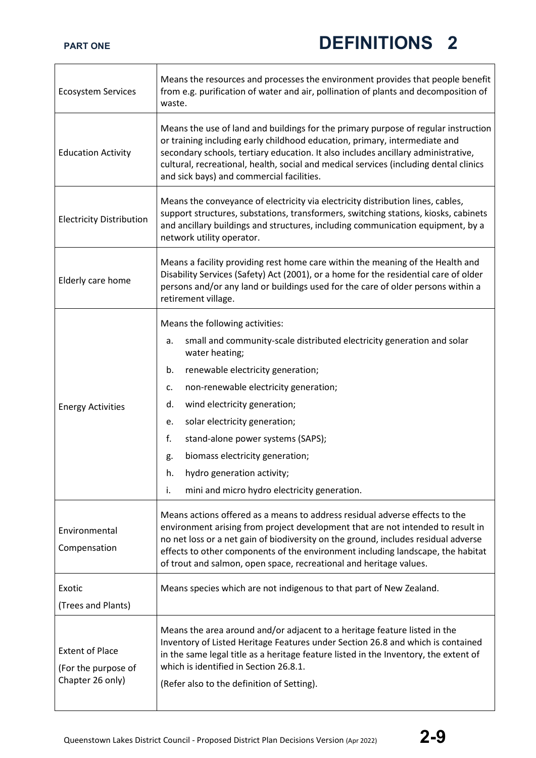| | |
|---|---|
| Ecosystem Services | Means the resources and processes the environment provides that people benefit from e.g. purification of water and air, pollination of plants and decomposition of waste. |
| Education Activity | Means the use of land and buildings for the primary purpose of regular instruction or training including early childhood education, primary, intermediate and secondary schools, tertiary education. It also includes ancillary administrative, cultural, recreational, health, social and medical services (including dental clinics and sick bays) and commercial facilities. |
| Electricity Distribution | Means the conveyance of electricity via electricity distribution lines, cables, support structures, substations, transformers, switching stations, kiosks, cabinets and ancillary buildings and structures, including communication equipment, by a network utility operator. |
| Elderly care home | Means a facility providing rest home care within the meaning of the Health and Disability Services (Safety) Act (2001), or a home for the residential care of older persons and/or any land or buildings used for the care of older persons within a retirement village. |
| Energy Activities | Means the following activities:<br>a. small and community-scale distributed electricity generation and solar water heating;<br>b. renewable electricity generation;<br>c. non-renewable electricity generation;<br>d. wind electricity generation;<br>e. solar electricity generation;<br>f. stand-alone power systems (SAPS);<br>g. biomass electricity generation;<br>h. hydro generation activity;<br>i. mini and micro hydro electricity generation. |
| Environmental Compensation | Means actions offered as a means to address residual adverse effects to the environment arising from project development that are not intended to result in no net loss or a net gain of biodiversity on the ground, includes residual adverse effects to other components of the environment including landscape, the habitat of trout and salmon, open space, recreational and heritage values. |
| Exotic (Trees and Plants) | Means species which are not indigenous to that part of New Zealand. |
| Extent of Place (For the purpose of Chapter 26 only) | Means the area around and/or adjacent to a heritage feature listed in the Inventory of Listed Heritage Features under Section 26.8 and which is contained in the same legal title as a heritage feature listed in the Inventory, the extent of which is identified in Section 26.8.1.<br>(Refer also to the definition of Setting). |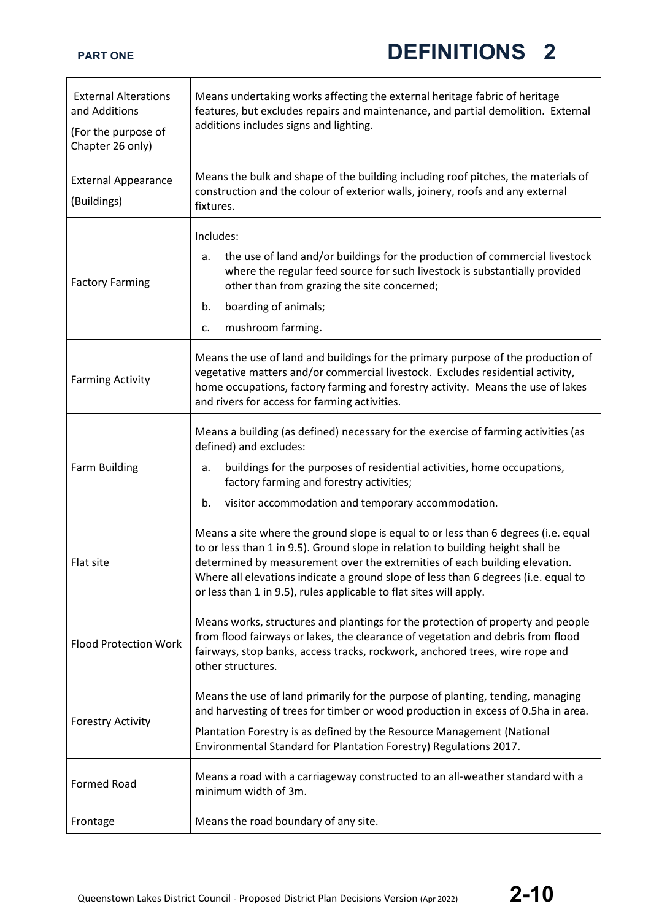| | |
|---|---|
| External Alterations and Additions<br><br>(For the purpose of Chapter 26 only) | Means undertaking works affecting the external heritage fabric of heritage features, but excludes repairs and maintenance, and partial demolition. External additions includes signs and lighting. |
| External Appearance<br><br>(Buildings) | Means the bulk and shape of the building including roof pitches, the materials of construction and the colour of exterior walls, joinery, roofs and any external fixtures. |
| Factory Farming | Includes:<br><br>a. the use of land and/or buildings for the production of commercial livestock where the regular feed source for such livestock is substantially provided other than from grazing the site concerned;<br><br>b. boarding of animals;<br><br>c. mushroom farming. |
| Farming Activity | Means the use of land and buildings for the primary purpose of the production of vegetative matters and/or commercial livestock. Excludes residential activity, home occupations, factory farming and forestry activity. Means the use of lakes and rivers for access for farming activities. |
| Farm Building | Means a building (as defined) necessary for the exercise of farming activities (as defined) and excludes:<br><br>a. buildings for the purposes of residential activities, home occupations, factory farming and forestry activities;<br><br>b. visitor accommodation and temporary accommodation. |
| Flat site | Means a site where the ground slope is equal to or less than 6 degrees (i.e. equal to or less than 1 in 9.5). Ground slope in relation to building height shall be determined by measurement over the extremities of each building elevation. Where all elevations indicate a ground slope of less than 6 degrees (i.e. equal to or less than 1 in 9.5), rules applicable to flat sites will apply. |
| Flood Protection Work | Means works, structures and plantings for the protection of property and people from flood fairways or lakes, the clearance of vegetation and debris from flood fairways, stop banks, access tracks, rockwork, anchored trees, wire rope and other structures. |
| Forestry Activity | Means the use of land primarily for the purpose of planting, tending, managing and harvesting of trees for timber or wood production in excess of 0.5ha in area.<br><br>Plantation Forestry is as defined by the Resource Management (National Environmental Standard for Plantation Forestry) Regulations 2017. |
| Formed Road | Means a road with a carriageway constructed to an all-weather standard with a minimum width of 3m. |
| Frontage | Means the road boundary of any site. |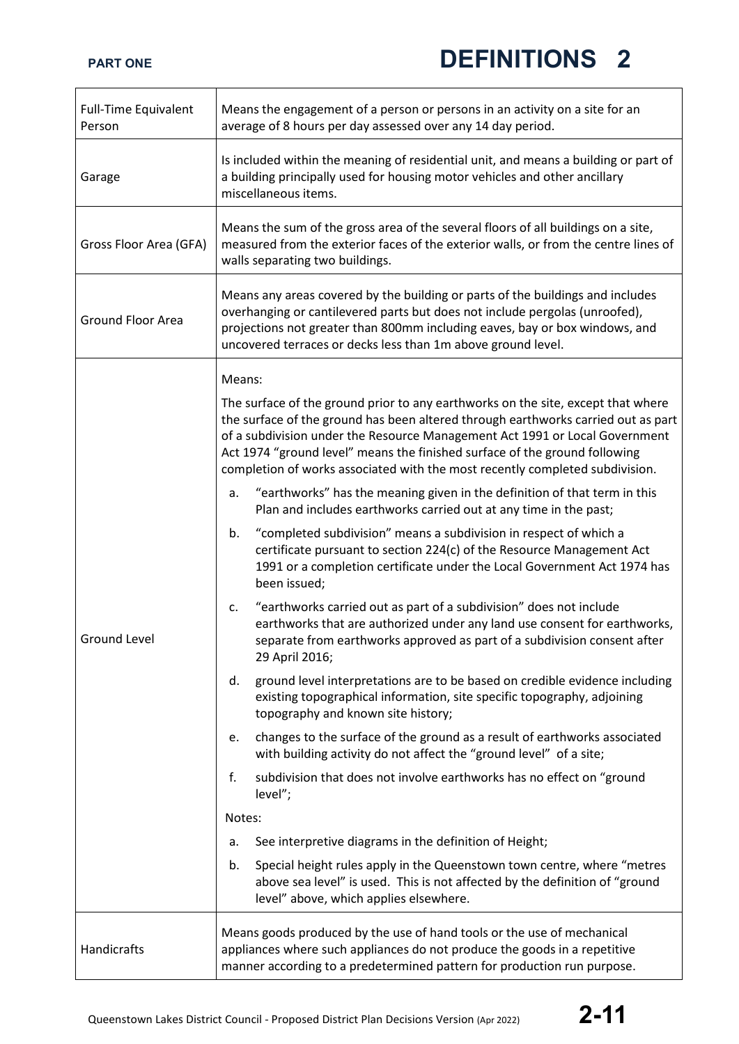| | |
|---|---|
| Full-Time Equivalent Person | Means the engagement of a person or persons in an activity on a site for an average of 8 hours per day assessed over any 14 day period. |
| Garage | Is included within the meaning of residential unit, and means a building or part of a building principally used for housing motor vehicles and other ancillary miscellaneous items. |
| Gross Floor Area (GFA) | Means the sum of the gross area of the several floors of all buildings on a site, measured from the exterior faces of the exterior walls, or from the centre lines of walls separating two buildings. |
| Ground Floor Area | Means any areas covered by the building or parts of the buildings and includes overhanging or cantilevered parts but does not include pergolas (unroofed), projections not greater than 800mm including eaves, bay or box windows, and uncovered terraces or decks less than 1m above ground level. |
| Ground Level | Means:<br><br>The surface of the ground prior to any earthworks on the site, except that where the surface of the ground has been altered through earthworks carried out as part of a subdivision under the Resource Management Act 1991 or Local Government Act 1974 "ground level" means the finished surface of the ground following completion of works associated with the most recently completed subdivision.<br><br>a. "earthworks" has the meaning given in the definition of that term in this Plan and includes earthworks carried out at any time in the past;<br>b. "completed subdivision" means a subdivision in respect of which a certificate pursuant to section 224(c) of the Resource Management Act 1991 or a completion certificate under the Local Government Act 1974 has been issued;<br>c. "earthworks carried out as part of a subdivision" does not include earthworks that are authorized under any land use consent for earthworks, separate from earthworks approved as part of a subdivision consent after 29 April 2016;<br>d. ground level interpretations are to be based on credible evidence including existing topographical information, site specific topography, adjoining topography and known site history;<br>e. changes to the surface of the ground as a result of earthworks associated with building activity do not affect the "ground level" of a site;<br>f. subdivision that does not involve earthworks has no effect on "ground level";<br><br>Notes:<br>a. See interpretive diagrams in the definition of Height;<br>b. Special height rules apply in the Queenstown town centre, where "metres above sea level" is used. This is not affected by the definition of "ground level" above, which applies elsewhere. |
| Handicrafts | Means goods produced by the use of hand tools or the use of mechanical appliances where such appliances do not produce the goods in a repetitive manner according to a predetermined pattern for production run purpose. |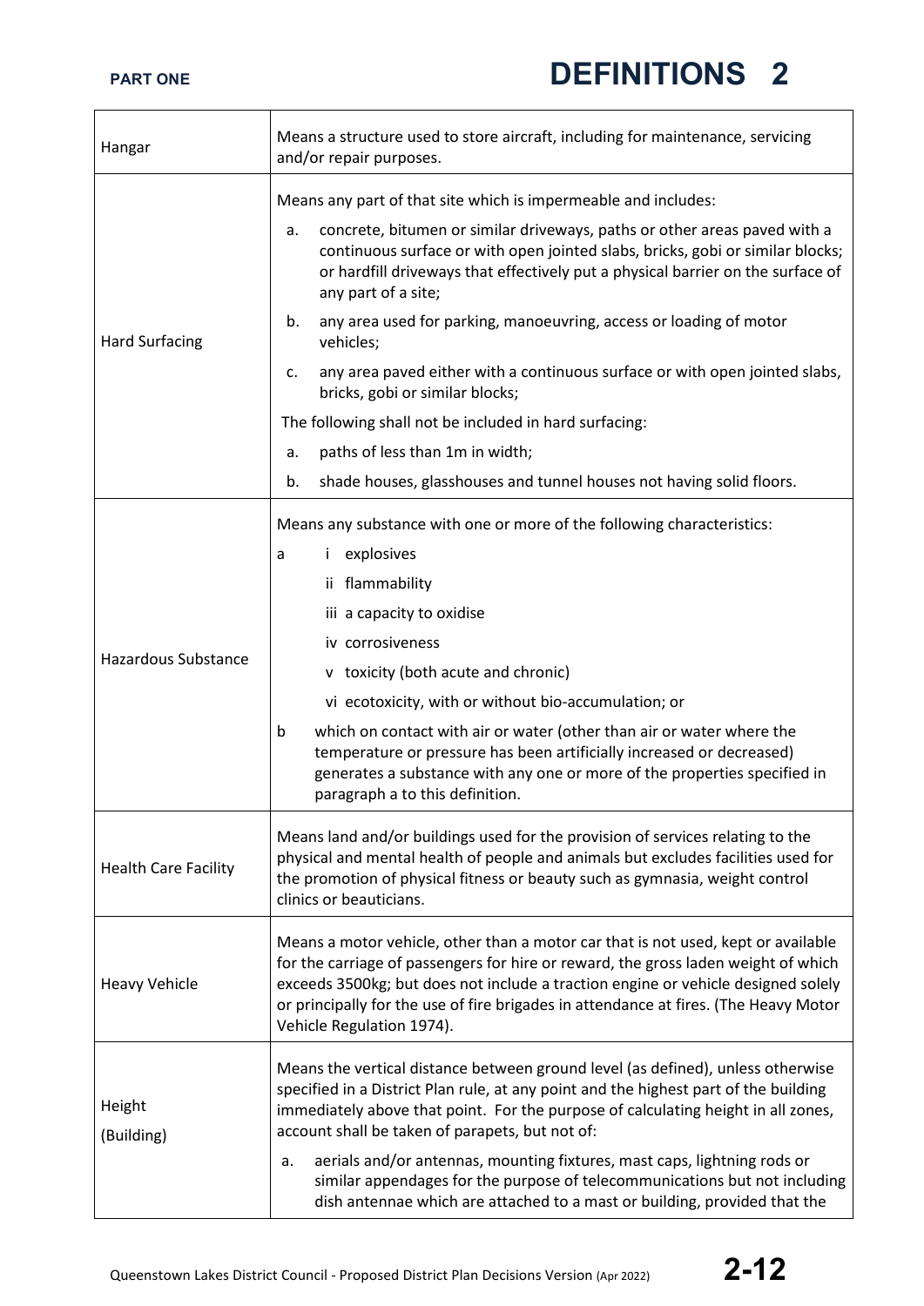| | |
|---|---|
| Hangar | Means a structure used to store aircraft, including for maintenance, servicing and/or repair purposes. |
| Hard Surfacing | Means any part of that site which is impermeable and includes:<br>a. concrete, bitumen or similar driveways, paths or other areas paved with a continuous surface or with open jointed slabs, bricks, gobi or similar blocks; or hardfill driveways that effectively put a physical barrier on the surface of any part of a site;<br>b. any area used for parking, manoeuvring, access or loading of motor vehicles;<br>c. any area paved either with a continuous surface or with open jointed slabs, bricks, gobi or similar blocks;<br>The following shall not be included in hard surfacing:<br>a. paths of less than 1m in width;<br>b. shade houses, glasshouses and tunnel houses not having solid floors. |
| Hazardous Substance | Means any substance with one or more of the following characteristics:<br>a i explosives<br>ii flammability<br>iii a capacity to oxidise<br>iv corrosiveness<br>v toxicity (both acute and chronic)<br>vi ecotoxicity, with or without bio-accumulation; or<br>b which on contact with air or water (other than air or water where the temperature or pressure has been artificially increased or decreased) generates a substance with any one or more of the properties specified in paragraph a to this definition. |
| Health Care Facility | Means land and/or buildings used for the provision of services relating to the physical and mental health of people and animals but excludes facilities used for the promotion of physical fitness or beauty such as gymnasia, weight control clinics or beauticians. |
| Heavy Vehicle | Means a motor vehicle, other than a motor car that is not used, kept or available for the carriage of passengers for hire or reward, the gross laden weight of which exceeds 3500kg; but does not include a traction engine or vehicle designed solely or principally for the use of fire brigades in attendance at fires. (The Heavy Motor Vehicle Regulation 1974). |
| Height (Building) | Means the vertical distance between ground level (as defined), unless otherwise specified in a District Plan rule, at any point and the highest part of the building immediately above that point. For the purpose of calculating height in all zones, account shall be taken of parapets, but not of:<br>a. aerials and/or antennas, mounting fixtures, mast caps, lightning rods or similar appendages for the purpose of telecommunications but not including dish antennae which are attached to a mast or building, provided that the |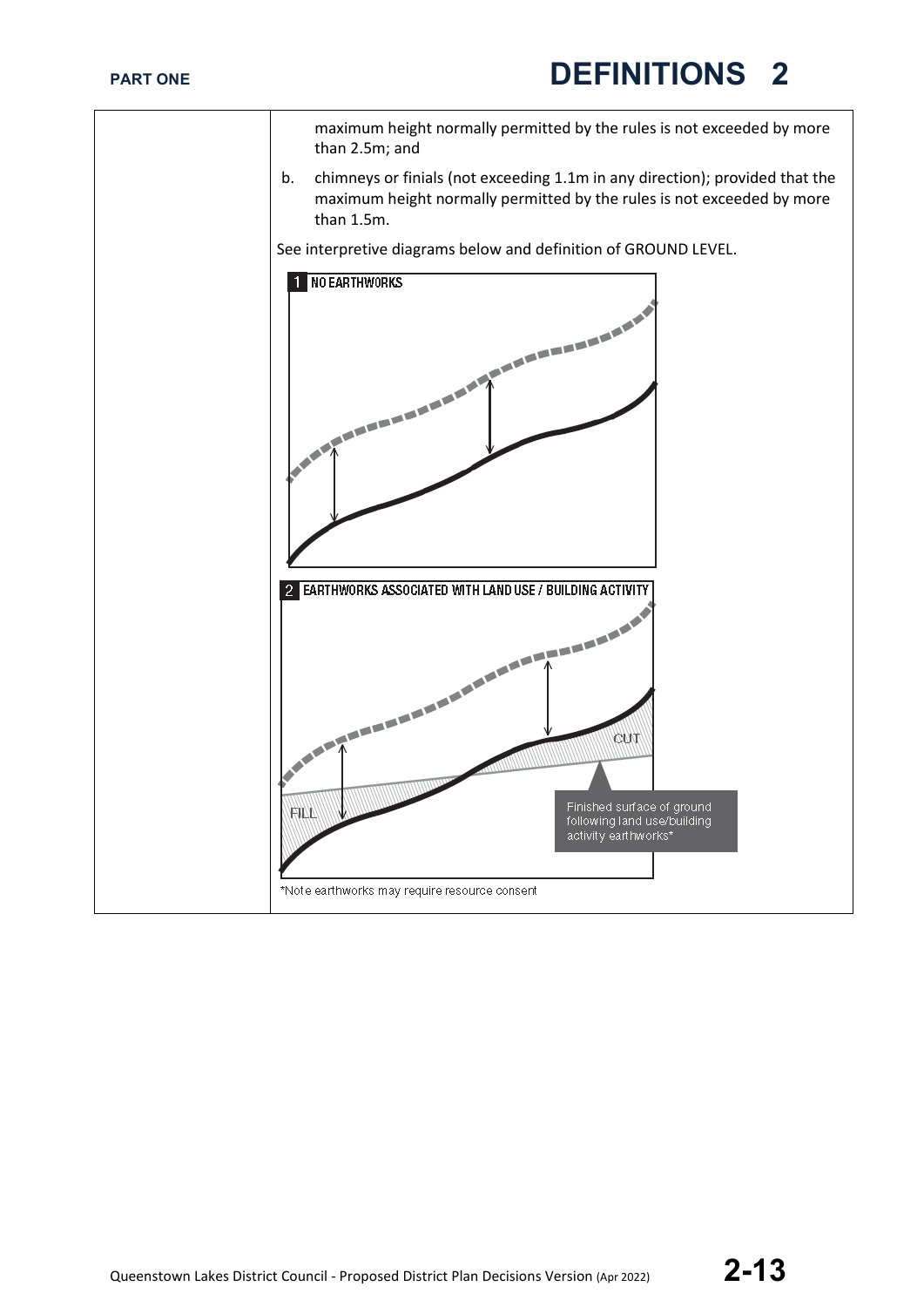|  |  |
|---|---|
|  | maximum height normally permitted by the rules is not exceeded by more than 2.5m; and<br><br>b. chimneys or finials (not exceeding 1.1m in any direction); provided that the maximum height normally permitted by the rules is not exceeded by more than 1.5m.<br><br>See interpretive diagrams below and definition of GROUND LEVEL.<br><br>1 NO EARTHWORKS<br><br>2 EARTHWORKS ASSOCIATED WITH LAND USE / BUILDING ACTIVITY<br><br>FILL<br><br>CUT<br><br>Finished surface of ground following land use/building activity earthworks*<br><br>*Note earthworks may require resource consent |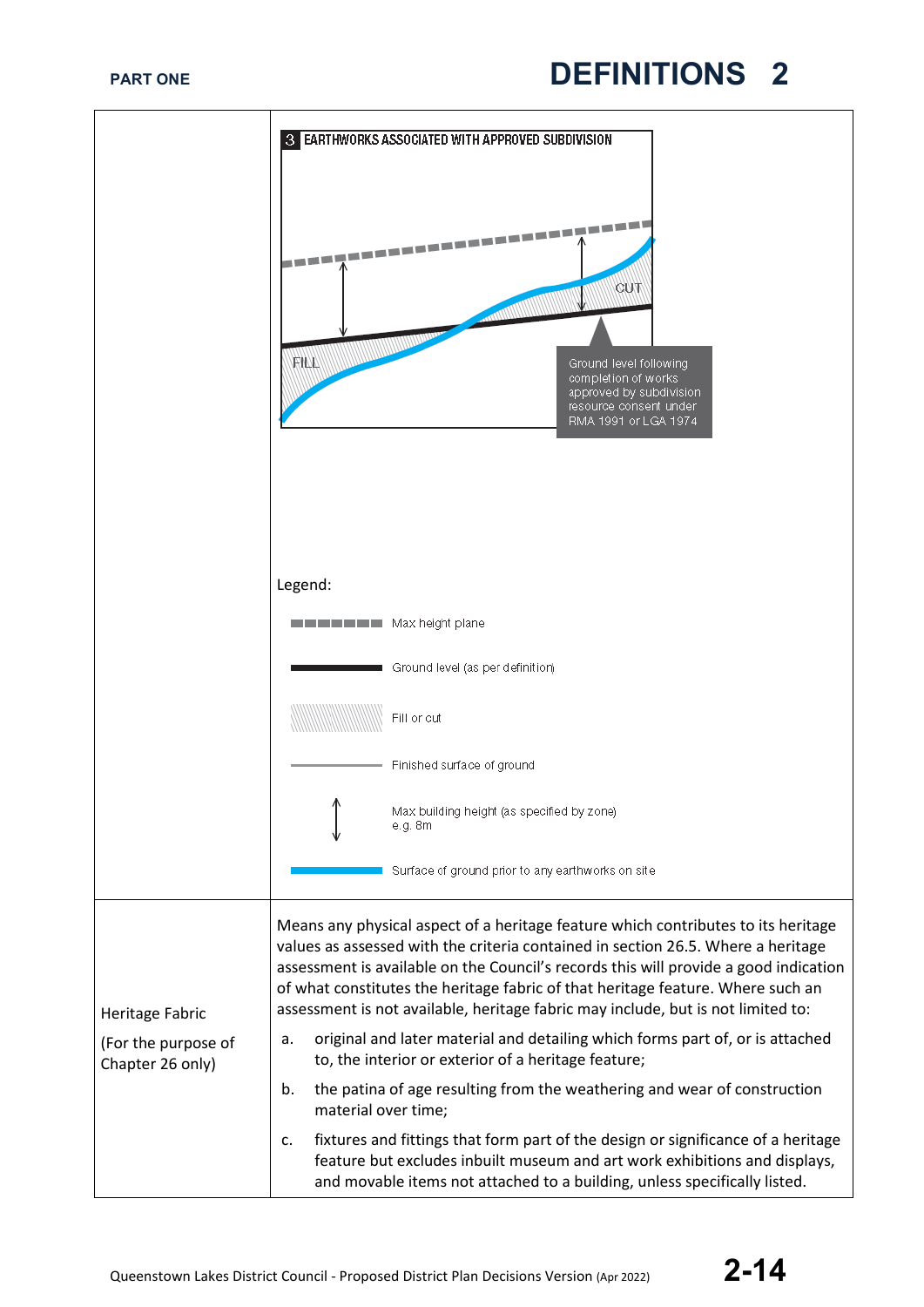| | |
|---|---|
| | **3 EARTHWORKS ASSOCIATED WITH APPROVED SUBDIVISION**<br><br>FILL<br>CUT<br>Ground level following completion of works approved by subdivision resource consent under RMA 1991 or LGA 1974<br><br>Legend:<br>Max height plane<br>Ground level (as per definition)<br>Fill or cut<br>Finished surface of ground<br>Max building height (as specified by zone) e.g. 8m<br>Surface of ground prior to any earthworks on site |
| Heritage Fabric<br><br>(For the purpose of Chapter 26 only) | Means any physical aspect of a heritage feature which contributes to its heritage values as assessed with the criteria contained in section 26.5. Where a heritage assessment is available on the Council's records this will provide a good indication of what constitutes the heritage fabric of that heritage feature. Where such an assessment is not available, heritage fabric may include, but is not limited to:<br><br>a. original and later material and detailing which forms part of, or is attached to, the interior or exterior of a heritage feature;<br><br>b. the patina of age resulting from the weathering and wear of construction material over time;<br><br>c. fixtures and fittings that form part of the design or significance of a heritage feature but excludes inbuilt museum and art work exhibitions and displays, and movable items not attached to a building, unless specifically listed. |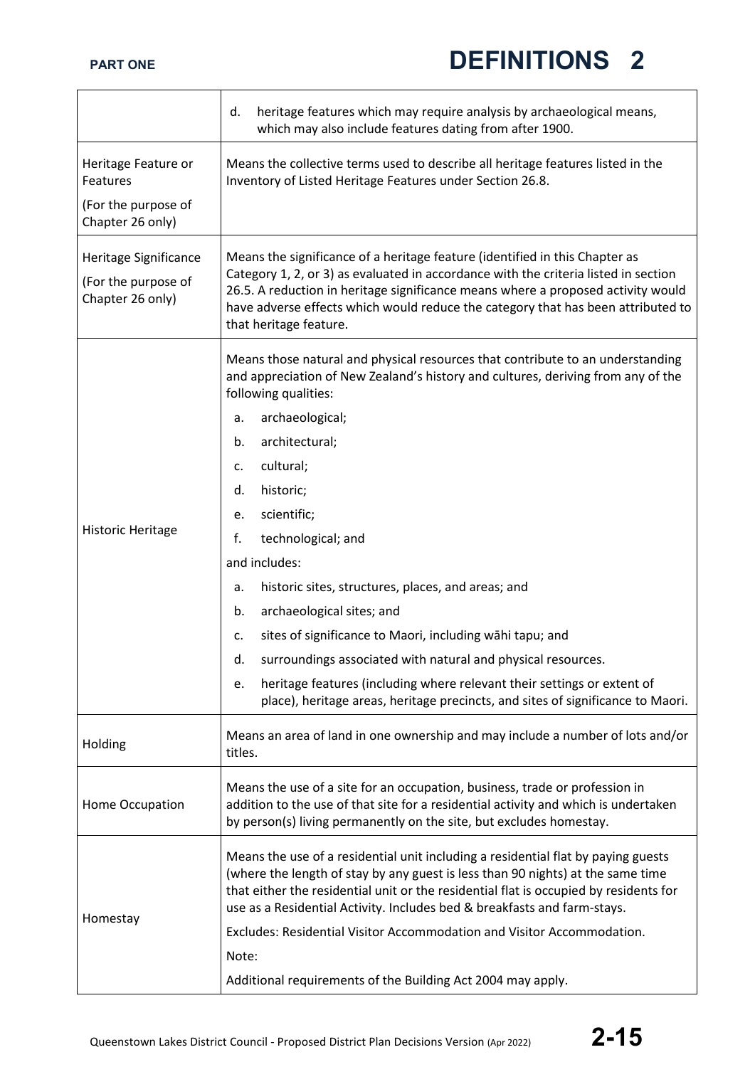| | |
|---|---|
| | d. heritage features which may require analysis by archaeological means, which may also include features dating from after 1900. |
| Heritage Feature or Features<br><br>(For the purpose of Chapter 26 only) | Means the collective terms used to describe all heritage features listed in the Inventory of Listed Heritage Features under Section 26.8. |
| Heritage Significance<br><br>(For the purpose of Chapter 26 only) | Means the significance of a heritage feature (identified in this Chapter as Category 1, 2, or 3) as evaluated in accordance with the criteria listed in section 26.5. A reduction in heritage significance means where a proposed activity would have adverse effects which would reduce the category that has been attributed to that heritage feature. |
| Historic Heritage | Means those natural and physical resources that contribute to an understanding and appreciation of New Zealand's history and cultures, deriving from any of the following qualities:<br><br>a. archaeological;<br>b. architectural;<br>c. cultural;<br>d. historic;<br>e. scientific;<br>f. technological; and<br><br>and includes:<br><br>a. historic sites, structures, places, and areas; and<br>b. archaeological sites; and<br>c. sites of significance to Maori, including wāhi tapu; and<br>d. surroundings associated with natural and physical resources.<br>e. heritage features (including where relevant their settings or extent of place), heritage areas, heritage precincts, and sites of significance to Maori. |
| Holding | Means an area of land in one ownership and may include a number of lots and/or titles. |
| Home Occupation | Means the use of a site for an occupation, business, trade or profession in addition to the use of that site for a residential activity and which is undertaken by person(s) living permanently on the site, but excludes homestay. |
| Homestay | Means the use of a residential unit including a residential flat by paying guests (where the length of stay by any guest is less than 90 nights) at the same time that either the residential unit or the residential flat is occupied by residents for use as a Residential Activity. Includes bed & breakfasts and farm-stays.<br><br>Excludes: Residential Visitor Accommodation and Visitor Accommodation.<br><br>Note:<br><br>Additional requirements of the Building Act 2004 may apply. |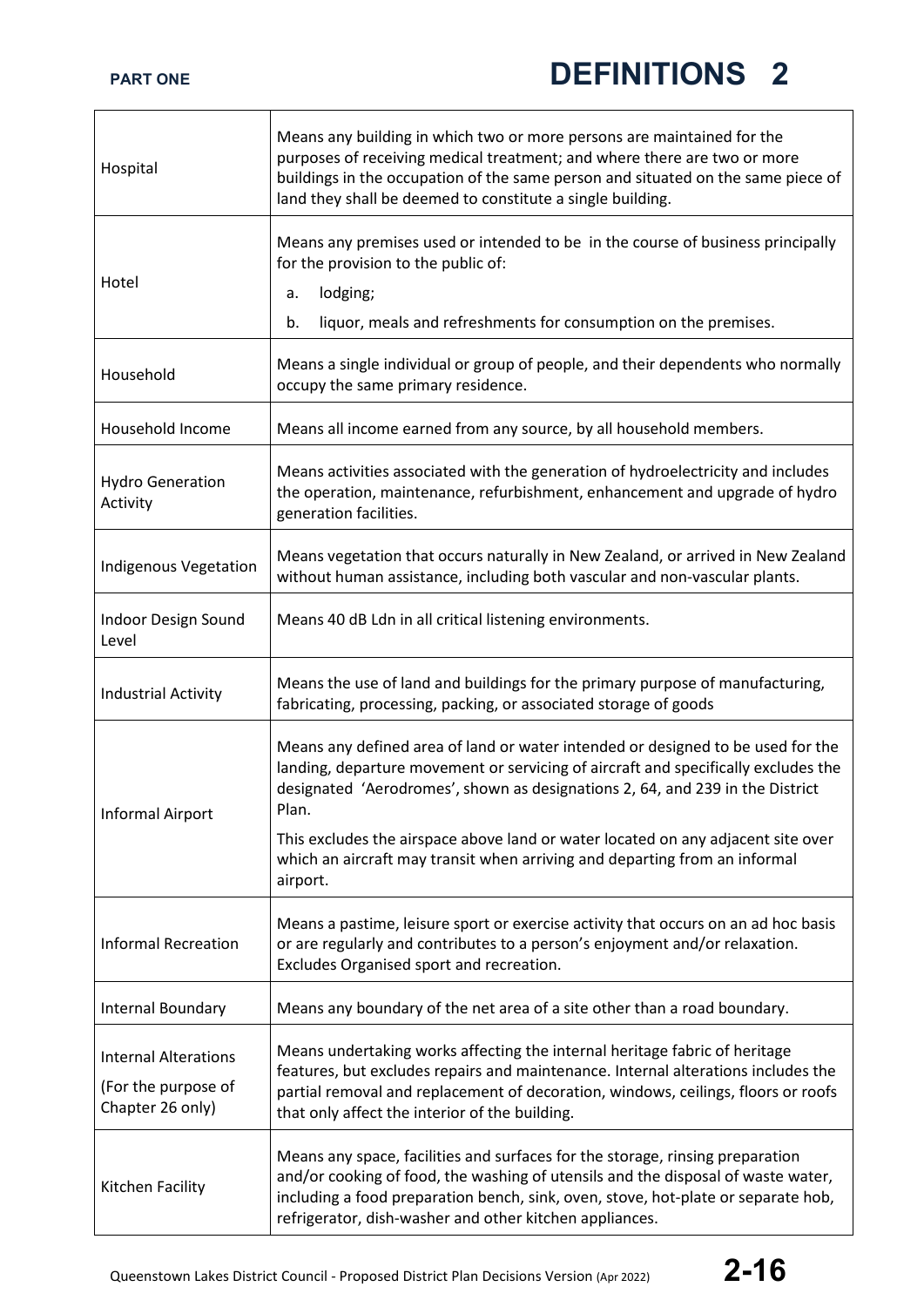| | |
|---|---|
| Hospital | Means any building in which two or more persons are maintained for the purposes of receiving medical treatment; and where there are two or more buildings in the occupation of the same person and situated on the same piece of land they shall be deemed to constitute a single building. |
| Hotel | Means any premises used or intended to be in the course of business principally for the provision to the public of:<br>a. lodging;<br>b. liquor, meals and refreshments for consumption on the premises. |
| Household | Means a single individual or group of people, and their dependents who normally occupy the same primary residence. |
| Household Income | Means all income earned from any source, by all household members. |
| Hydro Generation Activity | Means activities associated with the generation of hydroelectricity and includes the operation, maintenance, refurbishment, enhancement and upgrade of hydro generation facilities. |
| Indigenous Vegetation | Means vegetation that occurs naturally in New Zealand, or arrived in New Zealand without human assistance, including both vascular and non-vascular plants. |
| Indoor Design Sound Level | Means 40 dB Ldn in all critical listening environments. |
| Industrial Activity | Means the use of land and buildings for the primary purpose of manufacturing, fabricating, processing, packing, or associated storage of goods |
| Informal Airport | Means any defined area of land or water intended or designed to be used for the landing, departure movement or servicing of aircraft and specifically excludes the designated 'Aerodromes', shown as designations 2, 64, and 239 in the District Plan.<br>This excludes the airspace above land or water located on any adjacent site over which an aircraft may transit when arriving and departing from an informal airport. |
| Informal Recreation | Means a pastime, leisure sport or exercise activity that occurs on an ad hoc basis or are regularly and contributes to a person's enjoyment and/or relaxation. Excludes Organised sport and recreation. |
| Internal Boundary | Means any boundary of the net area of a site other than a road boundary. |
| Internal Alterations<br>(For the purpose of Chapter 26 only) | Means undertaking works affecting the internal heritage fabric of heritage features, but excludes repairs and maintenance. Internal alterations includes the partial removal and replacement of decoration, windows, ceilings, floors or roofs that only affect the interior of the building. |
| Kitchen Facility | Means any space, facilities and surfaces for the storage, rinsing preparation and/or cooking of food, the washing of utensils and the disposal of waste water, including a food preparation bench, sink, oven, stove, hot-plate or separate hob, refrigerator, dish-washer and other kitchen appliances. |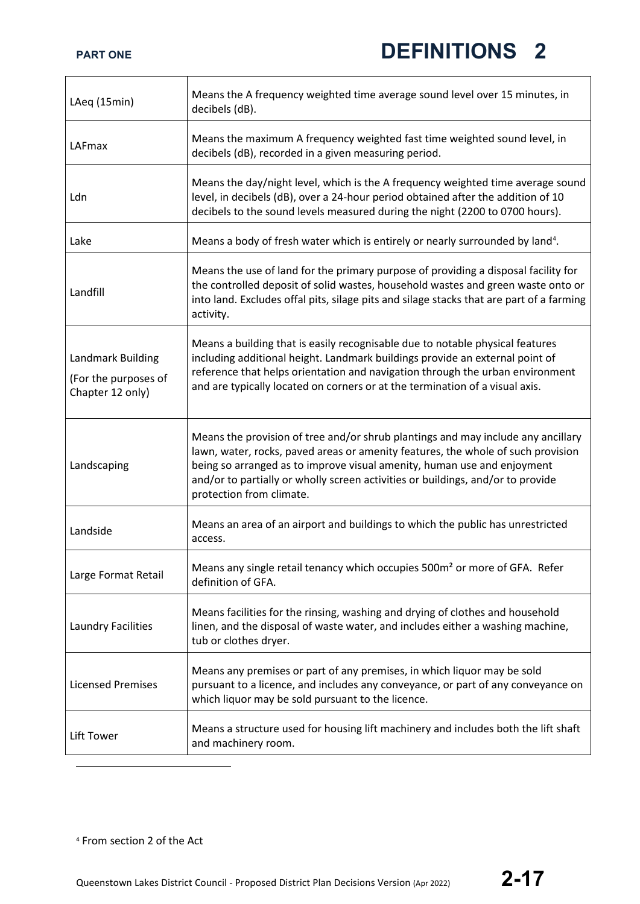| | |
|---|---|
| LAeq (15min) | Means the A frequency weighted time average sound level over 15 minutes, in decibels (dB). |
| LAFmax | Means the maximum A frequency weighted fast time weighted sound level, in decibels (dB), recorded in a given measuring period. |
| Ldn | Means the day/night level, which is the A frequency weighted time average sound level, in decibels (dB), over a 24-hour period obtained after the addition of 10 decibels to the sound levels measured during the night (2200 to 0700 hours). |
| Lake | Means a body of fresh water which is entirely or nearly surrounded by land[4]. |
| Landfill | Means the use of land for the primary purpose of providing a disposal facility for the controlled deposit of solid wastes, household wastes and green waste onto or into land. Excludes offal pits, silage pits and silage stacks that are part of a farming activity. |
| Landmark Building (For the purposes of Chapter 12 only) | Means a building that is easily recognisable due to notable physical features including additional height. Landmark buildings provide an external point of reference that helps orientation and navigation through the urban environment and are typically located on corners or at the termination of a visual axis. |
| Landscaping | Means the provision of tree and/or shrub plantings and may include any ancillary lawn, water, rocks, paved areas or amenity features, the whole of such provision being so arranged as to improve visual amenity, human use and enjoyment and/or to partially or wholly screen activities or buildings, and/or to provide protection from climate. |
| Landside | Means an area of an airport and buildings to which the public has unrestricted access. |
| Large Format Retail | Means any single retail tenancy which occupies 500m² or more of GFA. Refer definition of GFA. |
| Laundry Facilities | Means facilities for the rinsing, washing and drying of clothes and household linen, and the disposal of waste water, and includes either a washing machine, tub or clothes dryer. |
| Licensed Premises | Means any premises or part of any premises, in which liquor may be sold pursuant to a licence, and includes any conveyance, or part of any conveyance on which liquor may be sold pursuant to the licence. |
| Lift Tower | Means a structure used for housing lift machinery and includes both the lift shaft and machinery room. |

[4] From section 2 of the Act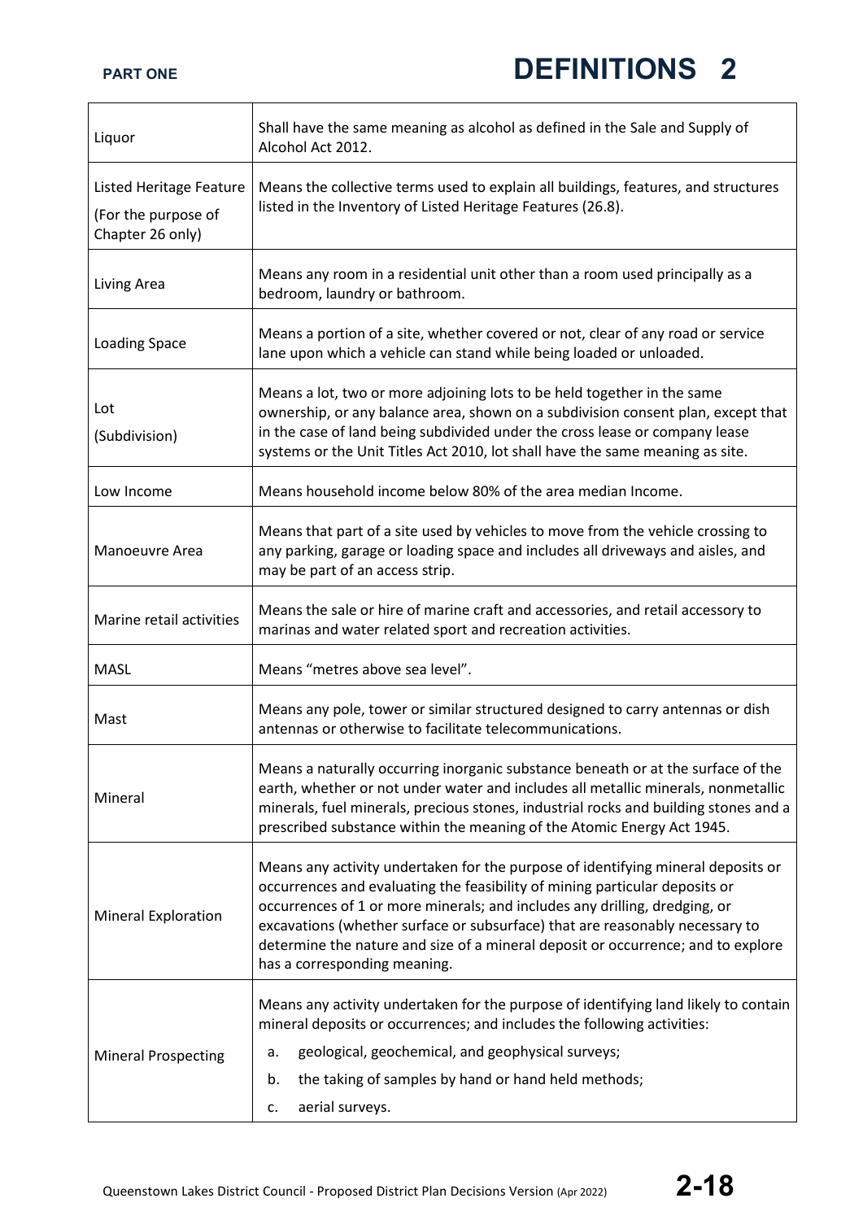| Term | Definition |
|---|---|
| Liquor | Shall have the same meaning as alcohol as defined in the Sale and Supply of Alcohol Act 2012. |
| Listed Heritage Feature (For the purpose of Chapter 26 only) | Means the collective terms used to explain all buildings, features, and structures listed in the Inventory of Listed Heritage Features (26.8). |
| Living Area | Means any room in a residential unit other than a room used principally as a bedroom, laundry or bathroom. |
| Loading Space | Means a portion of a site, whether covered or not, clear of any road or service lane upon which a vehicle can stand while being loaded or unloaded. |
| Lot (Subdivision) | Means a lot, two or more adjoining lots to be held together in the same ownership, or any balance area, shown on a subdivision consent plan, except that in the case of land being subdivided under the cross lease or company lease systems or the Unit Titles Act 2010, lot shall have the same meaning as site. |
| Low Income | Means household income below 80% of the area median Income. |
| Manoeuvre Area | Means that part of a site used by vehicles to move from the vehicle crossing to any parking, garage or loading space and includes all driveways and aisles, and may be part of an access strip. |
| Marine retail activities | Means the sale or hire of marine craft and accessories, and retail accessory to marinas and water related sport and recreation activities. |
| MASL | Means "metres above sea level". |
| Mast | Means any pole, tower or similar structured designed to carry antennas or dish antennas or otherwise to facilitate telecommunications. |
| Mineral | Means a naturally occurring inorganic substance beneath or at the surface of the earth, whether or not under water and includes all metallic minerals, nonmetallic minerals, fuel minerals, precious stones, industrial rocks and building stones and a prescribed substance within the meaning of the Atomic Energy Act 1945. |
| Mineral Exploration | Means any activity undertaken for the purpose of identifying mineral deposits or occurrences and evaluating the feasibility of mining particular deposits or occurrences of 1 or more minerals; and includes any drilling, dredging, or excavations (whether surface or subsurface) that are reasonably necessary to determine the nature and size of a mineral deposit or occurrence; and to explore has a corresponding meaning. |
| Mineral Prospecting | Means any activity undertaken for the purpose of identifying land likely to contain mineral deposits or occurrences; and includes the following activities:<br>a. geological, geochemical, and geophysical surveys;<br>b. the taking of samples by hand or hand held methods;<br>c. aerial surveys. |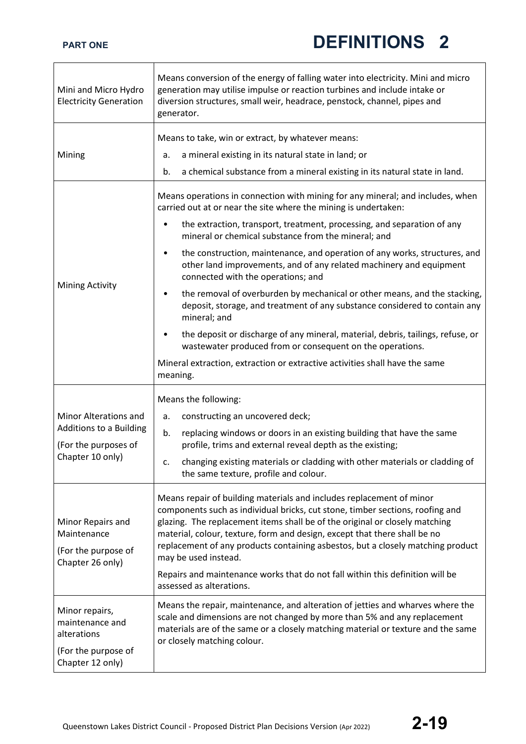| | |
|---|---|
| Mini and Micro Hydro Electricity Generation | Means conversion of the energy of falling water into electricity. Mini and micro generation may utilise impulse or reaction turbines and include intake or diversion structures, small weir, headrace, penstock, channel, pipes and generator. |
| Mining | Means to take, win or extract, by whatever means:<br>a. a mineral existing in its natural state in land; or<br>b. a chemical substance from a mineral existing in its natural state in land. |
| Mining Activity | Means operations in connection with mining for any mineral; and includes, when carried out at or near the site where the mining is undertaken:<br>• the extraction, transport, treatment, processing, and separation of any mineral or chemical substance from the mineral; and<br>• the construction, maintenance, and operation of any works, structures, and other land improvements, and of any related machinery and equipment connected with the operations; and<br>• the removal of overburden by mechanical or other means, and the stacking, deposit, storage, and treatment of any substance considered to contain any mineral; and<br>• the deposit or discharge of any mineral, material, debris, tailings, refuse, or wastewater produced from or consequent on the operations.<br>Mineral extraction, extraction or extractive activities shall have the same meaning. |
| Minor Alterations and Additions to a Building<br>(For the purposes of Chapter 10 only) | Means the following:<br>a. constructing an uncovered deck;<br>b. replacing windows or doors in an existing building that have the same profile, trims and external reveal depth as the existing;<br>c. changing existing materials or cladding with other materials or cladding of the same texture, profile and colour. |
| Minor Repairs and Maintenance<br>(For the purpose of Chapter 26 only) | Means repair of building materials and includes replacement of minor components such as individual bricks, cut stone, timber sections, roofing and glazing. The replacement items shall be of the original or closely matching material, colour, texture, form and design, except that there shall be no replacement of any products containing asbestos, but a closely matching product may be used instead.<br>Repairs and maintenance works that do not fall within this definition will be assessed as alterations. |
| Minor repairs, maintenance and alterations<br>(For the purpose of Chapter 12 only) | Means the repair, maintenance, and alteration of jetties and wharves where the scale and dimensions are not changed by more than 5% and any replacement materials are of the same or a closely matching material or texture and the same or closely matching colour. |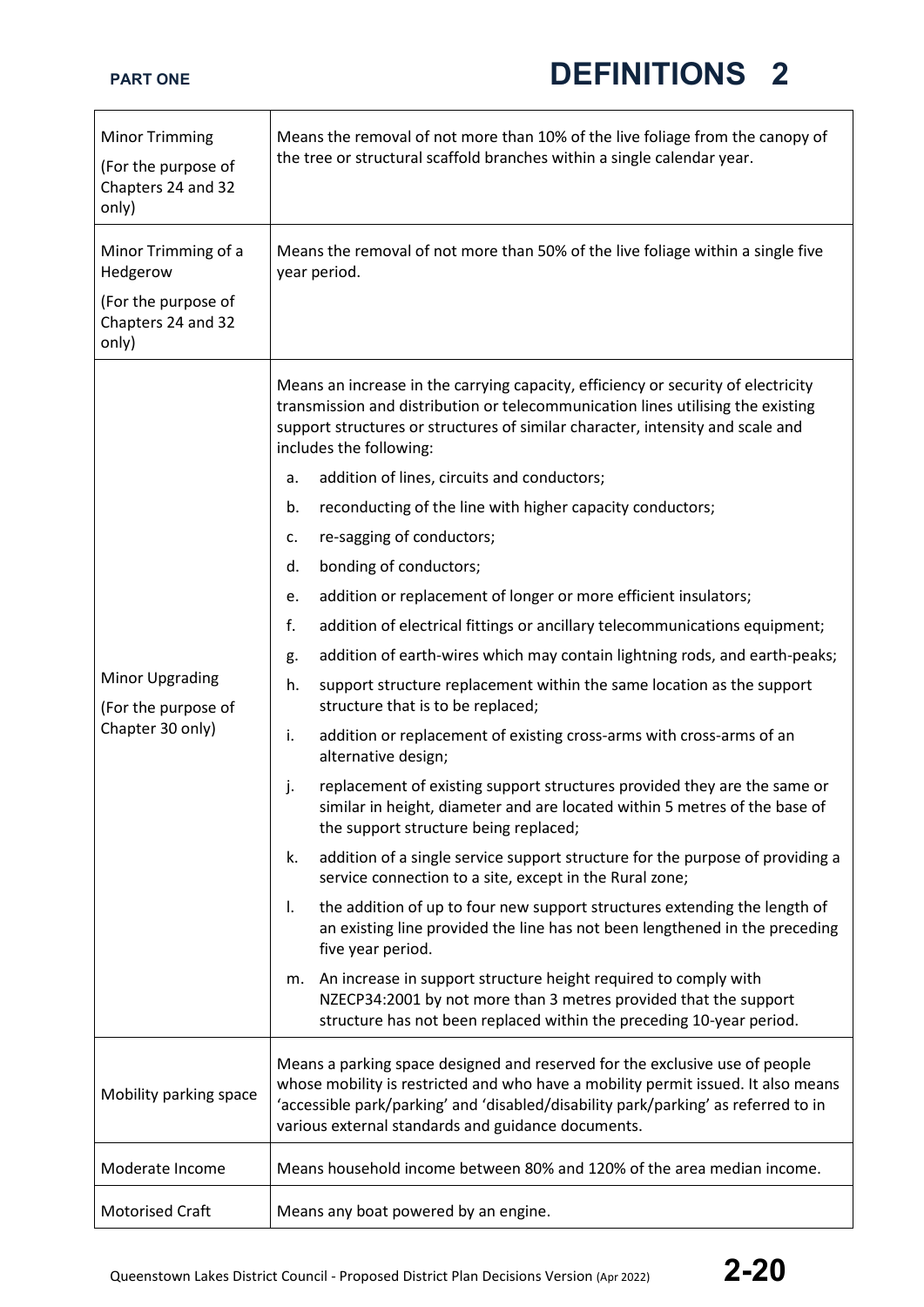| Term | Definition |
|---|---|
| Minor Trimming (For the purpose of Chapters 24 and 32 only) | Means the removal of not more than 10% of the live foliage from the canopy of the tree or structural scaffold branches within a single calendar year. |
| Minor Trimming of a Hedgerow (For the purpose of Chapters 24 and 32 only) | Means the removal of not more than 50% of the live foliage within a single five year period. |
| Minor Upgrading (For the purpose of Chapter 30 only) | Means an increase in the carrying capacity, efficiency or security of electricity transmission and distribution or telecommunication lines utilising the existing support structures or structures of similar character, intensity and scale and includes the following:<br>a. addition of lines, circuits and conductors;<br>b. reconducting of the line with higher capacity conductors;<br>c. re-sagging of conductors;<br>d. bonding of conductors;<br>e. addition or replacement of longer or more efficient insulators;<br>f. addition of electrical fittings or ancillary telecommunications equipment;<br>g. addition of earth-wires which may contain lightning rods, and earth-peaks;<br>h. support structure replacement within the same location as the support structure that is to be replaced;<br>i. addition or replacement of existing cross-arms with cross-arms of an alternative design;<br>j. replacement of existing support structures provided they are the same or similar in height, diameter and are located within 5 metres of the base of the support structure being replaced;<br>k. addition of a single service support structure for the purpose of providing a service connection to a site, except in the Rural zone;<br>l. the addition of up to four new support structures extending the length of an existing line provided the line has not been lengthened in the preceding five year period.<br>m. An increase in support structure height required to comply with NZECP34:2001 by not more than 3 metres provided that the support structure has not been replaced within the preceding 10-year period. |
| Mobility parking space | Means a parking space designed and reserved for the exclusive use of people whose mobility is restricted and who have a mobility permit issued. It also means 'accessible park/parking' and 'disabled/disability park/parking' as referred to in various external standards and guidance documents. |
| Moderate Income | Means household income between 80% and 120% of the area median income. |
| Motorised Craft | Means any boat powered by an engine. |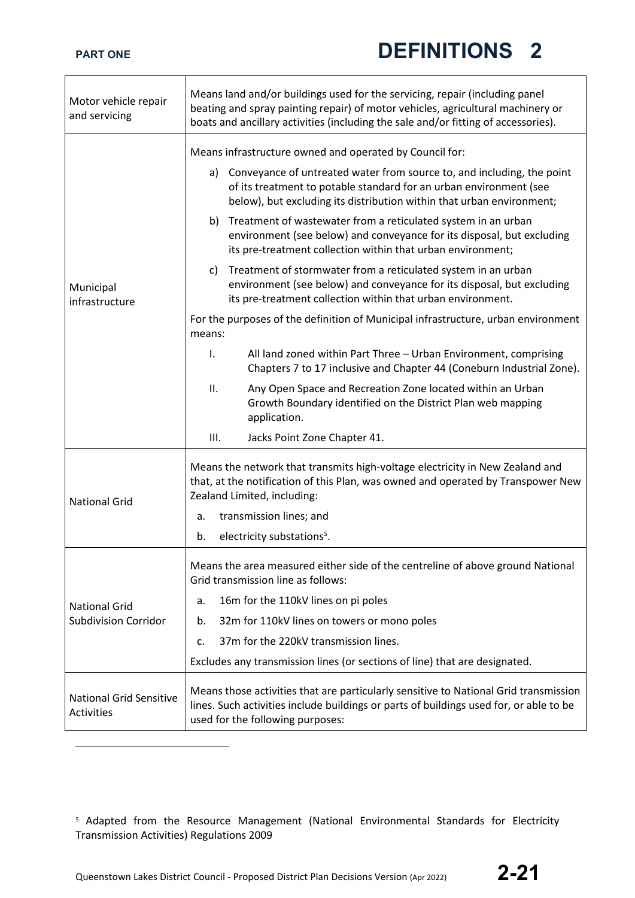| | |
|---|---|
| Motor vehicle repair and servicing | Means land and/or buildings used for the servicing, repair (including panel beating and spray painting repair) of motor vehicles, agricultural machinery or boats and ancillary activities (including the sale and/or fitting of accessories). |
| Municipal infrastructure | Means infrastructure owned and operated by Council for:<br><br>a) Conveyance of untreated water from source to, and including, the point of its treatment to potable standard for an urban environment (see below), but excluding its distribution within that urban environment;<br><br>b) Treatment of wastewater from a reticulated system in an urban environment (see below) and conveyance for its disposal, but excluding its pre-treatment collection within that urban environment;<br><br>c) Treatment of stormwater from a reticulated system in an urban environment (see below) and conveyance for its disposal, but excluding its pre-treatment collection within that urban environment.<br><br>For the purposes of the definition of Municipal infrastructure, urban environment means:<br><br>I. All land zoned within Part Three – Urban Environment, comprising Chapters 7 to 17 inclusive and Chapter 44 (Coneburn Industrial Zone).<br><br>II. Any Open Space and Recreation Zone located within an Urban Growth Boundary identified on the District Plan web mapping application.<br><br>III. Jacks Point Zone Chapter 41. |
| National Grid | Means the network that transmits high-voltage electricity in New Zealand and that, at the notification of this Plan, was owned and operated by Transpower New Zealand Limited, including:<br><br>a. transmission lines; and<br><br>b. electricity substations[5]. |
| National Grid Subdivision Corridor | Means the area measured either side of the centreline of above ground National Grid transmission line as follows:<br><br>a. 16m for the 110kV lines on pi poles<br><br>b. 32m for 110kV lines on towers or mono poles<br><br>c. 37m for the 220kV transmission lines.<br><br>Excludes any transmission lines (or sections of line) that are designated. |
| National Grid Sensitive Activities | Means those activities that are particularly sensitive to National Grid transmission lines. Such activities include buildings or parts of buildings used for, or able to be used for the following purposes: |

[5] Adapted from the Resource Management (National Environmental Standards for Electricity Transmission Activities) Regulations 2009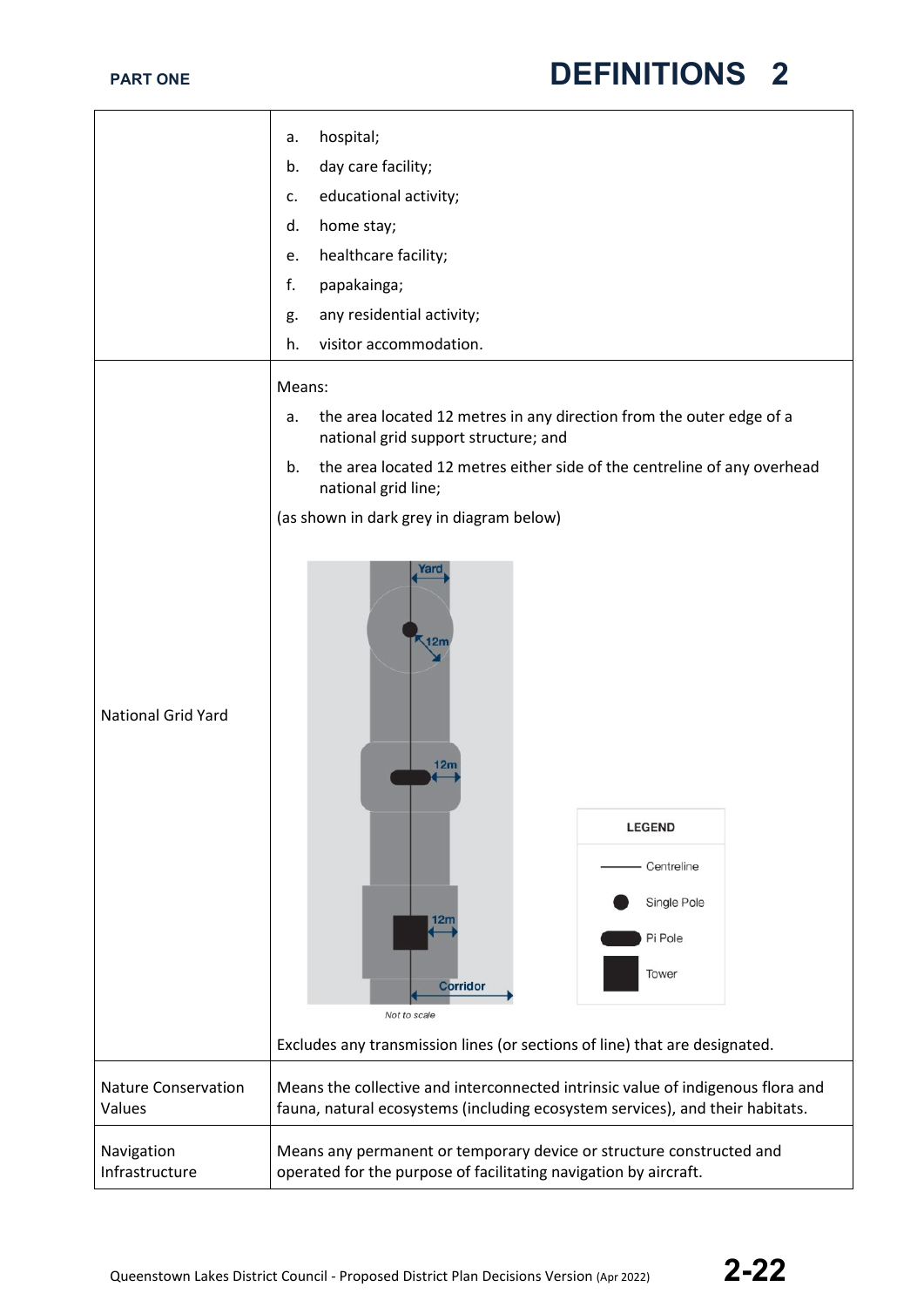| | |
|---|---|
| | a. hospital;<br>b. day care facility;<br>c. educational activity;<br>d. home stay;<br>e. healthcare facility;<br>f. papakainga;<br>g. any residential activity;<br>h. visitor accommodation. |
| National Grid Yard | Means:<br>a. the area located 12 metres in any direction from the outer edge of a national grid support structure; and<br>b. the area located 12 metres either side of the centreline of any overhead national grid line;<br>(as shown in dark grey in diagram below)<br><br>Excludes any transmission lines (or sections of line) that are designated. |
| Nature Conservation Values | Means the collective and interconnected intrinsic value of indigenous flora and fauna, natural ecosystems (including ecosystem services), and their habitats. |
| Navigation Infrastructure | Means any permanent or temporary device or structure constructed and operated for the purpose of facilitating navigation by aircraft. |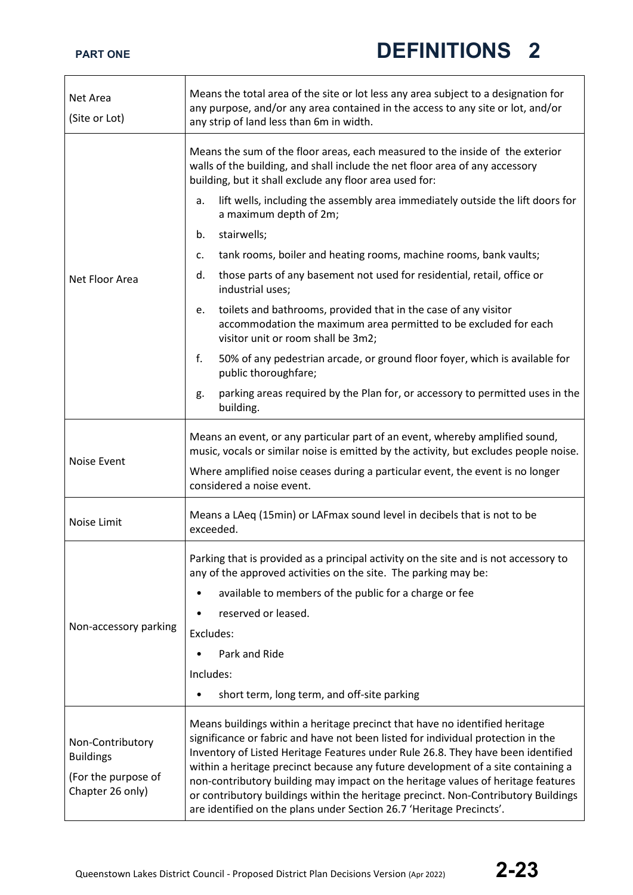| | |
|---|---|
| Net Area<br>(Site or Lot) | Means the total area of the site or lot less any area subject to a designation for any purpose, and/or any area contained in the access to any site or lot, and/or any strip of land less than 6m in width. |
| Net Floor Area | Means the sum of the floor areas, each measured to the inside of the exterior walls of the building, and shall include the net floor area of any accessory building, but it shall exclude any floor area used for:<br>a. lift wells, including the assembly area immediately outside the lift doors for a maximum depth of 2m;<br>b. stairwells;<br>c. tank rooms, boiler and heating rooms, machine rooms, bank vaults;<br>d. those parts of any basement not used for residential, retail, office or industrial uses;<br>e. toilets and bathrooms, provided that in the case of any visitor accommodation the maximum area permitted to be excluded for each visitor unit or room shall be 3m2;<br>f. 50% of any pedestrian arcade, or ground floor foyer, which is available for public thoroughfare;<br>g. parking areas required by the Plan for, or accessory to permitted uses in the building. |
| Noise Event | Means an event, or any particular part of an event, whereby amplified sound, music, vocals or similar noise is emitted by the activity, but excludes people noise.<br>Where amplified noise ceases during a particular event, the event is no longer considered a noise event. |
| Noise Limit | Means a LAeq (15min) or LAFmax sound level in decibels that is not to be exceeded. |
| Non-accessory parking | Parking that is provided as a principal activity on the site and is not accessory to any of the approved activities on the site. The parking may be:<br>• available to members of the public for a charge or fee<br>• reserved or leased.<br>Excludes:<br>• Park and Ride<br>Includes:<br>• short term, long term, and off-site parking |
| Non-Contributory Buildings<br>(For the purpose of Chapter 26 only) | Means buildings within a heritage precinct that have no identified heritage significance or fabric and have not been listed for individual protection in the Inventory of Listed Heritage Features under Rule 26.8. They have been identified within a heritage precinct because any future development of a site containing a non-contributory building may impact on the heritage values of heritage features or contributory buildings within the heritage precinct. Non-Contributory Buildings are identified on the plans under Section 26.7 'Heritage Precincts'. |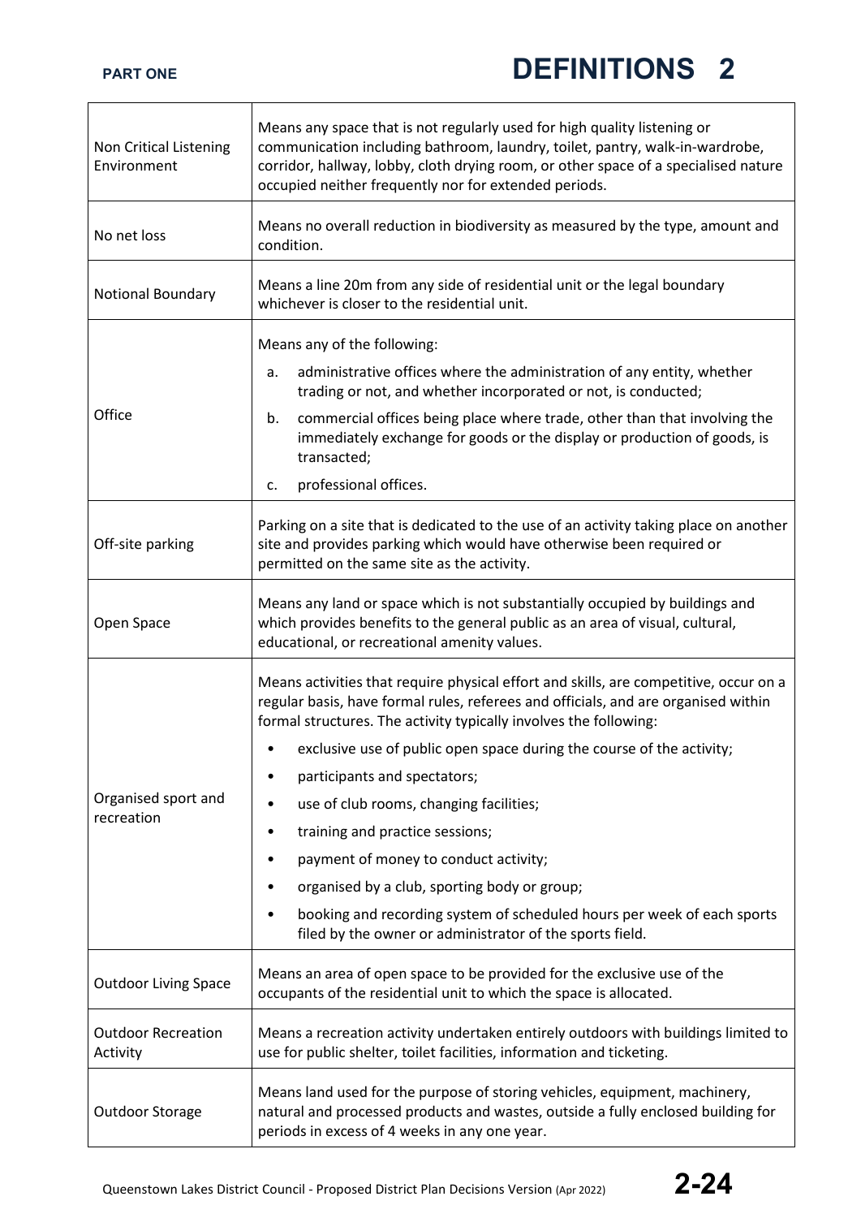| | |
|---|---|
| Non Critical Listening Environment | Means any space that is not regularly used for high quality listening or communication including bathroom, laundry, toilet, pantry, walk-in-wardrobe, corridor, hallway, lobby, cloth drying room, or other space of a specialised nature occupied neither frequently nor for extended periods. |
| No net loss | Means no overall reduction in biodiversity as measured by the type, amount and condition. |
| Notional Boundary | Means a line 20m from any side of residential unit or the legal boundary whichever is closer to the residential unit. |
| Office | Means any of the following:<br>a. administrative offices where the administration of any entity, whether trading or not, and whether incorporated or not, is conducted;<br>b. commercial offices being place where trade, other than that involving the immediately exchange for goods or the display or production of goods, is transacted;<br>c. professional offices. |
| Off-site parking | Parking on a site that is dedicated to the use of an activity taking place on another site and provides parking which would have otherwise been required or permitted on the same site as the activity. |
| Open Space | Means any land or space which is not substantially occupied by buildings and which provides benefits to the general public as an area of visual, cultural, educational, or recreational amenity values. |
| Organised sport and recreation | Means activities that require physical effort and skills, are competitive, occur on a regular basis, have formal rules, referees and officials, and are organised within formal structures. The activity typically involves the following:<br>• exclusive use of public open space during the course of the activity;<br>• participants and spectators;<br>• use of club rooms, changing facilities;<br>• training and practice sessions;<br>• payment of money to conduct activity;<br>• organised by a club, sporting body or group;<br>• booking and recording system of scheduled hours per week of each sports filed by the owner or administrator of the sports field. |
| Outdoor Living Space | Means an area of open space to be provided for the exclusive use of the occupants of the residential unit to which the space is allocated. |
| Outdoor Recreation Activity | Means a recreation activity undertaken entirely outdoors with buildings limited to use for public shelter, toilet facilities, information and ticketing. |
| Outdoor Storage | Means land used for the purpose of storing vehicles, equipment, machinery, natural and processed products and wastes, outside a fully enclosed building for periods in excess of 4 weeks in any one year. |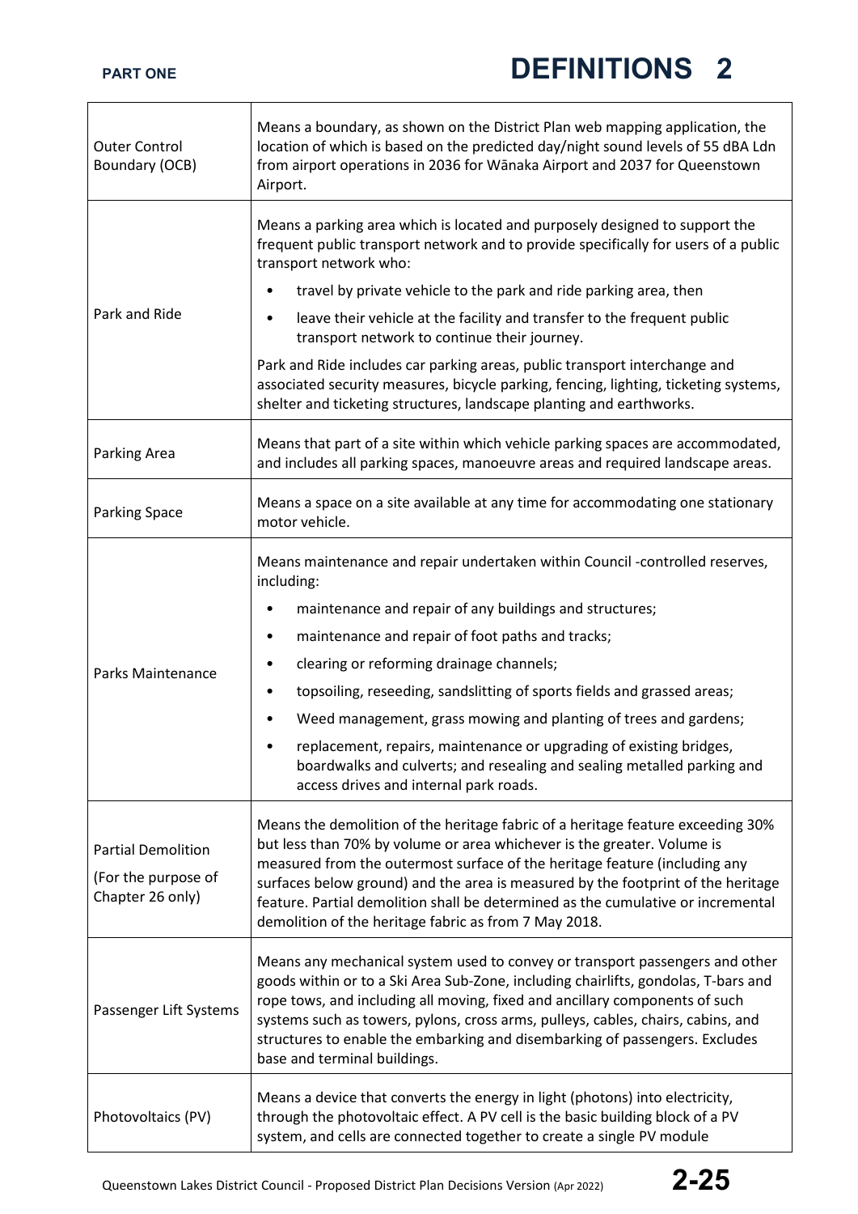| Term | Definition |
|---|---|
| Outer Control Boundary (OCB) | Means a boundary, as shown on the District Plan web mapping application, the location of which is based on the predicted day/night sound levels of 55 dBA Ldn from airport operations in 2036 for Wānaka Airport and 2037 for Queenstown Airport. |
| Park and Ride | Means a parking area which is located and purposely designed to support the frequent public transport network and to provide specifically for users of a public transport network who:<br>• travel by private vehicle to the park and ride parking area, then<br>• leave their vehicle at the facility and transfer to the frequent public transport network to continue their journey.<br>Park and Ride includes car parking areas, public transport interchange and associated security measures, bicycle parking, fencing, lighting, ticketing systems, shelter and ticketing structures, landscape planting and earthworks. |
| Parking Area | Means that part of a site within which vehicle parking spaces are accommodated, and includes all parking spaces, manoeuvre areas and required landscape areas. |
| Parking Space | Means a space on a site available at any time for accommodating one stationary motor vehicle. |
| Parks Maintenance | Means maintenance and repair undertaken within Council -controlled reserves, including:<br>• maintenance and repair of any buildings and structures;<br>• maintenance and repair of foot paths and tracks;<br>• clearing or reforming drainage channels;<br>• topsoiling, reseeding, sandslitting of sports fields and grassed areas;<br>• Weed management, grass mowing and planting of trees and gardens;<br>• replacement, repairs, maintenance or upgrading of existing bridges, boardwalks and culverts; and resealing and sealing metalled parking and access drives and internal park roads. |
| Partial Demolition<br>(For the purpose of Chapter 26 only) | Means the demolition of the heritage fabric of a heritage feature exceeding 30% but less than 70% by volume or area whichever is the greater. Volume is measured from the outermost surface of the heritage feature (including any surfaces below ground) and the area is measured by the footprint of the heritage feature. Partial demolition shall be determined as the cumulative or incremental demolition of the heritage fabric as from 7 May 2018. |
| Passenger Lift Systems | Means any mechanical system used to convey or transport passengers and other goods within or to a Ski Area Sub-Zone, including chairlifts, gondolas, T-bars and rope tows, and including all moving, fixed and ancillary components of such systems such as towers, pylons, cross arms, pulleys, cables, chairs, cabins, and structures to enable the embarking and disembarking of passengers. Excludes base and terminal buildings. |
| Photovoltaics (PV) | Means a device that converts the energy in light (photons) into electricity, through the photovoltaic effect. A PV cell is the basic building block of a PV system, and cells are connected together to create a single PV module |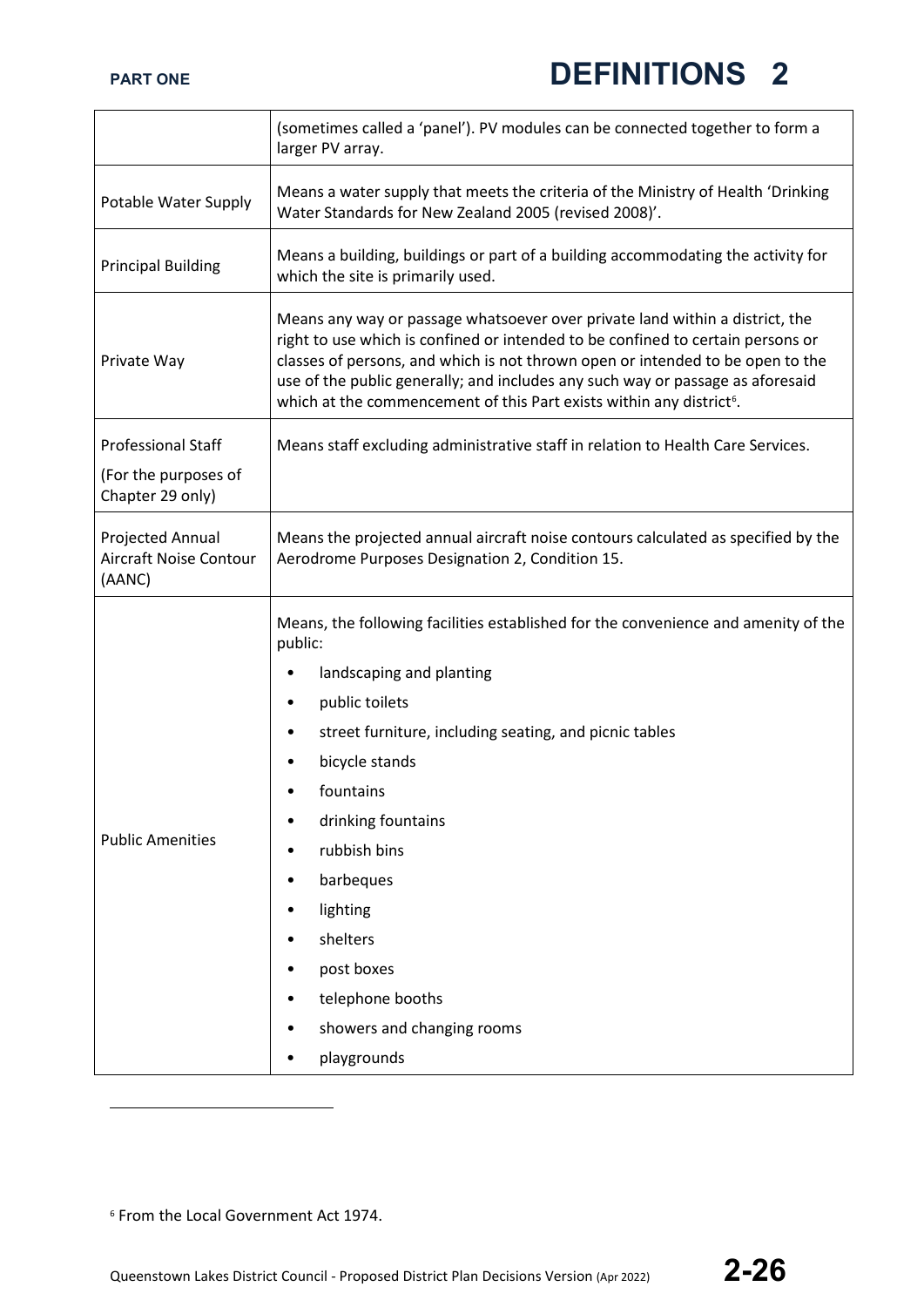| | |
|---|---|
| | (sometimes called a 'panel'). PV modules can be connected together to form a larger PV array. |
| Potable Water Supply | Means a water supply that meets the criteria of the Ministry of Health 'Drinking Water Standards for New Zealand 2005 (revised 2008)'. |
| Principal Building | Means a building, buildings or part of a building accommodating the activity for which the site is primarily used. |
| Private Way | Means any way or passage whatsoever over private land within a district, the right to use which is confined or intended to be confined to certain persons or classes of persons, and which is not thrown open or intended to be open to the use of the public generally; and includes any such way or passage as aforesaid which at the commencement of this Part exists within any district[6]. |
| Professional Staff<br><br>(For the purposes of Chapter 29 only) | Means staff excluding administrative staff in relation to Health Care Services. |
| Projected Annual Aircraft Noise Contour (AANC) | Means the projected annual aircraft noise contours calculated as specified by the Aerodrome Purposes Designation 2, Condition 15. |
| Public Amenities | Means, the following facilities established for the convenience and amenity of the public:<br>• landscaping and planting<br>• public toilets<br>• street furniture, including seating, and picnic tables<br>• bicycle stands<br>• fountains<br>• drinking fountains<br>• rubbish bins<br>• barbeques<br>• lighting<br>• shelters<br>• post boxes<br>• telephone booths<br>• showers and changing rooms<br>• playgrounds |

[6] From the Local Government Act 1974.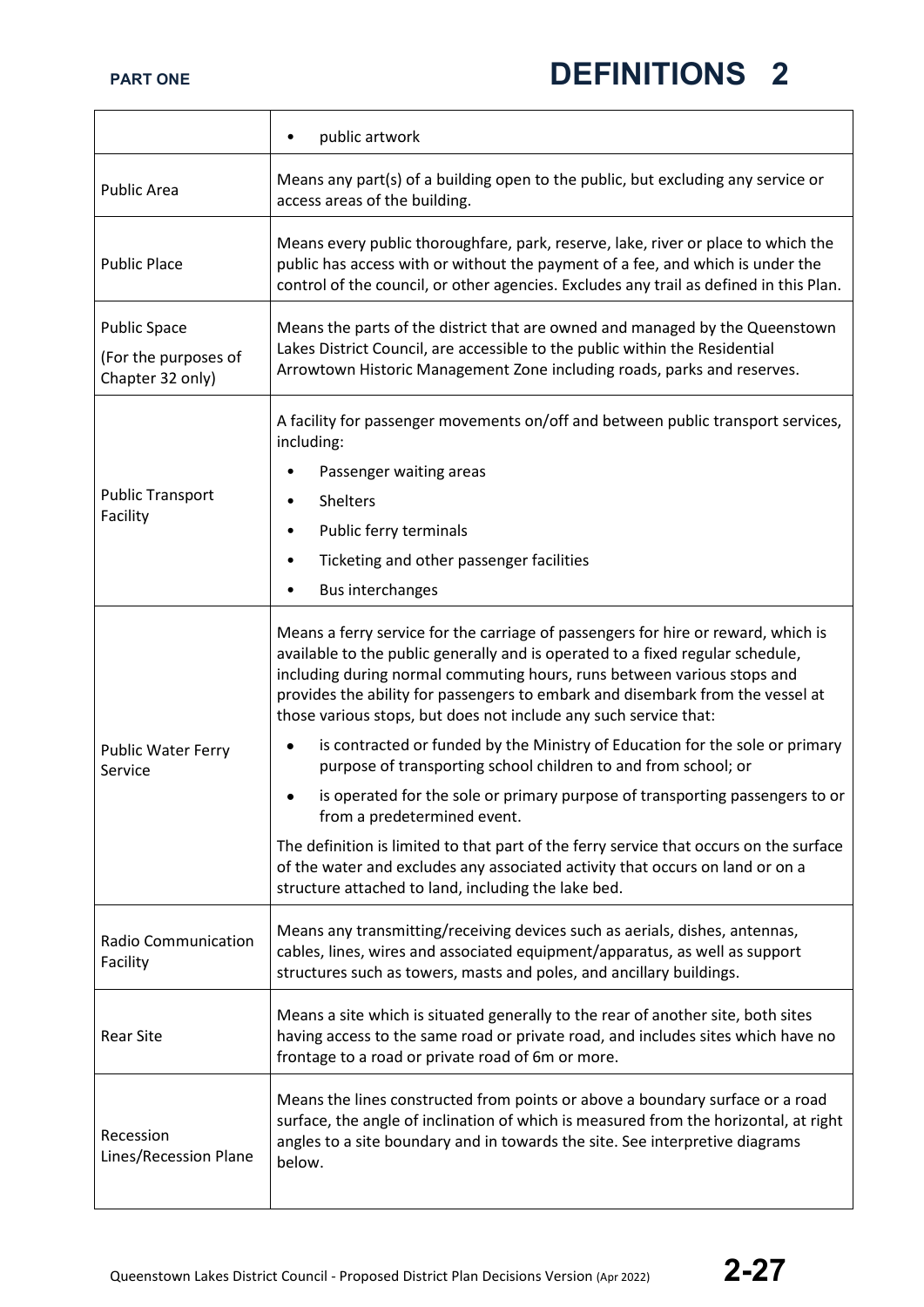| | |
|---|---|
| | • public artwork |
| Public Area | Means any part(s) of a building open to the public, but excluding any service or access areas of the building. |
| Public Place | Means every public thoroughfare, park, reserve, lake, river or place to which the public has access with or without the payment of a fee, and which is under the control of the council, or other agencies. Excludes any trail as defined in this Plan. |
| Public Space (For the purposes of Chapter 32 only) | Means the parts of the district that are owned and managed by the Queenstown Lakes District Council, are accessible to the public within the Residential Arrowtown Historic Management Zone including roads, parks and reserves. |
| Public Transport Facility | A facility for passenger movements on/off and between public transport services, including:<br>• Passenger waiting areas<br>• Shelters<br>• Public ferry terminals<br>• Ticketing and other passenger facilities<br>• Bus interchanges |
| Public Water Ferry Service | Means a ferry service for the carriage of passengers for hire or reward, which is available to the public generally and is operated to a fixed regular schedule, including during normal commuting hours, runs between various stops and provides the ability for passengers to embark and disembark from the vessel at those various stops, but does not include any such service that:<br>• is contracted or funded by the Ministry of Education for the sole or primary purpose of transporting school children to and from school; or<br>• is operated for the sole or primary purpose of transporting passengers to or from a predetermined event.<br>The definition is limited to that part of the ferry service that occurs on the surface of the water and excludes any associated activity that occurs on land or on a structure attached to land, including the lake bed. |
| Radio Communication Facility | Means any transmitting/receiving devices such as aerials, dishes, antennas, cables, lines, wires and associated equipment/apparatus, as well as support structures such as towers, masts and poles, and ancillary buildings. |
| Rear Site | Means a site which is situated generally to the rear of another site, both sites having access to the same road or private road, and includes sites which have no frontage to a road or private road of 6m or more. |
| Recession Lines/Recession Plane | Means the lines constructed from points or above a boundary surface or a road surface, the angle of inclination of which is measured from the horizontal, at right angles to a site boundary and in towards the site. See interpretive diagrams below. |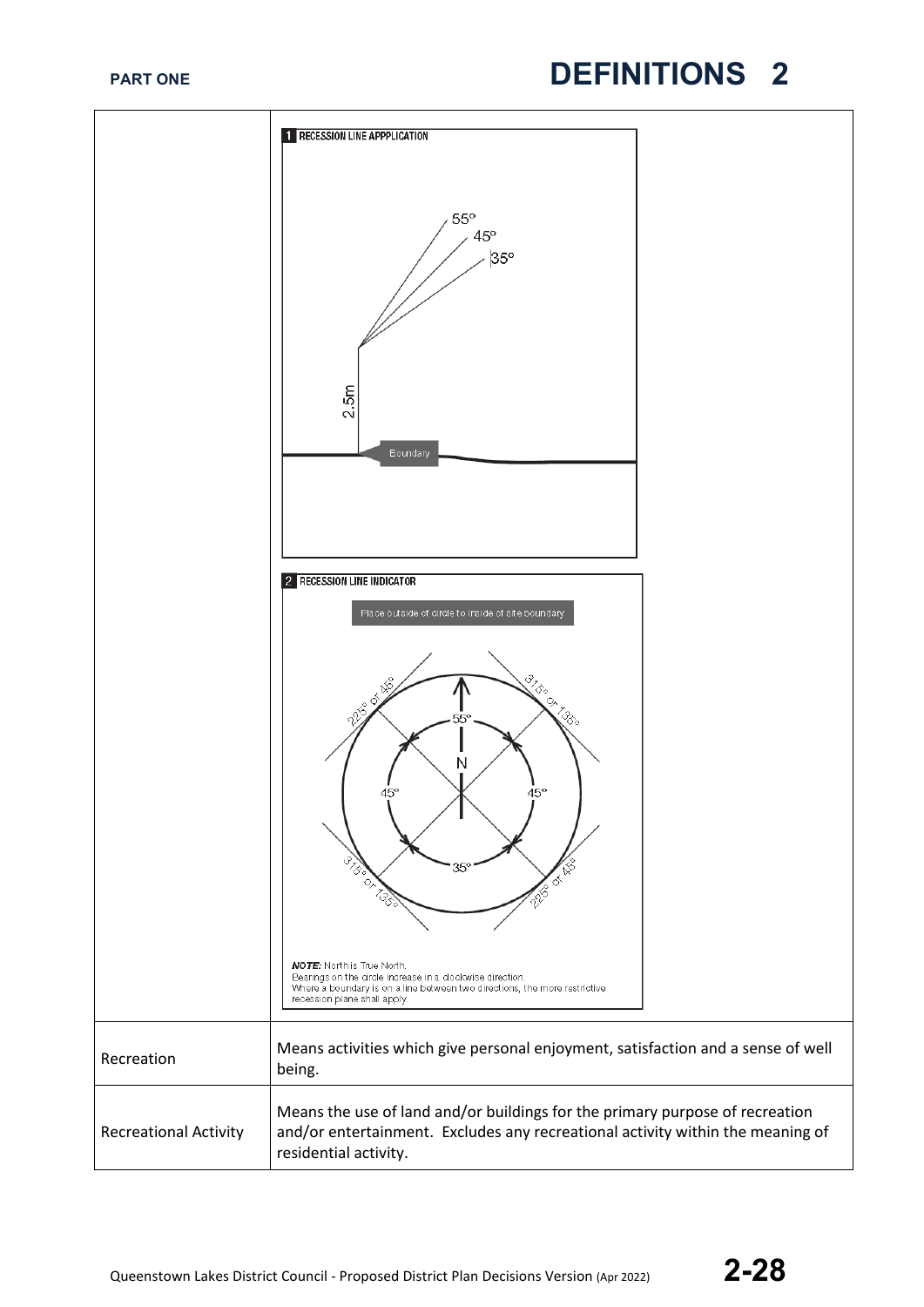| | |
|---|---|
| | **1 RECESSION LINE APPPLICATION**<br><br>55°<br>45°<br>35°<br>2.5m<br>Boundary<br><br>**2 RECESSION LINE INDICATOR**<br><br>Place outside of circle to inside of site boundary<br><br>225° or 45°<br>315° or 135°<br>55°<br>N<br>45°<br>45°<br>35°<br>315° or 135°<br>225° or 45°<br><br>***NOTE:*** North is True North.<br>Bearings on the circle increase in a clockwise direction.<br>Where a boundary is on a line between two directions, the more restrictive recession plane shall apply. |
| Recreation | Means activities which give personal enjoyment, satisfaction and a sense of well being. |
| Recreational Activity | Means the use of land and/or buildings for the primary purpose of recreation and/or entertainment. Excludes any recreational activity within the meaning of residential activity. |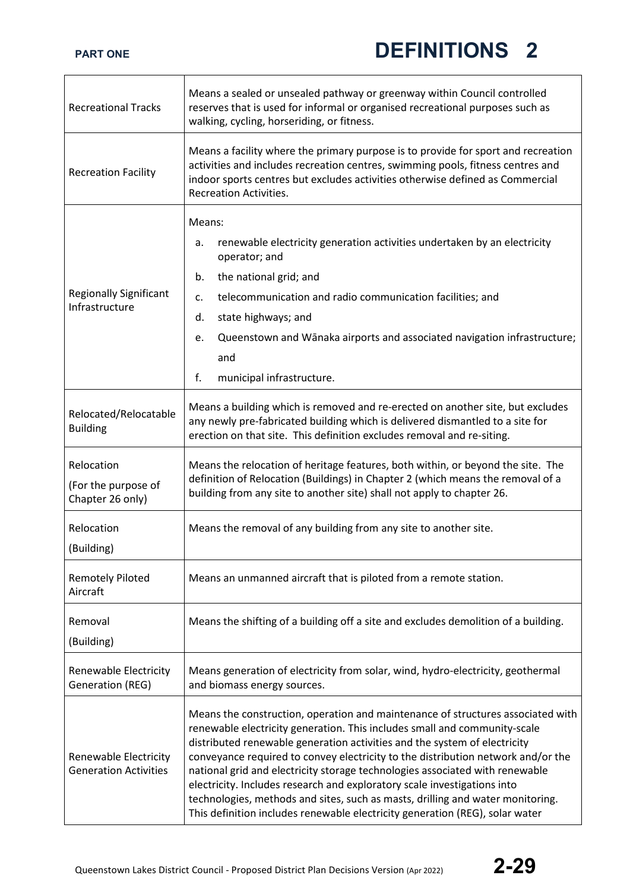| | |
|---|---|
| Recreational Tracks | Means a sealed or unsealed pathway or greenway within Council controlled reserves that is used for informal or organised recreational purposes such as walking, cycling, horseriding, or fitness. |
| Recreation Facility | Means a facility where the primary purpose is to provide for sport and recreation activities and includes recreation centres, swimming pools, fitness centres and indoor sports centres but excludes activities otherwise defined as Commercial Recreation Activities. |
| Regionally Significant Infrastructure | Means:<br>a. renewable electricity generation activities undertaken by an electricity operator; and<br>b. the national grid; and<br>c. telecommunication and radio communication facilities; and<br>d. state highways; and<br>e. Queenstown and Wānaka airports and associated navigation infrastructure; and<br>f. municipal infrastructure. |
| Relocated/Relocatable Building | Means a building which is removed and re-erected on another site, but excludes any newly pre-fabricated building which is delivered dismantled to a site for erection on that site. This definition excludes removal and re-siting. |
| Relocation<br>(For the purpose of Chapter 26 only) | Means the relocation of heritage features, both within, or beyond the site. The definition of Relocation (Buildings) in Chapter 2 (which means the removal of a building from any site to another site) shall not apply to chapter 26. |
| Relocation<br>(Building) | Means the removal of any building from any site to another site. |
| Remotely Piloted Aircraft | Means an unmanned aircraft that is piloted from a remote station. |
| Removal<br>(Building) | Means the shifting of a building off a site and excludes demolition of a building. |
| Renewable Electricity Generation (REG) | Means generation of electricity from solar, wind, hydro-electricity, geothermal and biomass energy sources. |
| Renewable Electricity Generation Activities | Means the construction, operation and maintenance of structures associated with renewable electricity generation. This includes small and community-scale distributed renewable generation activities and the system of electricity conveyance required to convey electricity to the distribution network and/or the national grid and electricity storage technologies associated with renewable electricity. Includes research and exploratory scale investigations into technologies, methods and sites, such as masts, drilling and water monitoring. This definition includes renewable electricity generation (REG), solar water |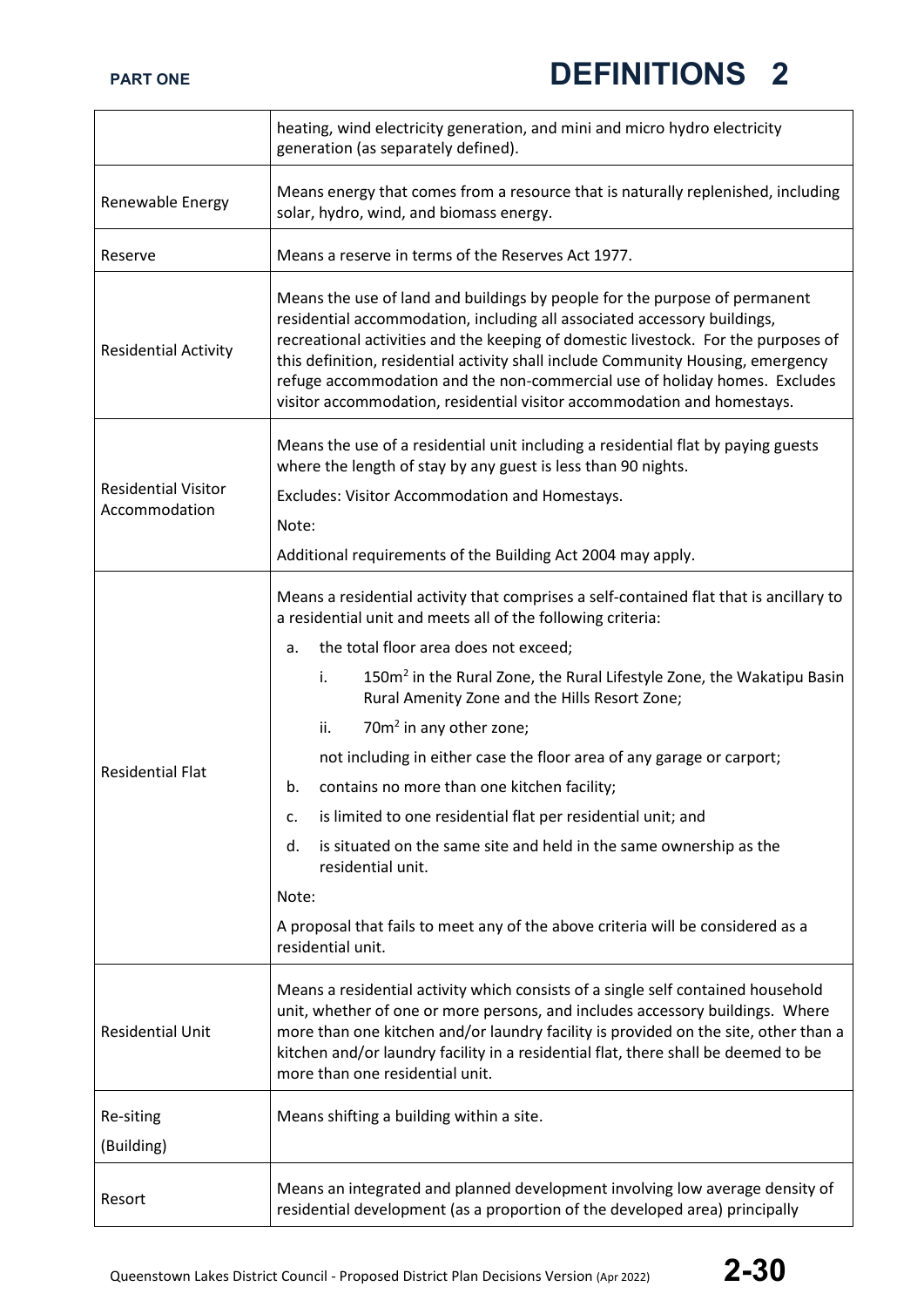| | |
|---|---|
| | heating, wind electricity generation, and mini and micro hydro electricity generation (as separately defined). |
| Renewable Energy | Means energy that comes from a resource that is naturally replenished, including solar, hydro, wind, and biomass energy. |
| Reserve | Means a reserve in terms of the Reserves Act 1977. |
| Residential Activity | Means the use of land and buildings by people for the purpose of permanent residential accommodation, including all associated accessory buildings, recreational activities and the keeping of domestic livestock. For the purposes of this definition, residential activity shall include Community Housing, emergency refuge accommodation and the non-commercial use of holiday homes. Excludes visitor accommodation, residential visitor accommodation and homestays. |
| Residential Visitor Accommodation | Means the use of a residential unit including a residential flat by paying guests where the length of stay by any guest is less than 90 nights.<br><br>Excludes: Visitor Accommodation and Homestays.<br><br>Note:<br><br>Additional requirements of the Building Act 2004 may apply. |
| Residential Flat | Means a residential activity that comprises a self-contained flat that is ancillary to a residential unit and meets all of the following criteria:<br><br>a. the total floor area does not exceed;<br><br>i. 150m² in the Rural Zone, the Rural Lifestyle Zone, the Wakatipu Basin Rural Amenity Zone and the Hills Resort Zone;<br><br>ii. 70m² in any other zone;<br><br>not including in either case the floor area of any garage or carport;<br><br>b. contains no more than one kitchen facility;<br><br>c. is limited to one residential flat per residential unit; and<br><br>d. is situated on the same site and held in the same ownership as the residential unit.<br><br>Note:<br><br>A proposal that fails to meet any of the above criteria will be considered as a residential unit. |
| Residential Unit | Means a residential activity which consists of a single self contained household unit, whether of one or more persons, and includes accessory buildings. Where more than one kitchen and/or laundry facility is provided on the site, other than a kitchen and/or laundry facility in a residential flat, there shall be deemed to be more than one residential unit. |
| Re-siting (Building) | Means shifting a building within a site. |
| Resort | Means an integrated and planned development involving low average density of residential development (as a proportion of the developed area) principally |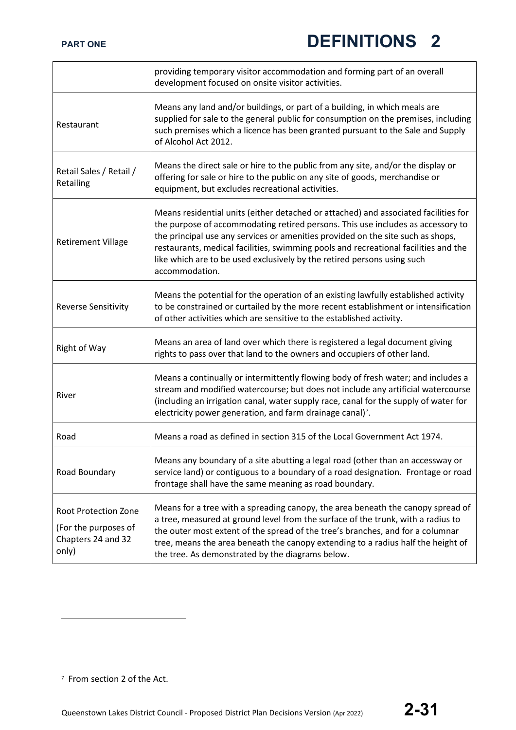| | |
|---|---|
| | providing temporary visitor accommodation and forming part of an overall development focused on onsite visitor activities. |
| Restaurant | Means any land and/or buildings, or part of a building, in which meals are supplied for sale to the general public for consumption on the premises, including such premises which a licence has been granted pursuant to the Sale and Supply of Alcohol Act 2012. |
| Retail Sales / Retail / Retailing | Means the direct sale or hire to the public from any site, and/or the display or offering for sale or hire to the public on any site of goods, merchandise or equipment, but excludes recreational activities. |
| Retirement Village | Means residential units (either detached or attached) and associated facilities for the purpose of accommodating retired persons. This use includes as accessory to the principal use any services or amenities provided on the site such as shops, restaurants, medical facilities, swimming pools and recreational facilities and the like which are to be used exclusively by the retired persons using such accommodation. |
| Reverse Sensitivity | Means the potential for the operation of an existing lawfully established activity to be constrained or curtailed by the more recent establishment or intensification of other activities which are sensitive to the established activity. |
| Right of Way | Means an area of land over which there is registered a legal document giving rights to pass over that land to the owners and occupiers of other land. |
| River | Means a continually or intermittently flowing body of fresh water; and includes a stream and modified watercourse; but does not include any artificial watercourse (including an irrigation canal, water supply race, canal for the supply of water for electricity power generation, and farm drainage canal)[7]. |
| Road | Means a road as defined in section 315 of the Local Government Act 1974. |
| Road Boundary | Means any boundary of a site abutting a legal road (other than an accessway or service land) or contiguous to a boundary of a road designation. Frontage or road frontage shall have the same meaning as road boundary. |
| Root Protection Zone (For the purposes of Chapters 24 and 32 only) | Means for a tree with a spreading canopy, the area beneath the canopy spread of a tree, measured at ground level from the surface of the trunk, with a radius to the outer most extent of the spread of the tree's branches, and for a columnar tree, means the area beneath the canopy extending to a radius half the height of the tree. As demonstrated by the diagrams below. |

[7] From section 2 of the Act.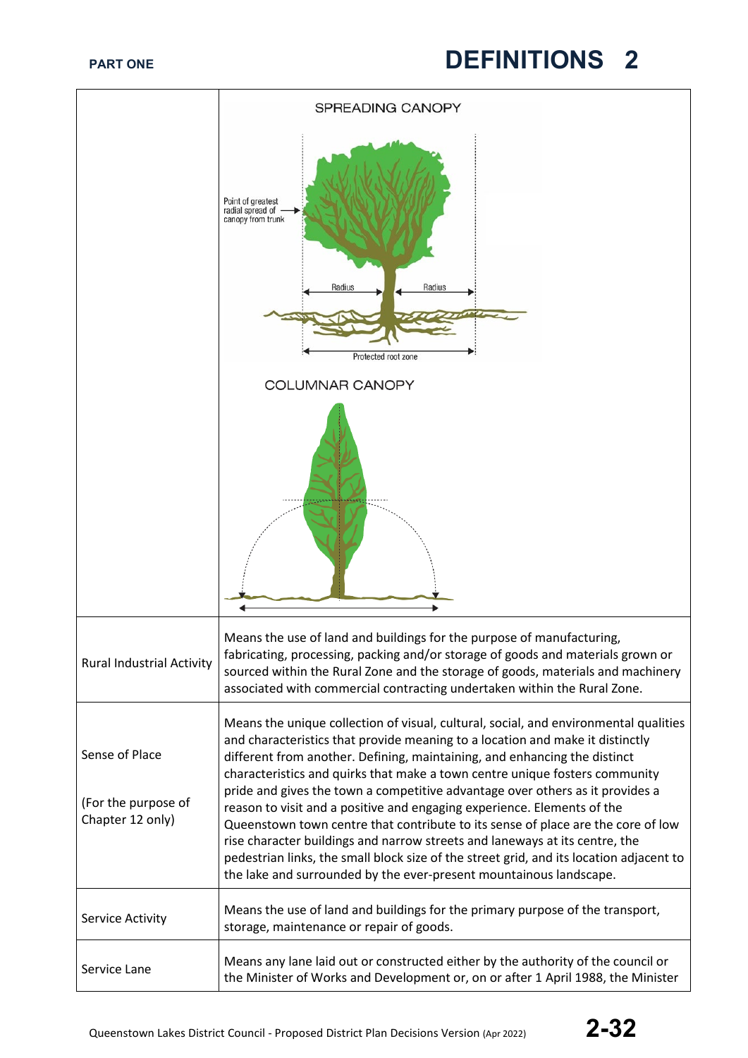| | |
|---|---|
| | SPREADING CANOPY<br><br>Point of greatest radial spread of canopy from trunk<br>Radius Radius<br>Protected root zone<br><br>COLUMNAR CANOPY |
| Rural Industrial Activity | Means the use of land and buildings for the purpose of manufacturing, fabricating, processing, packing and/or storage of goods and materials grown or sourced within the Rural Zone and the storage of goods, materials and machinery associated with commercial contracting undertaken within the Rural Zone. |
| Sense of Place<br><br>(For the purpose of Chapter 12 only) | Means the unique collection of visual, cultural, social, and environmental qualities and characteristics that provide meaning to a location and make it distinctly different from another. Defining, maintaining, and enhancing the distinct characteristics and quirks that make a town centre unique fosters community pride and gives the town a competitive advantage over others as it provides a reason to visit and a positive and engaging experience. Elements of the Queenstown town centre that contribute to its sense of place are the core of low rise character buildings and narrow streets and laneways at its centre, the pedestrian links, the small block size of the street grid, and its location adjacent to the lake and surrounded by the ever-present mountainous landscape. |
| Service Activity | Means the use of land and buildings for the primary purpose of the transport, storage, maintenance or repair of goods. |
| Service Lane | Means any lane laid out or constructed either by the authority of the council or the Minister of Works and Development or, on or after 1 April 1988, the Minister |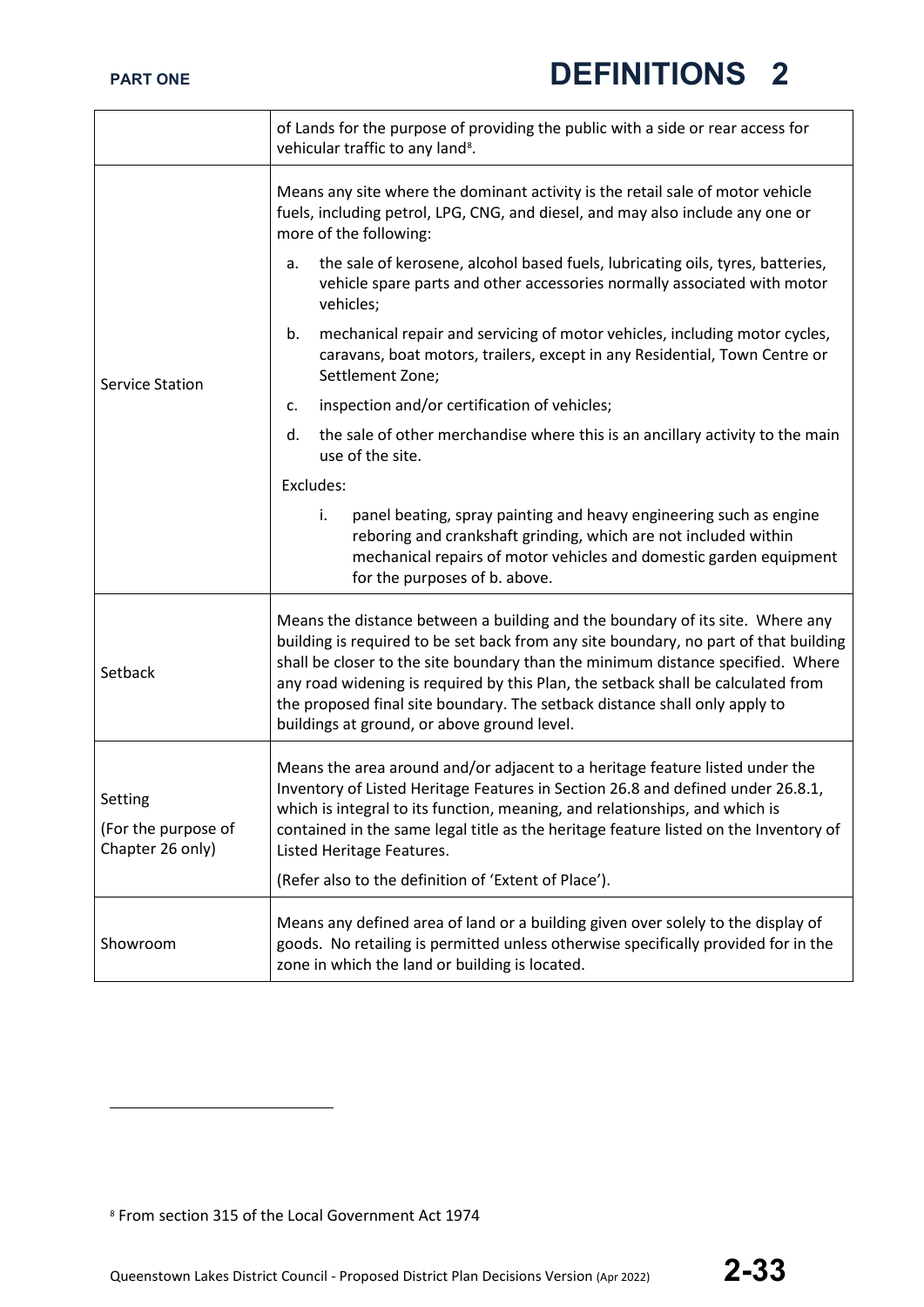| | |
|---|---|
| | of Lands for the purpose of providing the public with a side or rear access for vehicular traffic to any land[8]. |
| Service Station | Means any site where the dominant activity is the retail sale of motor vehicle fuels, including petrol, LPG, CNG, and diesel, and may also include any one or more of the following:<br><br>a. the sale of kerosene, alcohol based fuels, lubricating oils, tyres, batteries, vehicle spare parts and other accessories normally associated with motor vehicles;<br><br>b. mechanical repair and servicing of motor vehicles, including motor cycles, caravans, boat motors, trailers, except in any Residential, Town Centre or Settlement Zone;<br><br>c. inspection and/or certification of vehicles;<br><br>d. the sale of other merchandise where this is an ancillary activity to the main use of the site.<br><br>Excludes:<br><br>i. panel beating, spray painting and heavy engineering such as engine reboring and crankshaft grinding, which are not included within mechanical repairs of motor vehicles and domestic garden equipment for the purposes of b. above. |
| Setback | Means the distance between a building and the boundary of its site. Where any building is required to be set back from any site boundary, no part of that building shall be closer to the site boundary than the minimum distance specified. Where any road widening is required by this Plan, the setback shall be calculated from the proposed final site boundary. The setback distance shall only apply to buildings at ground, or above ground level. |
| Setting<br><br>(For the purpose of Chapter 26 only) | Means the area around and/or adjacent to a heritage feature listed under the Inventory of Listed Heritage Features in Section 26.8 and defined under 26.8.1, which is integral to its function, meaning, and relationships, and which is contained in the same legal title as the heritage feature listed on the Inventory of Listed Heritage Features.<br><br>(Refer also to the definition of 'Extent of Place'). |
| Showroom | Means any defined area of land or a building given over solely to the display of goods. No retailing is permitted unless otherwise specifically provided for in the zone in which the land or building is located. |

[8] From section 315 of the Local Government Act 1974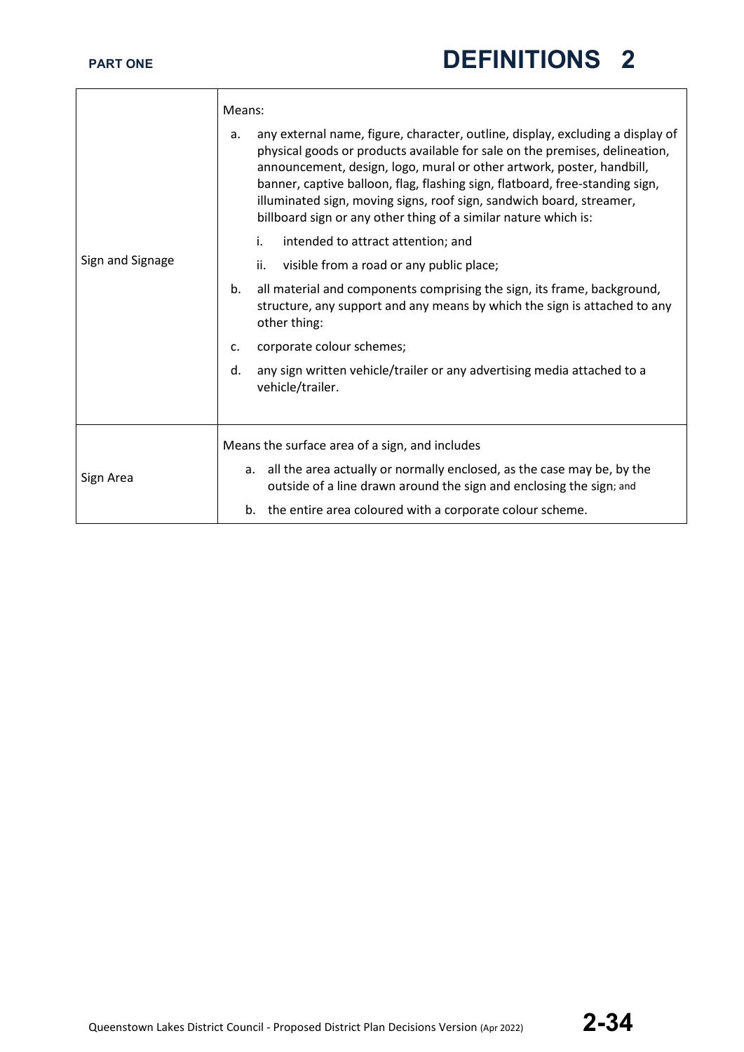| | |
|---|---|
| Sign and Signage | Means:<br><br>a. any external name, figure, character, outline, display, excluding a display of physical goods or products available for sale on the premises, delineation, announcement, design, logo, mural or other artwork, poster, handbill, banner, captive balloon, flag, flashing sign, flatboard, free-standing sign, illuminated sign, moving signs, roof sign, sandwich board, streamer, billboard sign or any other thing of a similar nature which is:<br><br>i. intended to attract attention; and<br><br>ii. visible from a road or any public place;<br><br>b. all material and components comprising the sign, its frame, background, structure, any support and any means by which the sign is attached to any other thing:<br><br>c. corporate colour schemes;<br><br>d. any sign written vehicle/trailer or any advertising media attached to a vehicle/trailer. |
| Sign Area | Means the surface area of a sign, and includes<br><br>a. all the area actually or normally enclosed, as the case may be, by the outside of a line drawn around the sign and enclosing the sign; and<br><br>b. the entire area coloured with a corporate colour scheme. |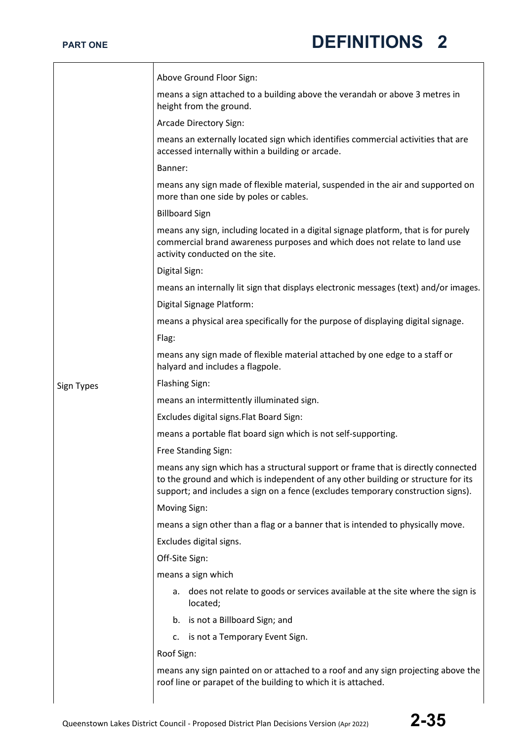| | |
|---|---|
| Sign Types | Above Ground Floor Sign:<br><br>means a sign attached to a building above the verandah or above 3 metres in height from the ground.<br><br>Arcade Directory Sign:<br><br>means an externally located sign which identifies commercial activities that are accessed internally within a building or arcade.<br><br>Banner:<br><br>means any sign made of flexible material, suspended in the air and supported on more than one side by poles or cables.<br><br>Billboard Sign<br><br>means any sign, including located in a digital signage platform, that is for purely commercial brand awareness purposes and which does not relate to land use activity conducted on the site.<br><br>Digital Sign:<br><br>means an internally lit sign that displays electronic messages (text) and/or images.<br><br>Digital Signage Platform:<br><br>means a physical area specifically for the purpose of displaying digital signage.<br><br>Flag:<br><br>means any sign made of flexible material attached by one edge to a staff or halyard and includes a flagpole.<br><br>Flashing Sign:<br><br>means an intermittently illuminated sign.<br><br>Excludes digital signs.Flat Board Sign:<br><br>means a portable flat board sign which is not self-supporting.<br><br>Free Standing Sign:<br><br>means any sign which has a structural support or frame that is directly connected to the ground and which is independent of any other building or structure for its support; and includes a sign on a fence (excludes temporary construction signs).<br><br>Moving Sign:<br><br>means a sign other than a flag or a banner that is intended to physically move.<br><br>Excludes digital signs.<br><br>Off-Site Sign:<br><br>means a sign which<br><br>a. does not relate to goods or services available at the site where the sign is located;<br>b. is not a Billboard Sign; and<br>c. is not a Temporary Event Sign.<br><br>Roof Sign:<br><br>means any sign painted on or attached to a roof and any sign projecting above the roof line or parapet of the building to which it is attached. |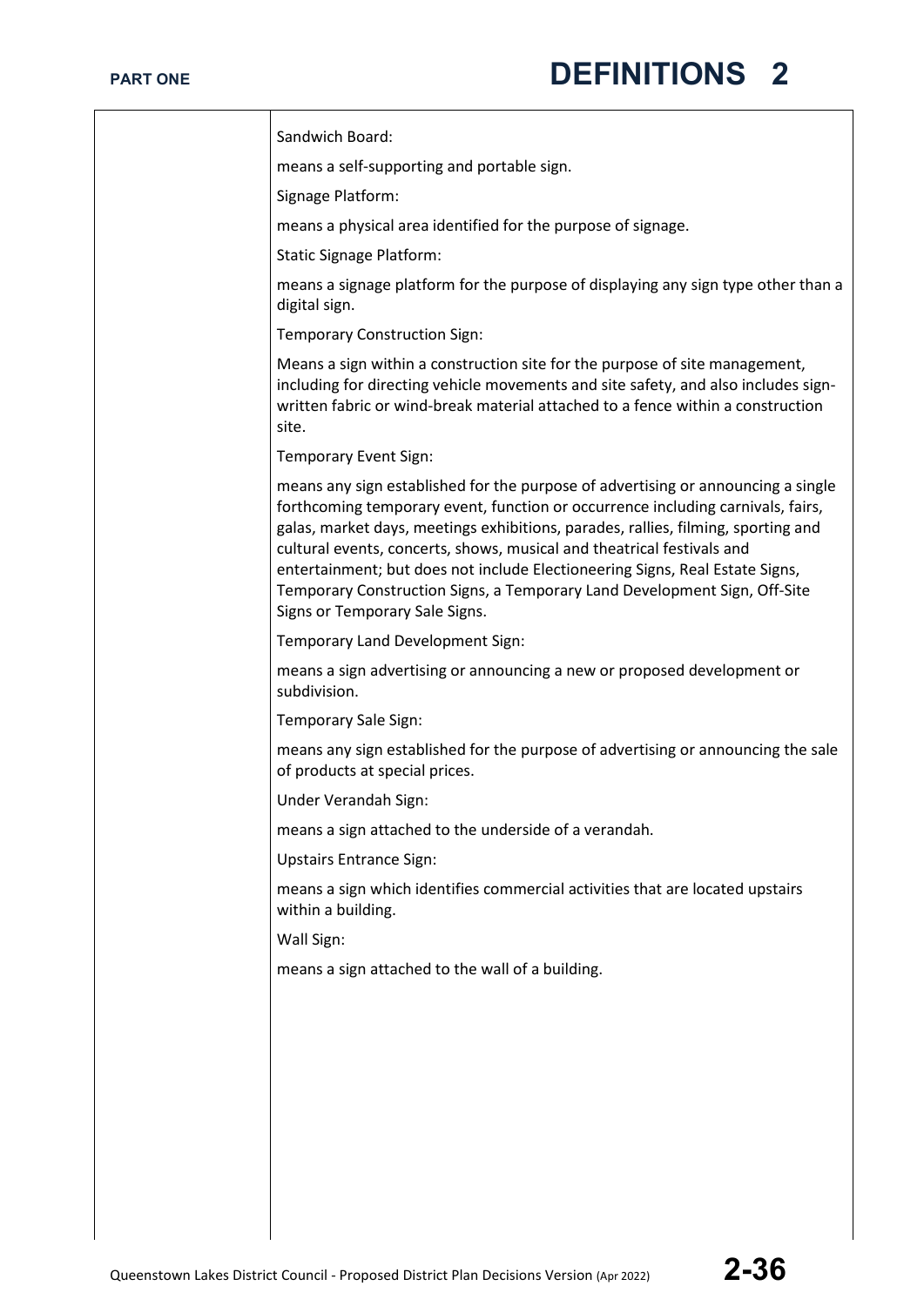Sandwich Board:

means a self-supporting and portable sign.

Signage Platform:

means a physical area identified for the purpose of signage.

Static Signage Platform:

means a signage platform for the purpose of displaying any sign type other than a digital sign.

Temporary Construction Sign:

Means a sign within a construction site for the purpose of site management, including for directing vehicle movements and site safety, and also includes sign-written fabric or wind-break material attached to a fence within a construction site.

Temporary Event Sign:

means any sign established for the purpose of advertising or announcing a single forthcoming temporary event, function or occurrence including carnivals, fairs, galas, market days, meetings exhibitions, parades, rallies, filming, sporting and cultural events, concerts, shows, musical and theatrical festivals and entertainment; but does not include Electioneering Signs, Real Estate Signs, Temporary Construction Signs, a Temporary Land Development Sign, Off-Site Signs or Temporary Sale Signs.

Temporary Land Development Sign:

means a sign advertising or announcing a new or proposed development or subdivision.

Temporary Sale Sign:

means any sign established for the purpose of advertising or announcing the sale of products at special prices.

Under Verandah Sign:

means a sign attached to the underside of a verandah.

Upstairs Entrance Sign:

means a sign which identifies commercial activities that are located upstairs within a building.

Wall Sign:

means a sign attached to the wall of a building.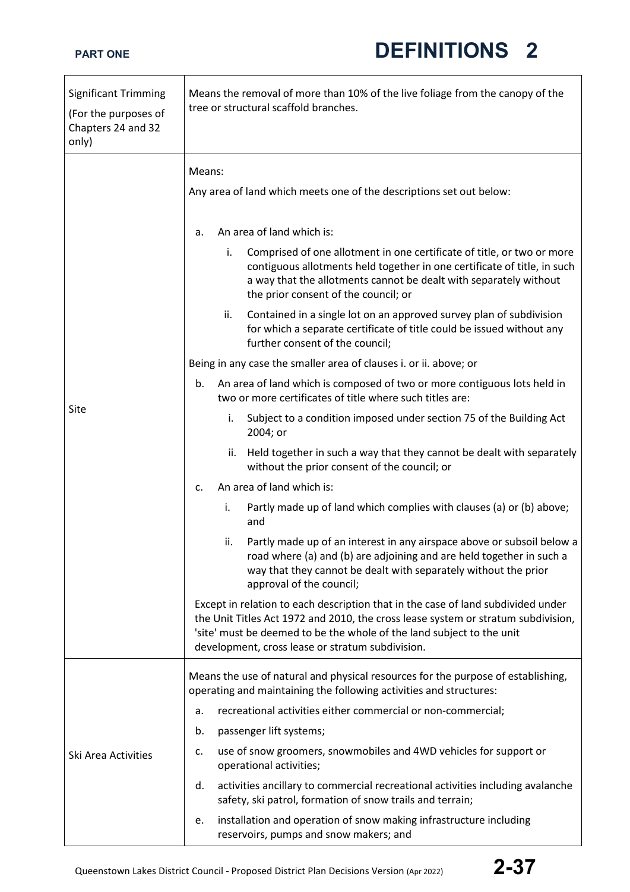| | |
|---|---|
| Significant Trimming<br>(For the purposes of Chapters 24 and 32 only) | Means the removal of more than 10% of the live foliage from the canopy of the tree or structural scaffold branches. |
| Site | Means:<br>Any area of land which meets one of the descriptions set out below:<br>a. An area of land which is:<br>i. Comprised of one allotment in one certificate of title, or two or more contiguous allotments held together in one certificate of title, in such a way that the allotments cannot be dealt with separately without the prior consent of the council; or<br>ii. Contained in a single lot on an approved survey plan of subdivision for which a separate certificate of title could be issued without any further consent of the council;<br>Being in any case the smaller area of clauses i. or ii. above; or<br>b. An area of land which is composed of two or more contiguous lots held in two or more certificates of title where such titles are:<br>i. Subject to a condition imposed under section 75 of the Building Act 2004; or<br>ii. Held together in such a way that they cannot be dealt with separately without the prior consent of the council; or<br>c. An area of land which is:<br>i. Partly made up of land which complies with clauses (a) or (b) above; and<br>ii. Partly made up of an interest in any airspace above or subsoil below a road where (a) and (b) are adjoining and are held together in such a way that they cannot be dealt with separately without the prior approval of the council;<br>Except in relation to each description that in the case of land subdivided under the Unit Titles Act 1972 and 2010, the cross lease system or stratum subdivision, 'site' must be deemed to be the whole of the land subject to the unit development, cross lease or stratum subdivision. |
| Ski Area Activities | Means the use of natural and physical resources for the purpose of establishing, operating and maintaining the following activities and structures:<br>a. recreational activities either commercial or non-commercial;<br>b. passenger lift systems;<br>c. use of snow groomers, snowmobiles and 4WD vehicles for support or operational activities;<br>d. activities ancillary to commercial recreational activities including avalanche safety, ski patrol, formation of snow trails and terrain;<br>e. installation and operation of snow making infrastructure including reservoirs, pumps and snow makers; and |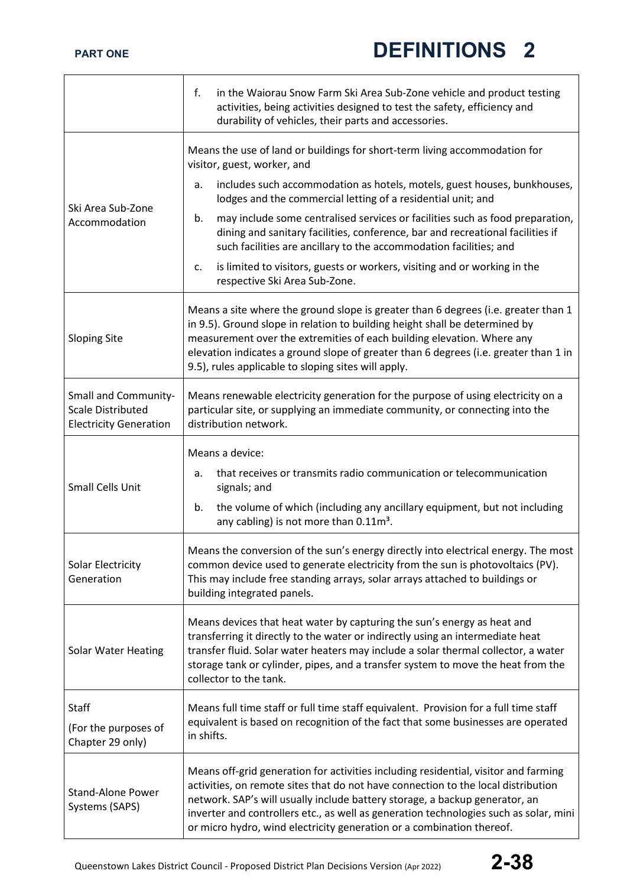| | |
|---|---|
| | f. in the Waiorau Snow Farm Ski Area Sub-Zone vehicle and product testing activities, being activities designed to test the safety, efficiency and durability of vehicles, their parts and accessories. |
| Ski Area Sub-Zone Accommodation | Means the use of land or buildings for short-term living accommodation for visitor, guest, worker, and<br>a. includes such accommodation as hotels, motels, guest houses, bunkhouses, lodges and the commercial letting of a residential unit; and<br>b. may include some centralised services or facilities such as food preparation, dining and sanitary facilities, conference, bar and recreational facilities if such facilities are ancillary to the accommodation facilities; and<br>c. is limited to visitors, guests or workers, visiting and or working in the respective Ski Area Sub-Zone. |
| Sloping Site | Means a site where the ground slope is greater than 6 degrees (i.e. greater than 1 in 9.5). Ground slope in relation to building height shall be determined by measurement over the extremities of each building elevation. Where any elevation indicates a ground slope of greater than 6 degrees (i.e. greater than 1 in 9.5), rules applicable to sloping sites will apply. |
| Small and Community-Scale Distributed Electricity Generation | Means renewable electricity generation for the purpose of using electricity on a particular site, or supplying an immediate community, or connecting into the distribution network. |
| Small Cells Unit | Means a device:<br>a. that receives or transmits radio communication or telecommunication signals; and<br>b. the volume of which (including any ancillary equipment, but not including any cabling) is not more than $0.11m^3$. |
| Solar Electricity Generation | Means the conversion of the sun's energy directly into electrical energy. The most common device used to generate electricity from the sun is photovoltaics (PV). This may include free standing arrays, solar arrays attached to buildings or building integrated panels. |
| Solar Water Heating | Means devices that heat water by capturing the sun's energy as heat and transferring it directly to the water or indirectly using an intermediate heat transfer fluid. Solar water heaters may include a solar thermal collector, a water storage tank or cylinder, pipes, and a transfer system to move the heat from the collector to the tank. |
| Staff<br>(For the purposes of Chapter 29 only) | Means full time staff or full time staff equivalent. Provision for a full time staff equivalent is based on recognition of the fact that some businesses are operated in shifts. |
| Stand-Alone Power Systems (SAPS) | Means off-grid generation for activities including residential, visitor and farming activities, on remote sites that do not have connection to the local distribution network. SAP's will usually include battery storage, a backup generator, an inverter and controllers etc., as well as generation technologies such as solar, mini or micro hydro, wind electricity generation or a combination thereof. |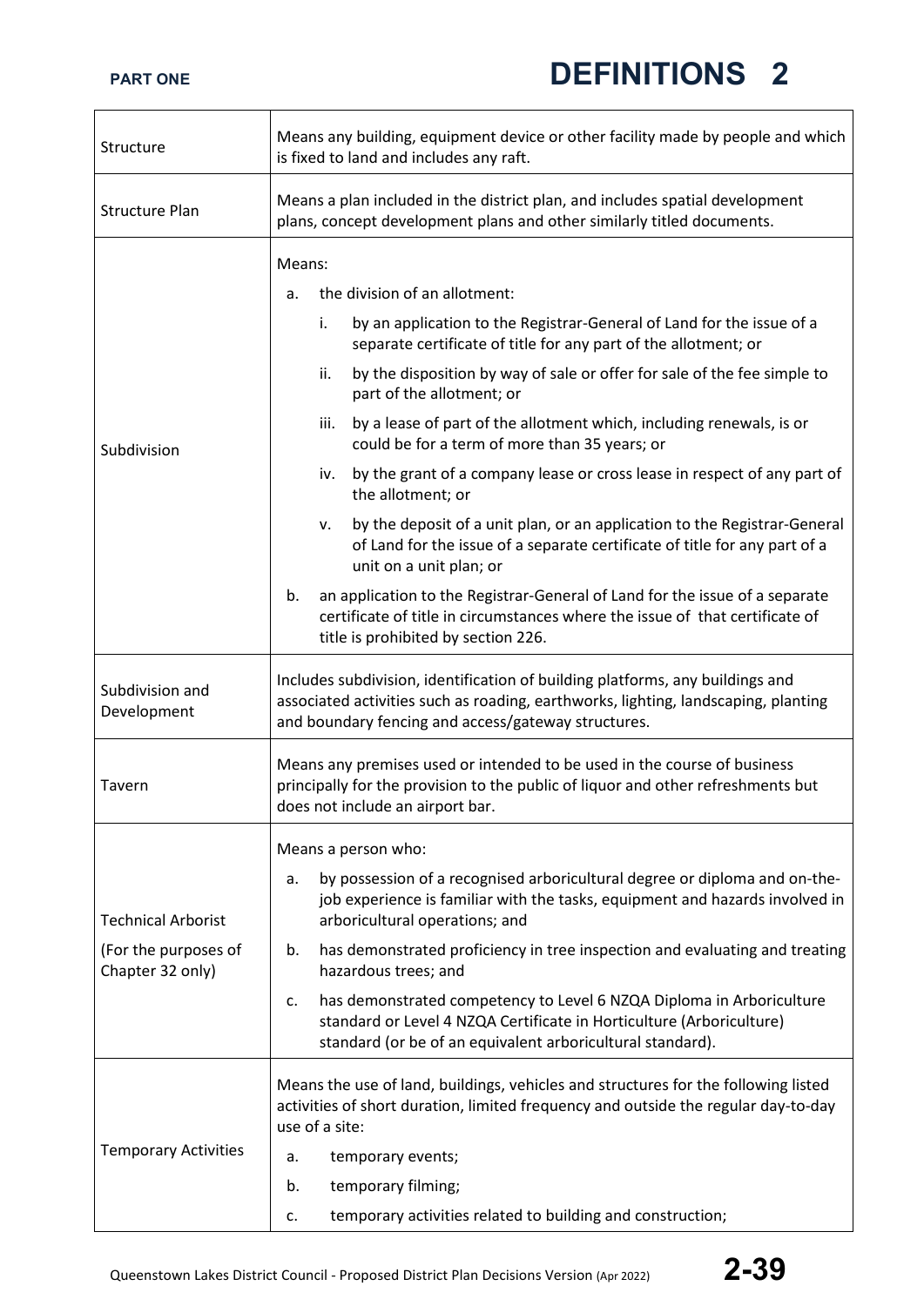| | |
|---|---|
| Structure | Means any building, equipment device or other facility made by people and which is fixed to land and includes any raft. |
| Structure Plan | Means a plan included in the district plan, and includes spatial development plans, concept development plans and other similarly titled documents. |
| Subdivision | Means:<br>a. the division of an allotment:<br>i. by an application to the Registrar-General of Land for the issue of a separate certificate of title for any part of the allotment; or<br>ii. by the disposition by way of sale or offer for sale of the fee simple to part of the allotment; or<br>iii. by a lease of part of the allotment which, including renewals, is or could be for a term of more than 35 years; or<br>iv. by the grant of a company lease or cross lease in respect of any part of the allotment; or<br>v. by the deposit of a unit plan, or an application to the Registrar-General of Land for the issue of a separate certificate of title for any part of a unit on a unit plan; or<br>b. an application to the Registrar-General of Land for the issue of a separate certificate of title in circumstances where the issue of that certificate of title is prohibited by section 226. |
| Subdivision and Development | Includes subdivision, identification of building platforms, any buildings and associated activities such as roading, earthworks, lighting, landscaping, planting and boundary fencing and access/gateway structures. |
| Tavern | Means any premises used or intended to be used in the course of business principally for the provision to the public of liquor and other refreshments but does not include an airport bar. |
| Technical Arborist<br><br>(For the purposes of Chapter 32 only) | Means a person who:<br>a. by possession of a recognised arboricultural degree or diploma and on-the-job experience is familiar with the tasks, equipment and hazards involved in arboricultural operations; and<br>b. has demonstrated proficiency in tree inspection and evaluating and treating hazardous trees; and<br>c. has demonstrated competency to Level 6 NZQA Diploma in Arboriculture standard or Level 4 NZQA Certificate in Horticulture (Arboriculture) standard (or be of an equivalent arboricultural standard). |
| Temporary Activities | Means the use of land, buildings, vehicles and structures for the following listed activities of short duration, limited frequency and outside the regular day-to-day use of a site:<br>a. temporary events;<br>b. temporary filming;<br>c. temporary activities related to building and construction; |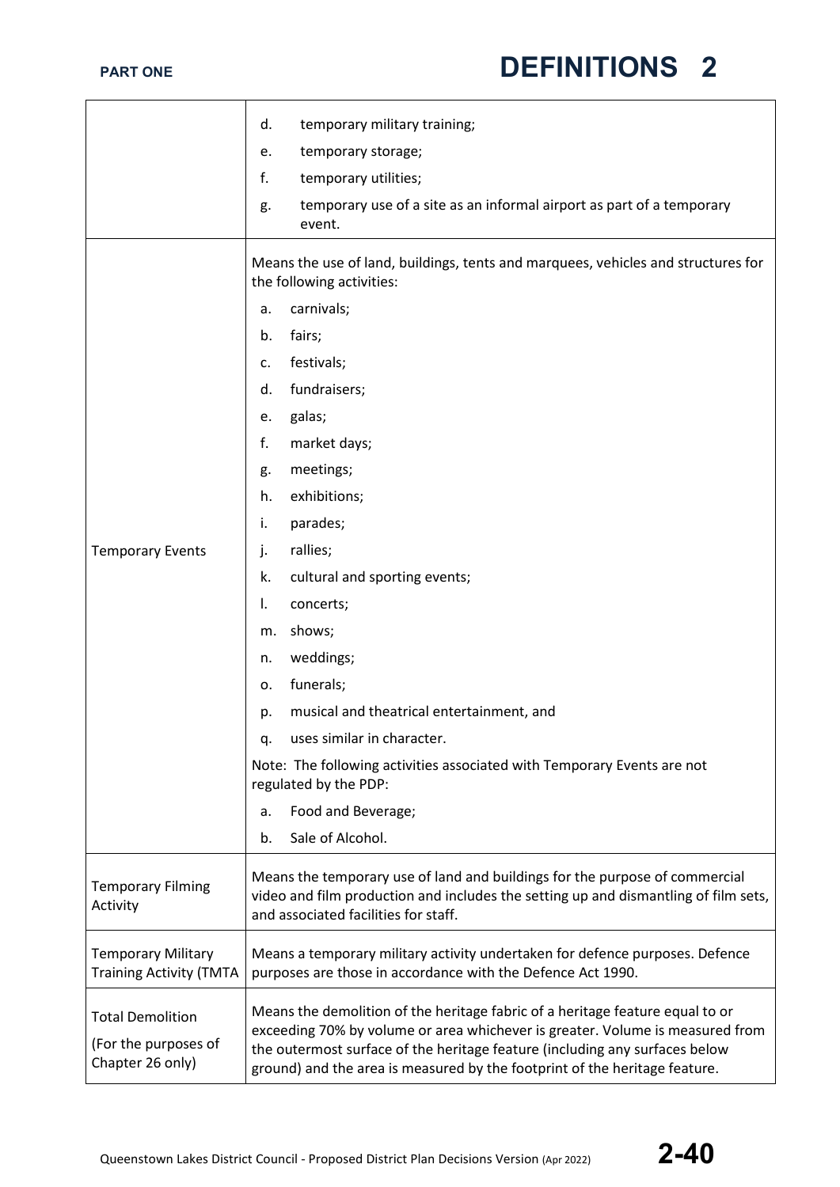| | |
|---|---|
| | d. temporary military training;<br>e. temporary storage;<br>f. temporary utilities;<br>g. temporary use of a site as an informal airport as part of a temporary event. |
| Temporary Events | Means the use of land, buildings, tents and marquees, vehicles and structures for the following activities:<br>a. carnivals;<br>b. fairs;<br>c. festivals;<br>d. fundraisers;<br>e. galas;<br>f. market days;<br>g. meetings;<br>h. exhibitions;<br>i. parades;<br>j. rallies;<br>k. cultural and sporting events;<br>l. concerts;<br>m. shows;<br>n. weddings;<br>o. funerals;<br>p. musical and theatrical entertainment, and<br>q. uses similar in character.<br>Note: The following activities associated with Temporary Events are not regulated by the PDP:<br>a. Food and Beverage;<br>b. Sale of Alcohol. |
| Temporary Filming Activity | Means the temporary use of land and buildings for the purpose of commercial video and film production and includes the setting up and dismantling of film sets, and associated facilities for staff. |
| Temporary Military Training Activity (TMTA | Means a temporary military activity undertaken for defence purposes. Defence purposes are those in accordance with the Defence Act 1990. |
| Total Demolition<br>(For the purposes of Chapter 26 only) | Means the demolition of the heritage fabric of a heritage feature equal to or exceeding 70% by volume or area whichever is greater. Volume is measured from the outermost surface of the heritage feature (including any surfaces below ground) and the area is measured by the footprint of the heritage feature. |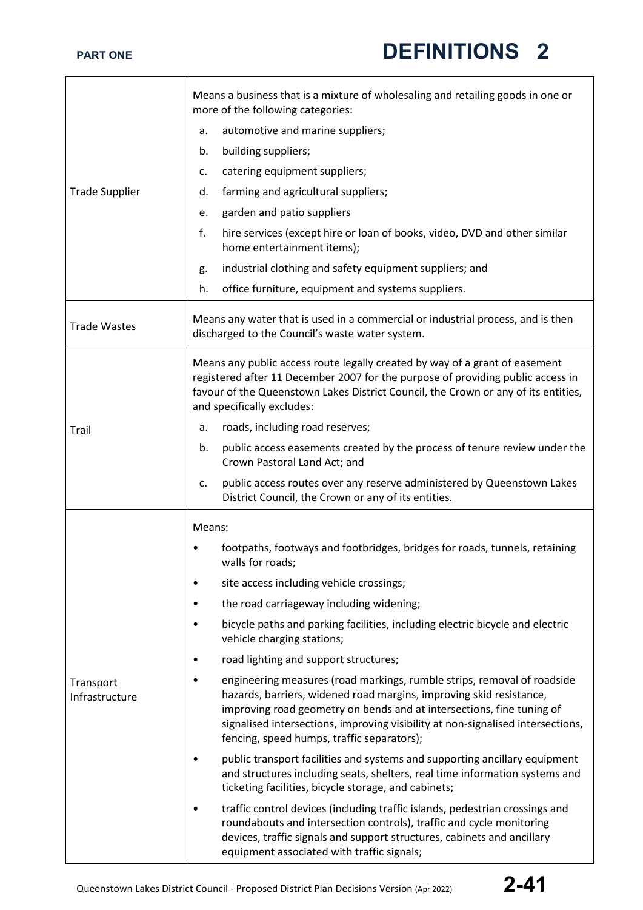| | |
|---|---|
| Trade Supplier | Means a business that is a mixture of wholesaling and retailing goods in one or more of the following categories:<br>a. automotive and marine suppliers;<br>b. building suppliers;<br>c. catering equipment suppliers;<br>d. farming and agricultural suppliers;<br>e. garden and patio suppliers<br>f. hire services (except hire or loan of books, video, DVD and other similar home entertainment items);<br>g. industrial clothing and safety equipment suppliers; and<br>h. office furniture, equipment and systems suppliers. |
| Trade Wastes | Means any water that is used in a commercial or industrial process, and is then discharged to the Council's waste water system. |
| Trail | Means any public access route legally created by way of a grant of easement registered after 11 December 2007 for the purpose of providing public access in favour of the Queenstown Lakes District Council, the Crown or any of its entities, and specifically excludes:<br>a. roads, including road reserves;<br>b. public access easements created by the process of tenure review under the Crown Pastoral Land Act; and<br>c. public access routes over any reserve administered by Queenstown Lakes District Council, the Crown or any of its entities. |
| Transport Infrastructure | Means:<br>• footpaths, footways and footbridges, bridges for roads, tunnels, retaining walls for roads;<br>• site access including vehicle crossings;<br>• the road carriageway including widening;<br>• bicycle paths and parking facilities, including electric bicycle and electric vehicle charging stations;<br>• road lighting and support structures;<br>• engineering measures (road markings, rumble strips, removal of roadside hazards, barriers, widened road margins, improving skid resistance, improving road geometry on bends and at intersections, fine tuning of signalised intersections, improving visibility at non-signalised intersections, fencing, speed humps, traffic separators);<br>• public transport facilities and systems and supporting ancillary equipment and structures including seats, shelters, real time information systems and ticketing facilities, bicycle storage, and cabinets;<br>• traffic control devices (including traffic islands, pedestrian crossings and roundabouts and intersection controls), traffic and cycle monitoring devices, traffic signals and support structures, cabinets and ancillary equipment associated with traffic signals; |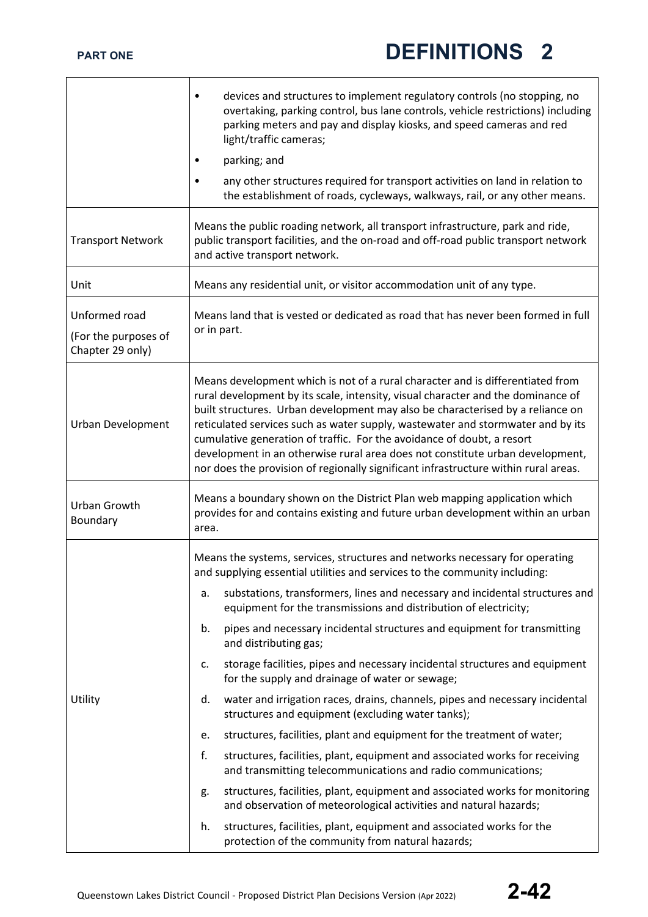| | |
|---|---|
| | • devices and structures to implement regulatory controls (no stopping, no overtaking, parking control, bus lane controls, vehicle restrictions) including parking meters and pay and display kiosks, and speed cameras and red light/traffic cameras;<br>• parking; and<br>• any other structures required for transport activities on land in relation to the establishment of roads, cycleways, walkways, rail, or any other means. |
| Transport Network | Means the public roading network, all transport infrastructure, park and ride, public transport facilities, and the on-road and off-road public transport network and active transport network. |
| Unit | Means any residential unit, or visitor accommodation unit of any type. |
| Unformed road<br>(For the purposes of Chapter 29 only) | Means land that is vested or dedicated as road that has never been formed in full or in part. |
| Urban Development | Means development which is not of a rural character and is differentiated from rural development by its scale, intensity, visual character and the dominance of built structures. Urban development may also be characterised by a reliance on reticulated services such as water supply, wastewater and stormwater and by its cumulative generation of traffic. For the avoidance of doubt, a resort development in an otherwise rural area does not constitute urban development, nor does the provision of regionally significant infrastructure within rural areas. |
| Urban Growth Boundary | Means a boundary shown on the District Plan web mapping application which provides for and contains existing and future urban development within an urban area. |
| Utility | Means the systems, services, structures and networks necessary for operating and supplying essential utilities and services to the community including:<br>a. substations, transformers, lines and necessary and incidental structures and equipment for the transmissions and distribution of electricity;<br>b. pipes and necessary incidental structures and equipment for transmitting and distributing gas;<br>c. storage facilities, pipes and necessary incidental structures and equipment for the supply and drainage of water or sewage;<br>d. water and irrigation races, drains, channels, pipes and necessary incidental structures and equipment (excluding water tanks);<br>e. structures, facilities, plant and equipment for the treatment of water;<br>f. structures, facilities, plant, equipment and associated works for receiving and transmitting telecommunications and radio communications;<br>g. structures, facilities, plant, equipment and associated works for monitoring and observation of meteorological activities and natural hazards;<br>h. structures, facilities, plant, equipment and associated works for the protection of the community from natural hazards; |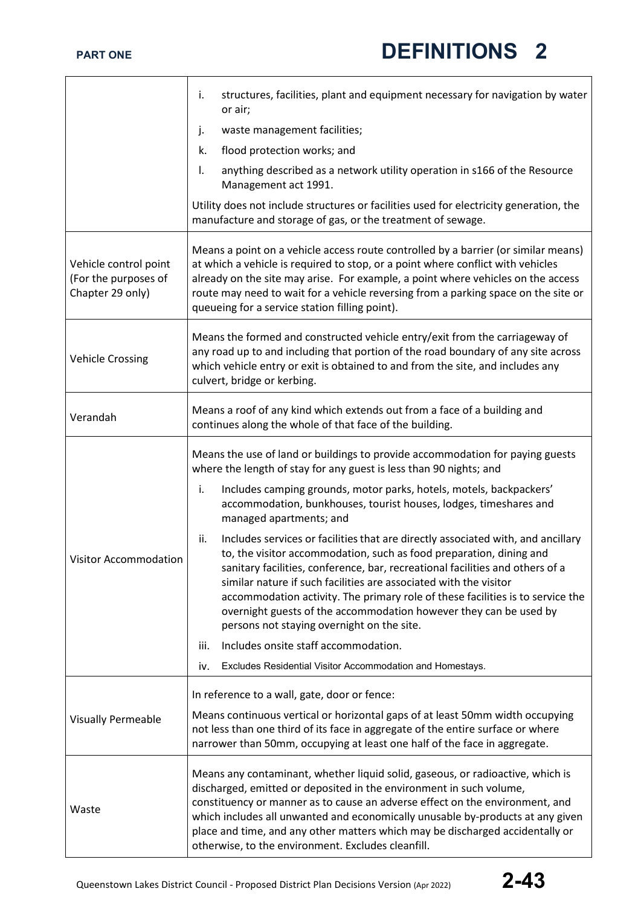| | |
|---|---|
| | i. structures, facilities, plant and equipment necessary for navigation by water or air;<br>j. waste management facilities;<br>k. flood protection works; and<br>l. anything described as a network utility operation in s166 of the Resource Management act 1991.<br><br>Utility does not include structures or facilities used for electricity generation, the manufacture and storage of gas, or the treatment of sewage. |
| Vehicle control point (For the purposes of Chapter 29 only) | Means a point on a vehicle access route controlled by a barrier (or similar means) at which a vehicle is required to stop, or a point where conflict with vehicles already on the site may arise. For example, a point where vehicles on the access route may need to wait for a vehicle reversing from a parking space on the site or queueing for a service station filling point). |
| Vehicle Crossing | Means the formed and constructed vehicle entry/exit from the carriageway of any road up to and including that portion of the road boundary of any site across which vehicle entry or exit is obtained to and from the site, and includes any culvert, bridge or kerbing. |
| Verandah | Means a roof of any kind which extends out from a face of a building and continues along the whole of that face of the building. |
| Visitor Accommodation | Means the use of land or buildings to provide accommodation for paying guests where the length of stay for any guest is less than 90 nights; and<br>i. Includes camping grounds, motor parks, hotels, motels, backpackers' accommodation, bunkhouses, tourist houses, lodges, timeshares and managed apartments; and<br>ii. Includes services or facilities that are directly associated with, and ancillary to, the visitor accommodation, such as food preparation, dining and sanitary facilities, conference, bar, recreational facilities and others of a similar nature if such facilities are associated with the visitor accommodation activity. The primary role of these facilities is to service the overnight guests of the accommodation however they can be used by persons not staying overnight on the site.<br>iii. Includes onsite staff accommodation.<br>iv. Excludes Residential Visitor Accommodation and Homestays. |
| Visually Permeable | In reference to a wall, gate, door or fence:<br><br>Means continuous vertical or horizontal gaps of at least 50mm width occupying not less than one third of its face in aggregate of the entire surface or where narrower than 50mm, occupying at least one half of the face in aggregate. |
| Waste | Means any contaminant, whether liquid solid, gaseous, or radioactive, which is discharged, emitted or deposited in the environment in such volume, constituency or manner as to cause an adverse effect on the environment, and which includes all unwanted and economically unusable by-products at any given place and time, and any other matters which may be discharged accidentally or otherwise, to the environment. Excludes cleanfill. |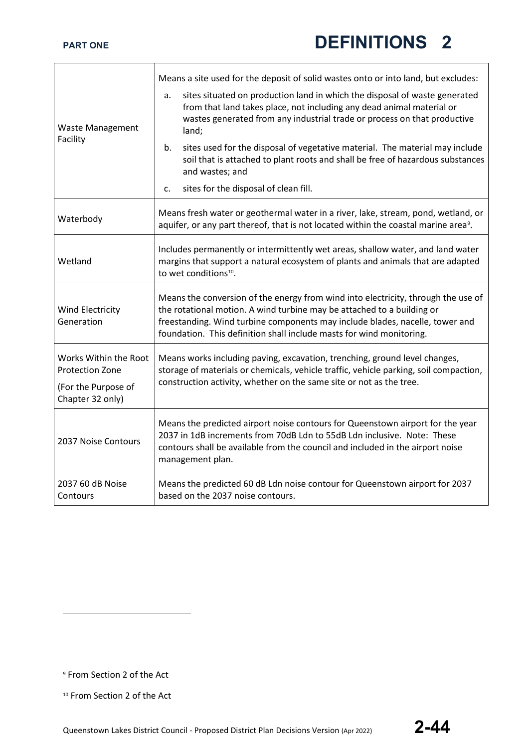| | |
|---|---|
| Waste Management Facility | Means a site used for the deposit of solid wastes onto or into land, but excludes:<br>a. sites situated on production land in which the disposal of waste generated from that land takes place, not including any dead animal material or wastes generated from any industrial trade or process on that productive land;<br>b. sites used for the disposal of vegetative material. The material may include soil that is attached to plant roots and shall be free of hazardous substances and wastes; and<br>c. sites for the disposal of clean fill. |
| Waterbody | Means fresh water or geothermal water in a river, lake, stream, pond, wetland, or aquifer, or any part thereof, that is not located within the coastal marine area[9]. |
| Wetland | Includes permanently or intermittently wet areas, shallow water, and land water margins that support a natural ecosystem of plants and animals that are adapted to wet conditions[10]. |
| Wind Electricity Generation | Means the conversion of the energy from wind into electricity, through the use of the rotational motion. A wind turbine may be attached to a building or freestanding. Wind turbine components may include blades, nacelle, tower and foundation. This definition shall include masts for wind monitoring. |
| Works Within the Root Protection Zone<br>(For the Purpose of Chapter 32 only) | Means works including paving, excavation, trenching, ground level changes, storage of materials or chemicals, vehicle traffic, vehicle parking, soil compaction, construction activity, whether on the same site or not as the tree. |
| 2037 Noise Contours | Means the predicted airport noise contours for Queenstown airport for the year 2037 in 1dB increments from 70dB Ldn to 55dB Ldn inclusive. Note: These contours shall be available from the council and included in the airport noise management plan. |
| 2037 60 dB Noise Contours | Means the predicted 60 dB Ldn noise contour for Queenstown airport for 2037 based on the 2037 noise contours. |

[9] From Section 2 of the Act

[10] From Section 2 of the Act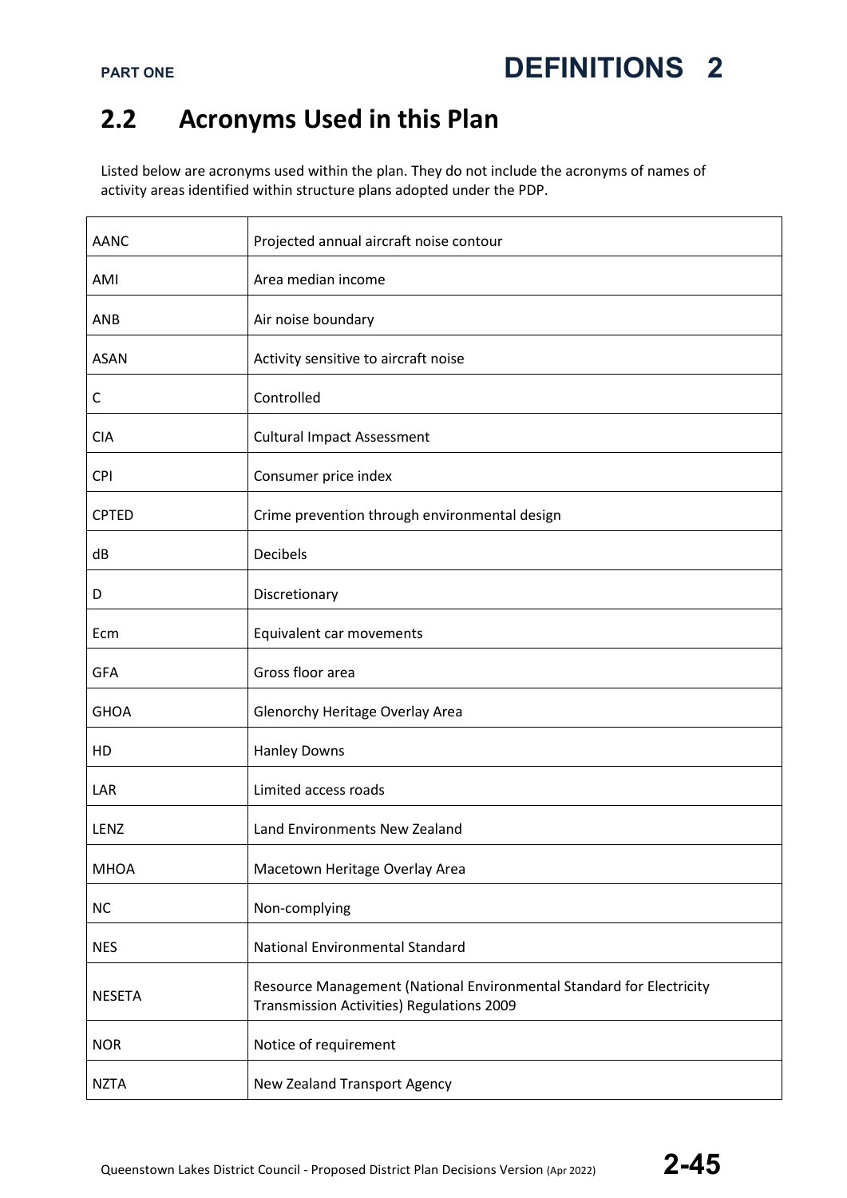## 2.2 Acronyms Used in this Plan

Listed below are acronyms used within the plan. They do not include the acronyms of names of activity areas identified within structure plans adopted under the PDP.

| | |
|---|---|
| AANC | Projected annual aircraft noise contour |
| AMI | Area median income |
| ANB | Air noise boundary |
| ASAN | Activity sensitive to aircraft noise |
| C | Controlled |
| CIA | Cultural Impact Assessment |
| CPI | Consumer price index |
| CPTED | Crime prevention through environmental design |
| dB | Decibels |
| D | Discretionary |
| Ecm | Equivalent car movements |
| GFA | Gross floor area |
| GHOA | Glenorchy Heritage Overlay Area |
| HD | Hanley Downs |
| LAR | Limited access roads |
| LENZ | Land Environments New Zealand |
| MHOA | Macetown Heritage Overlay Area |
| NC | Non-complying |
| NES | National Environmental Standard |
| NESETA | Resource Management (National Environmental Standard for Electricity Transmission Activities) Regulations 2009 |
| NOR | Notice of requirement |
| NZTA | New Zealand Transport Agency |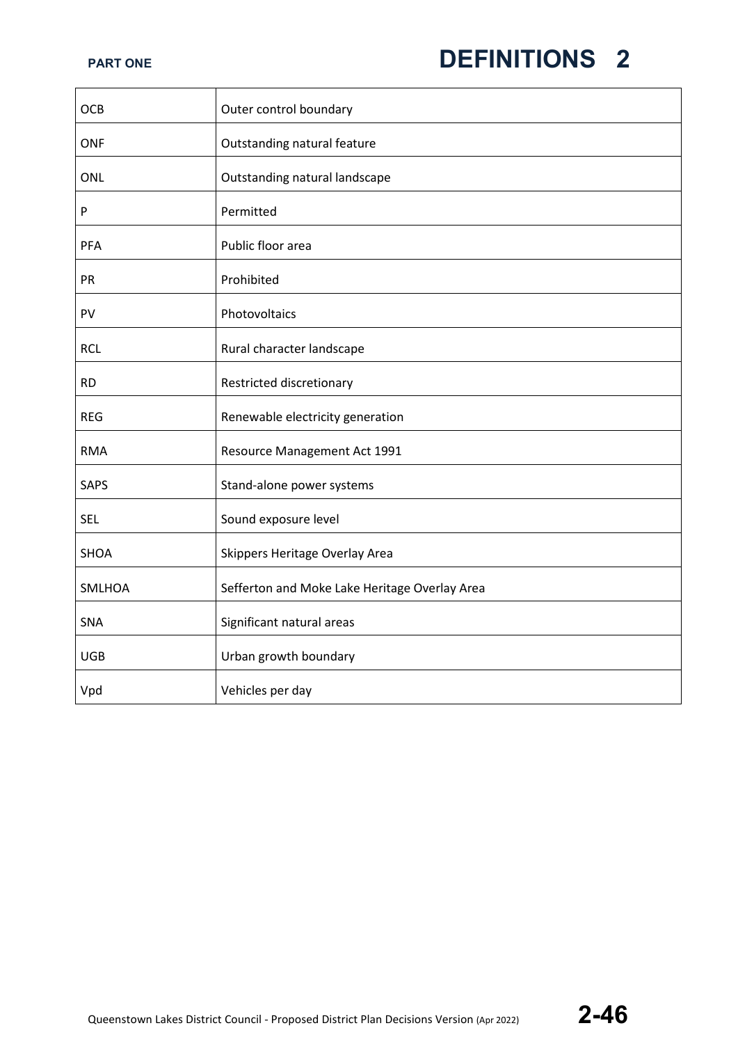| | |
|---|---|
| OCB | Outer control boundary |
| ONF | Outstanding natural feature |
| ONL | Outstanding natural landscape |
| P | Permitted |
| PFA | Public floor area |
| PR | Prohibited |
| PV | Photovoltaics |
| RCL | Rural character landscape |
| RD | Restricted discretionary |
| REG | Renewable electricity generation |
| RMA | Resource Management Act 1991 |
| SAPS | Stand-alone power systems |
| SEL | Sound exposure level |
| SHOA | Skippers Heritage Overlay Area |
| SMLHOA | Sefferton and Moke Lake Heritage Overlay Area |
| SNA | Significant natural areas |
| UGB | Urban growth boundary |
| Vpd | Vehicles per day |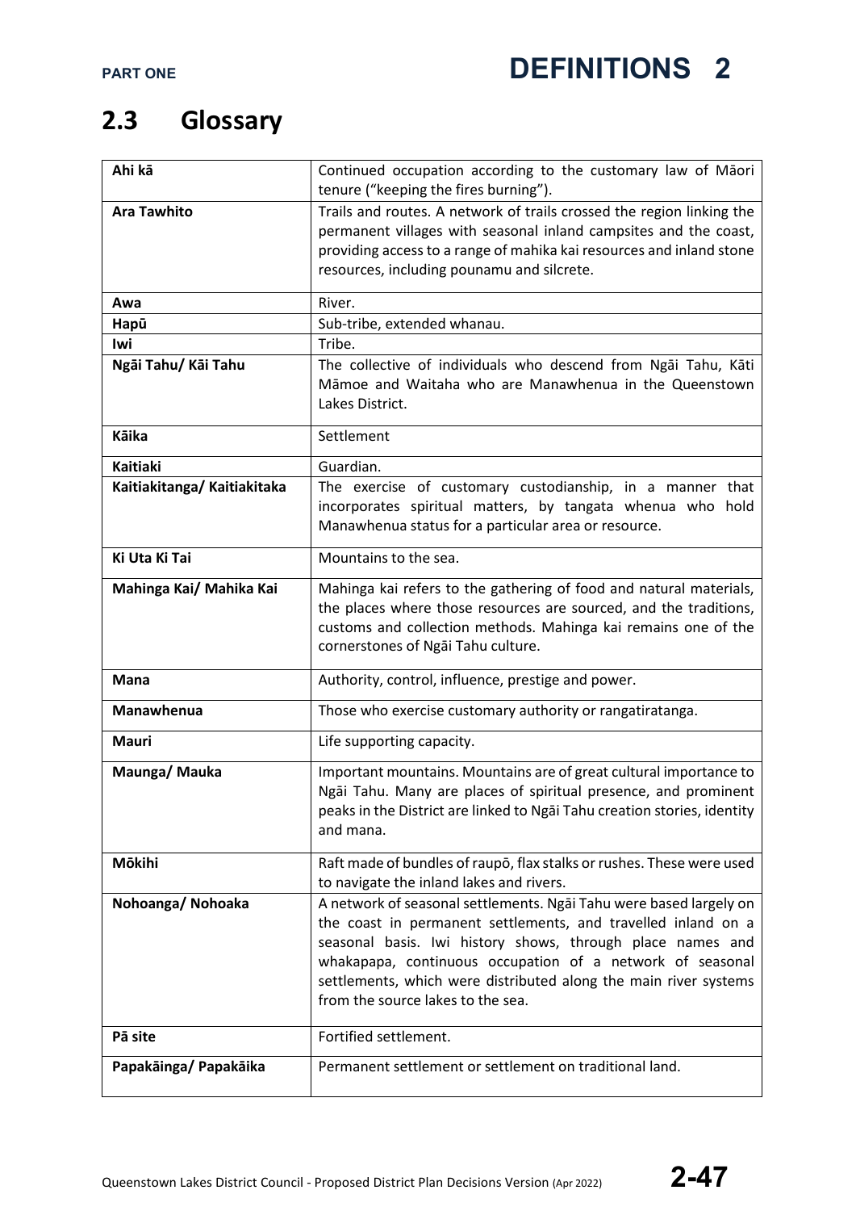## 2.3 Glossary

| | |
|---|---|
| **Ahi kā** | Continued occupation according to the customary law of Māori tenure ("keeping the fires burning"). |
| **Ara Tawhito** | Trails and routes. A network of trails crossed the region linking the permanent villages with seasonal inland campsites and the coast, providing access to a range of mahika kai resources and inland stone resources, including pounamu and silcrete. |
| **Awa** | River. |
| **Hapū** | Sub-tribe, extended whanau. |
| **Iwi** | Tribe. |
| **Ngāi Tahu/ Kāi Tahu** | The collective of individuals who descend from Ngāi Tahu, Kāti Māmoe and Waitaha who are Manawhenua in the Queenstown Lakes District. |
| **Kāika** | Settlement |
| **Kaitiaki** | Guardian. |
| **Kaitiakitanga/ Kaitiakitaka** | The exercise of customary custodianship, in a manner that incorporates spiritual matters, by tangata whenua who hold Manawhenua status for a particular area or resource. |
| **Ki Uta Ki Tai** | Mountains to the sea. |
| **Mahinga Kai/ Mahika Kai** | Mahinga kai refers to the gathering of food and natural materials, the places where those resources are sourced, and the traditions, customs and collection methods. Mahinga kai remains one of the cornerstones of Ngāi Tahu culture. |
| **Mana** | Authority, control, influence, prestige and power. |
| **Manawhenua** | Those who exercise customary authority or rangatiratanga. |
| **Mauri** | Life supporting capacity. |
| **Maunga/ Mauka** | Important mountains. Mountains are of great cultural importance to Ngāi Tahu. Many are places of spiritual presence, and prominent peaks in the District are linked to Ngāi Tahu creation stories, identity and mana. |
| **Mōkihi** | Raft made of bundles of raupō, flax stalks or rushes. These were used to navigate the inland lakes and rivers. |
| **Nohoanga/ Nohoaka** | A network of seasonal settlements. Ngāi Tahu were based largely on the coast in permanent settlements, and travelled inland on a seasonal basis. Iwi history shows, through place names and whakapapa, continuous occupation of a network of seasonal settlements, which were distributed along the main river systems from the source lakes to the sea. |
| **Pā site** | Fortified settlement. |
| **Papakāinga/ Papakāika** | Permanent settlement or settlement on traditional land. |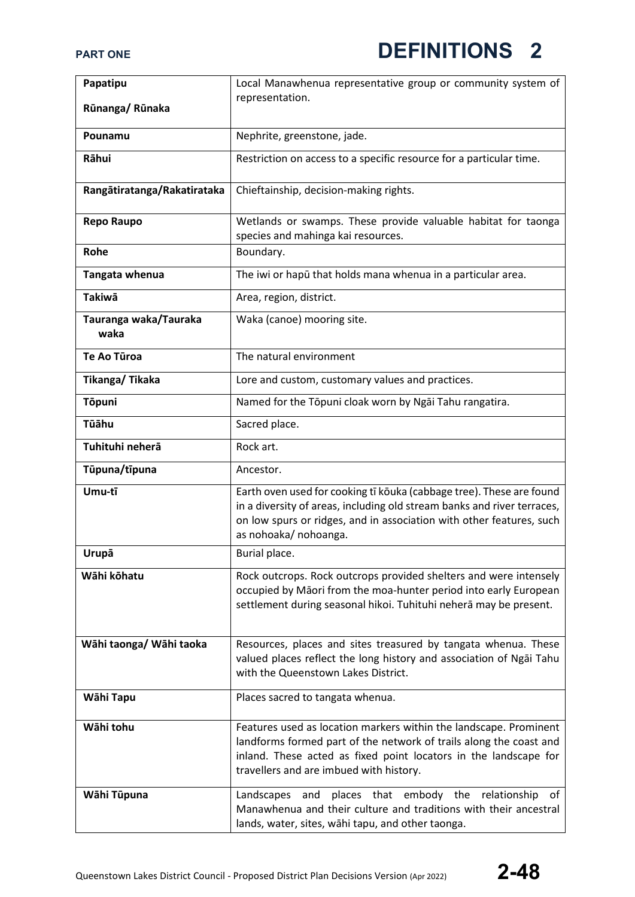| Papatipu Rūnanga/ Rūnaka | Local Manawhenua representative group or community system of representation. |
|---|---|
| **Pounamu** | Nephrite, greenstone, jade. |
| **Rāhui** | Restriction on access to a specific resource for a particular time. |
| **Rangātiratanga/Rakatirataka** | Chieftainship, decision-making rights. |
| **Repo Raupo** | Wetlands or swamps. These provide valuable habitat for taonga species and mahinga kai resources. |
| **Rohe** | Boundary. |
| **Tangata whenua** | The iwi or hapū that holds mana whenua in a particular area. |
| **Takiwā** | Area, region, district. |
| **Tauranga waka/Tauraka waka** | Waka (canoe) mooring site. |
| **Te Ao Tūroa** | The natural environment |
| **Tikanga/ Tikaka** | Lore and custom, customary values and practices. |
| **Tōpuni** | Named for the Tōpuni cloak worn by Ngāi Tahu rangatira. |
| **Tūāhu** | Sacred place. |
| **Tuhituhi neherā** | Rock art. |
| **Tūpuna/tīpuna** | Ancestor. |
| **Umu-tī** | Earth oven used for cooking tī kōuka (cabbage tree). These are found in a diversity of areas, including old stream banks and river terraces, on low spurs or ridges, and in association with other features, such as nohoaka/ nohoanga. |
| **Urupā** | Burial place. |
| **Wāhi kōhatu** | Rock outcrops. Rock outcrops provided shelters and were intensely occupied by Māori from the moa-hunter period into early European settlement during seasonal hikoi. Tuhituhi neherā may be present. |
| **Wāhi taonga/ Wāhi taoka** | Resources, places and sites treasured by tangata whenua. These valued places reflect the long history and association of Ngāi Tahu with the Queenstown Lakes District. |
| **Wāhi Tapu** | Places sacred to tangata whenua. |
| **Wāhi tohu** | Features used as location markers within the landscape. Prominent landforms formed part of the network of trails along the coast and inland. These acted as fixed point locators in the landscape for travellers and are imbued with history. |
| **Wāhi Tūpuna** | Landscapes and places that embody the relationship of Manawhenua and their culture and traditions with their ancestral lands, water, sites, wāhi tapu, and other taonga. |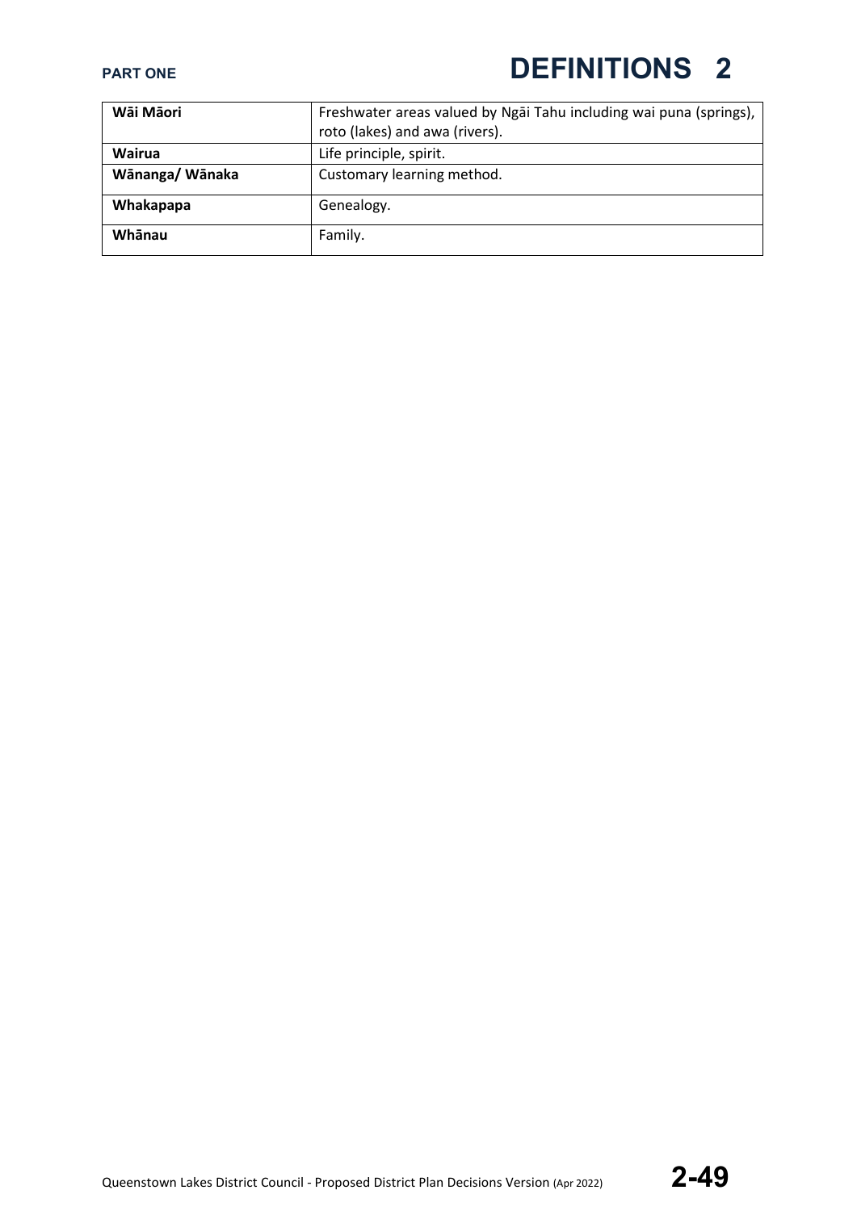| | |
|---|---|
| **Wāi Māori** | Freshwater areas valued by Ngāi Tahu including wai puna (springs), roto (lakes) and awa (rivers). |
| **Wairua** | Life principle, spirit. |
| **Wānanga/ Wānaka** | Customary learning method. |
| **Whakapapa** | Genealogy. |
| **Whānau** | Family. |